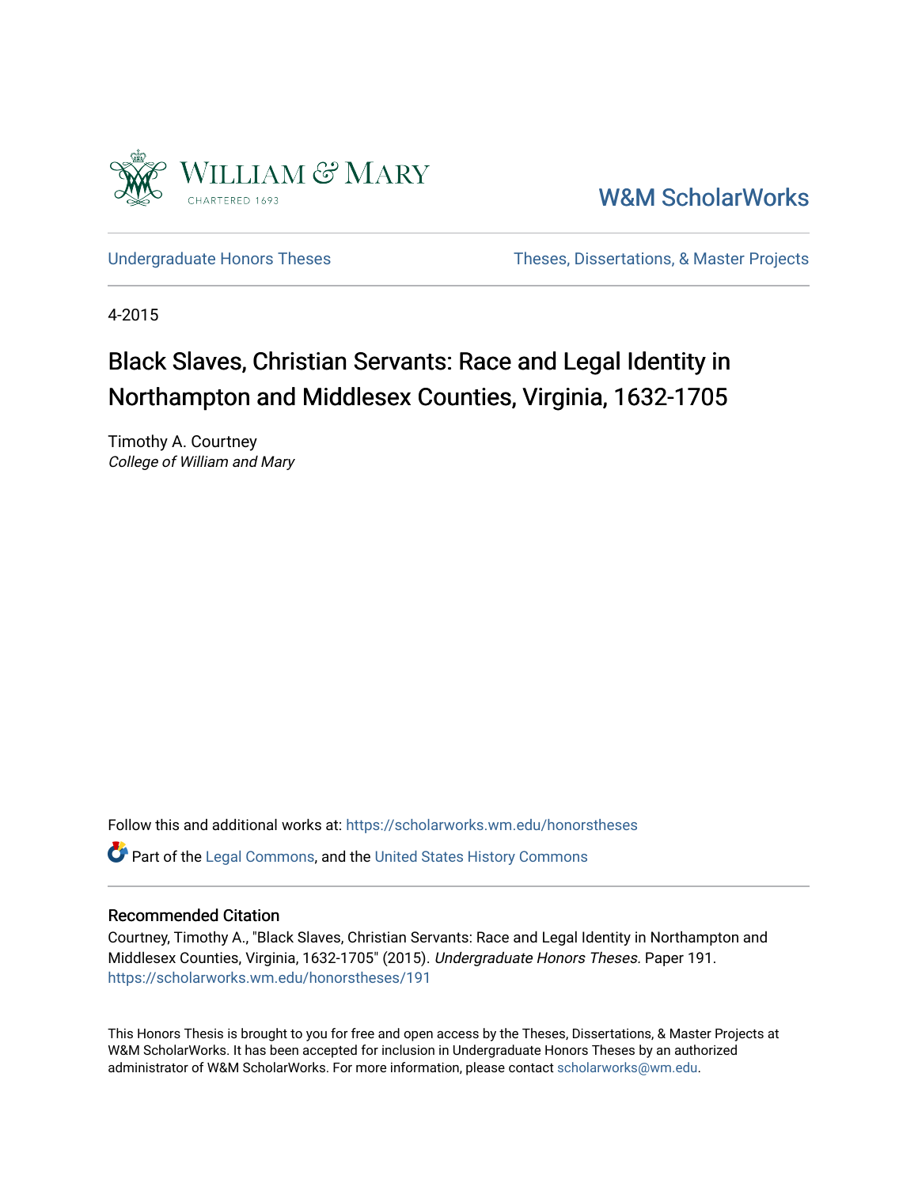William & Mary

CHARTERED 1693

W&M ScholarWorks

Undergraduate Honors Theses

Theses, Dissertations, & Master Projects

4-2015

# Black Slaves, Christian Servants: Race and Legal Identity in Northampton and Middlesex Counties, Virginia, 1632-1705

Timothy A. Courtney
*College of William and Mary*

Follow this and additional works at: https://scholarworks.wm.edu/honorstheses

Part of the Legal Commons, and the United States History Commons

## Recommended Citation

Courtney, Timothy A., "Black Slaves, Christian Servants: Race and Legal Identity in Northampton and Middlesex Counties, Virginia, 1632-1705" (2015). *Undergraduate Honors Theses.* Paper 191.
https://scholarworks.wm.edu/honorstheses/191

This Honors Thesis is brought to you for free and open access by the Theses, Dissertations, & Master Projects at W&M ScholarWorks. It has been accepted for inclusion in Undergraduate Honors Theses by an authorized administrator of W&M ScholarWorks. For more information, please contact scholarworks@wm.edu.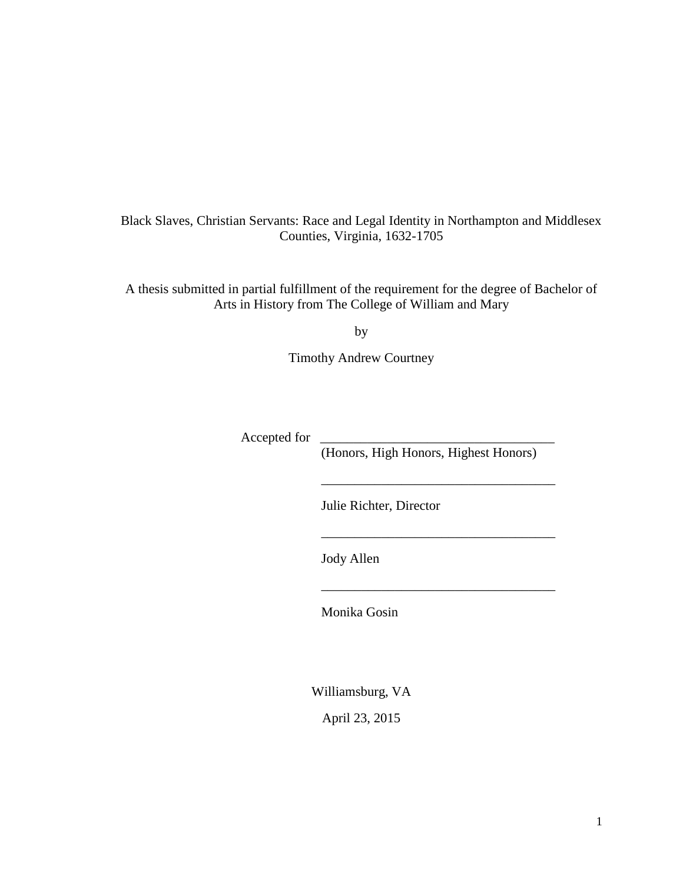Black Slaves, Christian Servants: Race and Legal Identity in Northampton and Middlesex Counties, Virginia, 1632-1705

A thesis submitted in partial fulfillment of the requirement for the degree of Bachelor of Arts in History from The College of William and Mary

by

Timothy Andrew Courtney

Accepted for ___________________________________
(Honors, High Honors, Highest Honors)

___________________________________
Julie Richter, Director

___________________________________
Jody Allen

___________________________________
Monika Gosin

Williamsburg, VA

April 23, 2015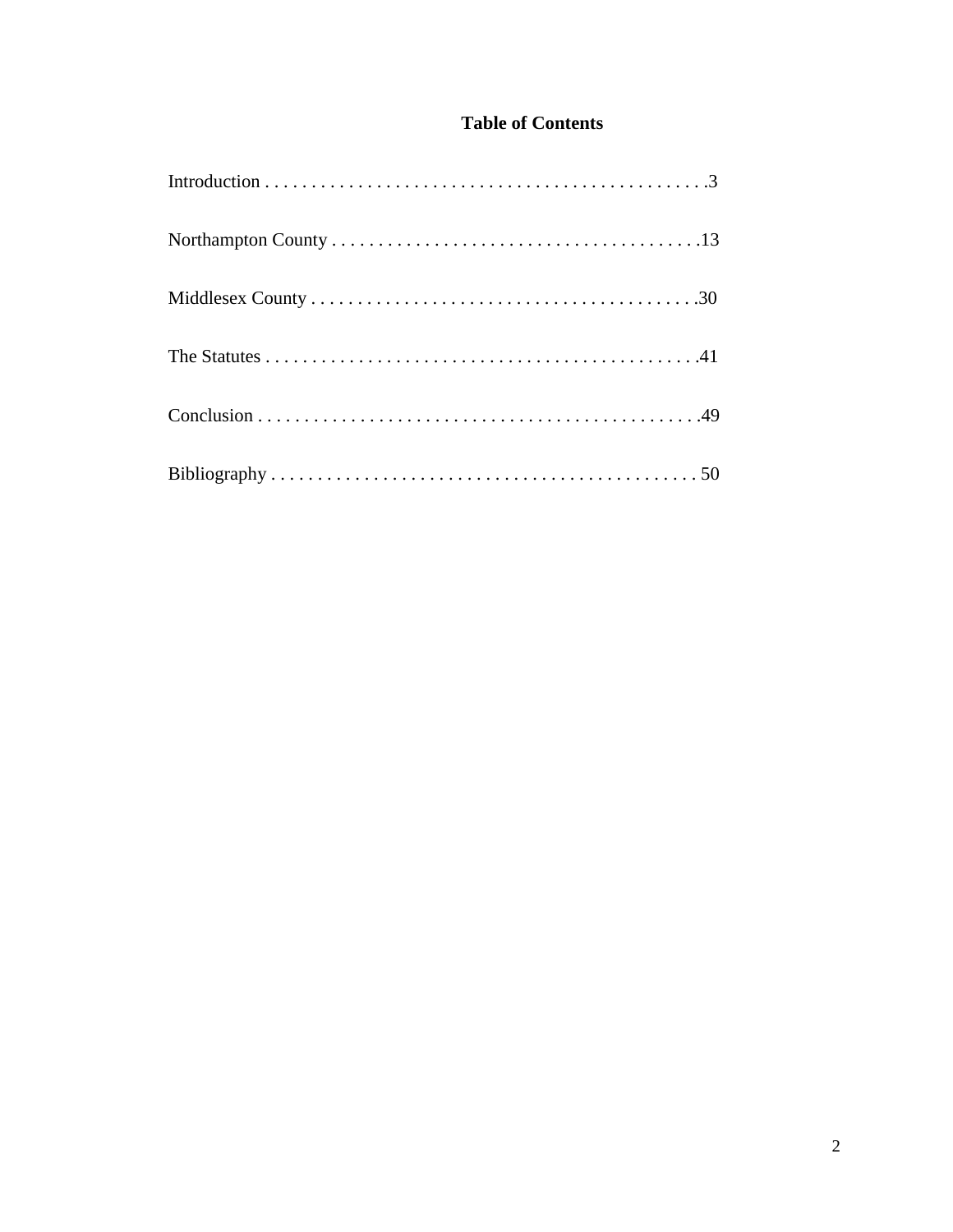## Table of Contents

Introduction . . . . . . . . . . . . . . . . . . . . . . . . . . . . . . . . . . . . . . . . . . . . . .3

Northampton County . . . . . . . . . . . . . . . . . . . . . . . . . . . . . . . . . . . . . . . .13

Middlesex County . . . . . . . . . . . . . . . . . . . . . . . . . . . . . . . . . . . . . . . . . .30

The Statutes . . . . . . . . . . . . . . . . . . . . . . . . . . . . . . . . . . . . . . . . . . . . . .41

Conclusion . . . . . . . . . . . . . . . . . . . . . . . . . . . . . . . . . . . . . . . . . . . . . . .49

Bibliography . . . . . . . . . . . . . . . . . . . . . . . . . . . . . . . . . . . . . . . . . . . . . 50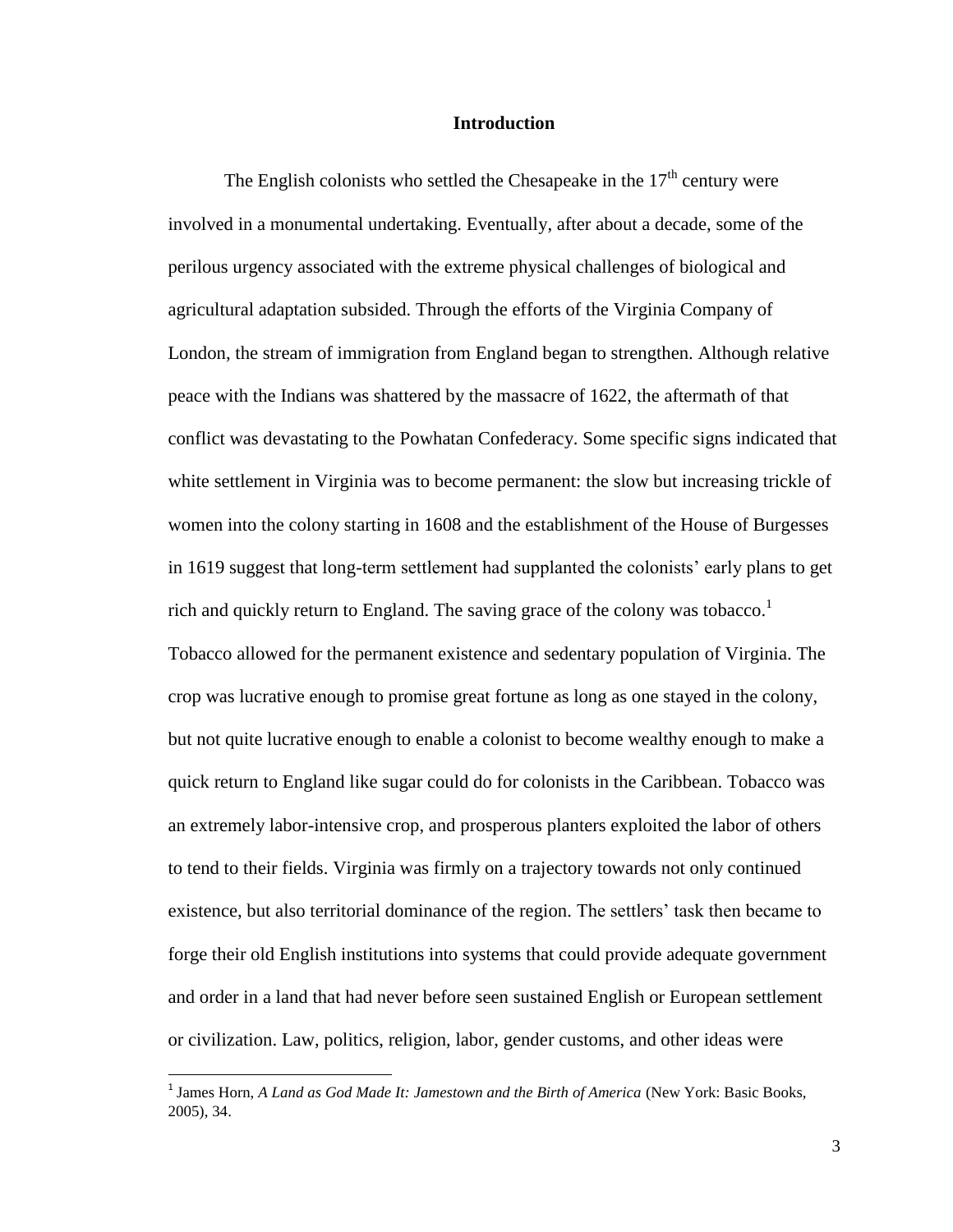## Introduction

The English colonists who settled the Chesapeake in the 17th century were involved in a monumental undertaking. Eventually, after about a decade, some of the perilous urgency associated with the extreme physical challenges of biological and agricultural adaptation subsided. Through the efforts of the Virginia Company of London, the stream of immigration from England began to strengthen. Although relative peace with the Indians was shattered by the massacre of 1622, the aftermath of that conflict was devastating to the Powhatan Confederacy. Some specific signs indicated that white settlement in Virginia was to become permanent: the slow but increasing trickle of women into the colony starting in 1608 and the establishment of the House of Burgesses in 1619 suggest that long-term settlement had supplanted the colonists' early plans to get rich and quickly return to England. The saving grace of the colony was tobacco.[1] Tobacco allowed for the permanent existence and sedentary population of Virginia. The crop was lucrative enough to promise great fortune as long as one stayed in the colony, but not quite lucrative enough to enable a colonist to become wealthy enough to make a quick return to England like sugar could do for colonists in the Caribbean. Tobacco was an extremely labor-intensive crop, and prosperous planters exploited the labor of others to tend to their fields. Virginia was firmly on a trajectory towards not only continued existence, but also territorial dominance of the region. The settlers' task then became to forge their old English institutions into systems that could provide adequate government and order in a land that had never before seen sustained English or European settlement or civilization. Law, politics, religion, labor, gender customs, and other ideas were

[1] James Horn, *A Land as God Made It: Jamestown and the Birth of America* (New York: Basic Books, 2005), 34.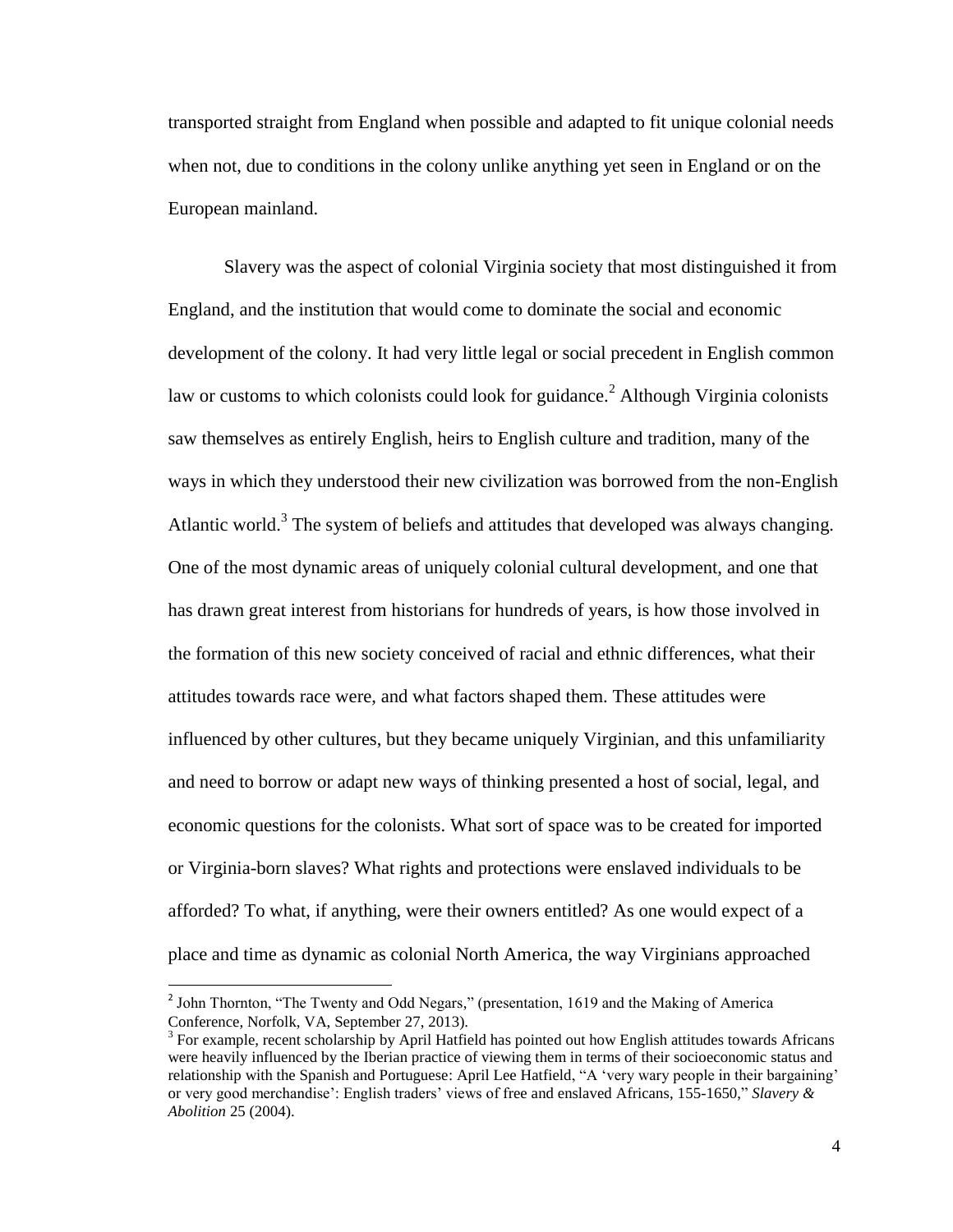transported straight from England when possible and adapted to fit unique colonial needs when not, due to conditions in the colony unlike anything yet seen in England or on the European mainland.

Slavery was the aspect of colonial Virginia society that most distinguished it from England, and the institution that would come to dominate the social and economic development of the colony. It had very little legal or social precedent in English common law or customs to which colonists could look for guidance.[2] Although Virginia colonists saw themselves as entirely English, heirs to English culture and tradition, many of the ways in which they understood their new civilization was borrowed from the non-English Atlantic world.[3] The system of beliefs and attitudes that developed was always changing. One of the most dynamic areas of uniquely colonial cultural development, and one that has drawn great interest from historians for hundreds of years, is how those involved in the formation of this new society conceived of racial and ethnic differences, what their attitudes towards race were, and what factors shaped them. These attitudes were influenced by other cultures, but they became uniquely Virginian, and this unfamiliarity and need to borrow or adapt new ways of thinking presented a host of social, legal, and economic questions for the colonists. What sort of space was to be created for imported or Virginia-born slaves? What rights and protections were enslaved individuals to be afforded? To what, if anything, were their owners entitled? As one would expect of a place and time as dynamic as colonial North America, the way Virginians approached

---

[2] John Thornton, "The Twenty and Odd Negars," (presentation, 1619 and the Making of America Conference, Norfolk, VA, September 27, 2013).

[3] For example, recent scholarship by April Hatfield has pointed out how English attitudes towards Africans were heavily influenced by the Iberian practice of viewing them in terms of their socioeconomic status and relationship with the Spanish and Portuguese: April Lee Hatfield, "A 'very wary people in their bargaining' or very good merchandise': English traders' views of free and enslaved Africans, 155-1650," *Slavery & Abolition* 25 (2004).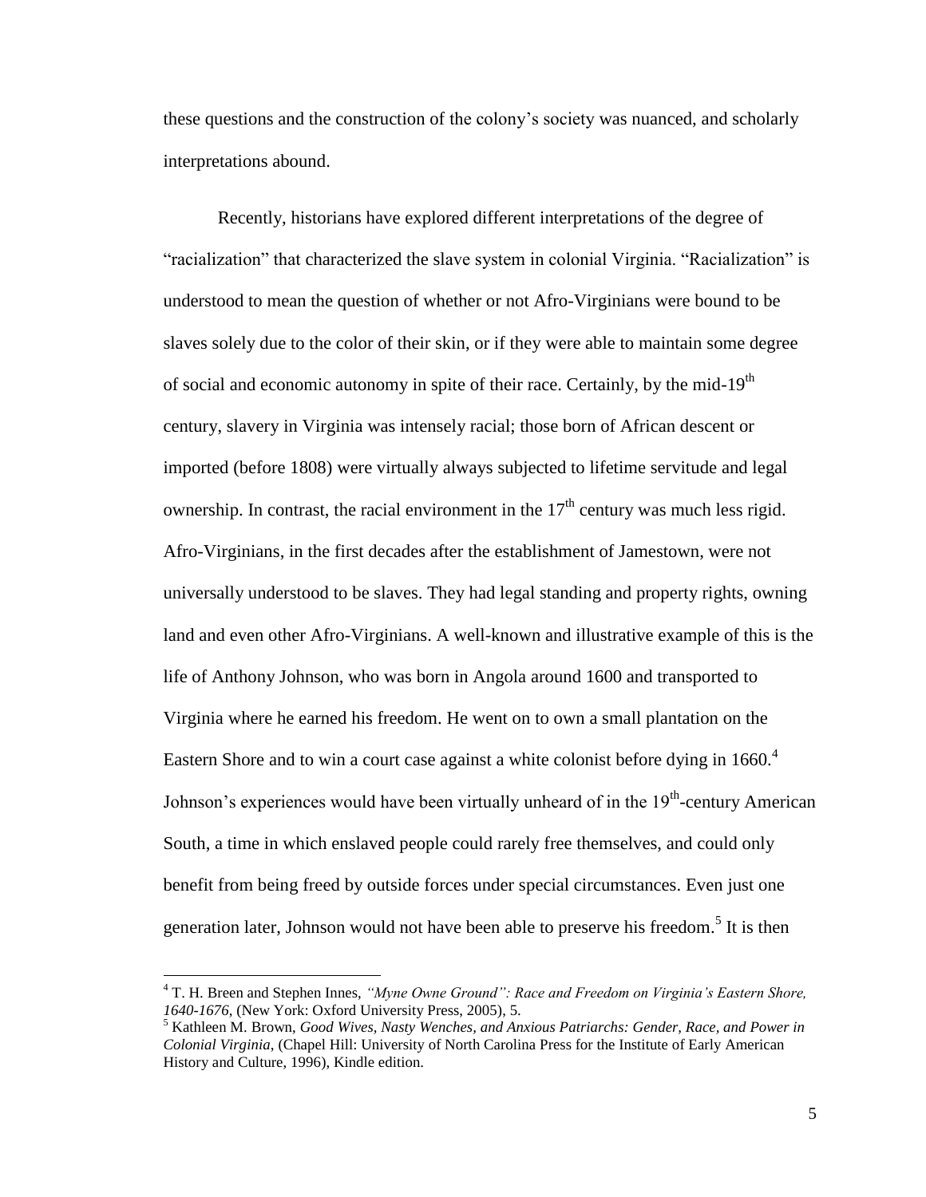these questions and the construction of the colony's society was nuanced, and scholarly interpretations abound.

Recently, historians have explored different interpretations of the degree of "racialization" that characterized the slave system in colonial Virginia. "Racialization" is understood to mean the question of whether or not Afro-Virginians were bound to be slaves solely due to the color of their skin, or if they were able to maintain some degree of social and economic autonomy in spite of their race. Certainly, by the mid-19th century, slavery in Virginia was intensely racial; those born of African descent or imported (before 1808) were virtually always subjected to lifetime servitude and legal ownership. In contrast, the racial environment in the 17th century was much less rigid. Afro-Virginians, in the first decades after the establishment of Jamestown, were not universally understood to be slaves. They had legal standing and property rights, owning land and even other Afro-Virginians. A well-known and illustrative example of this is the life of Anthony Johnson, who was born in Angola around 1600 and transported to Virginia where he earned his freedom. He went on to own a small plantation on the Eastern Shore and to win a court case against a white colonist before dying in 1660.[4] Johnson's experiences would have been virtually unheard of in the 19th-century American South, a time in which enslaved people could rarely free themselves, and could only benefit from being freed by outside forces under special circumstances. Even just one generation later, Johnson would not have been able to preserve his freedom.[5] It is then

---

[4] T. H. Breen and Stephen Innes, *"Myne Owne Ground": Race and Freedom on Virginia's Eastern Shore, 1640-1676*, (New York: Oxford University Press, 2005), 5.

[5] Kathleen M. Brown, *Good Wives, Nasty Wenches, and Anxious Patriarchs: Gender, Race, and Power in Colonial Virginia*, (Chapel Hill: University of North Carolina Press for the Institute of Early American History and Culture, 1996), Kindle edition.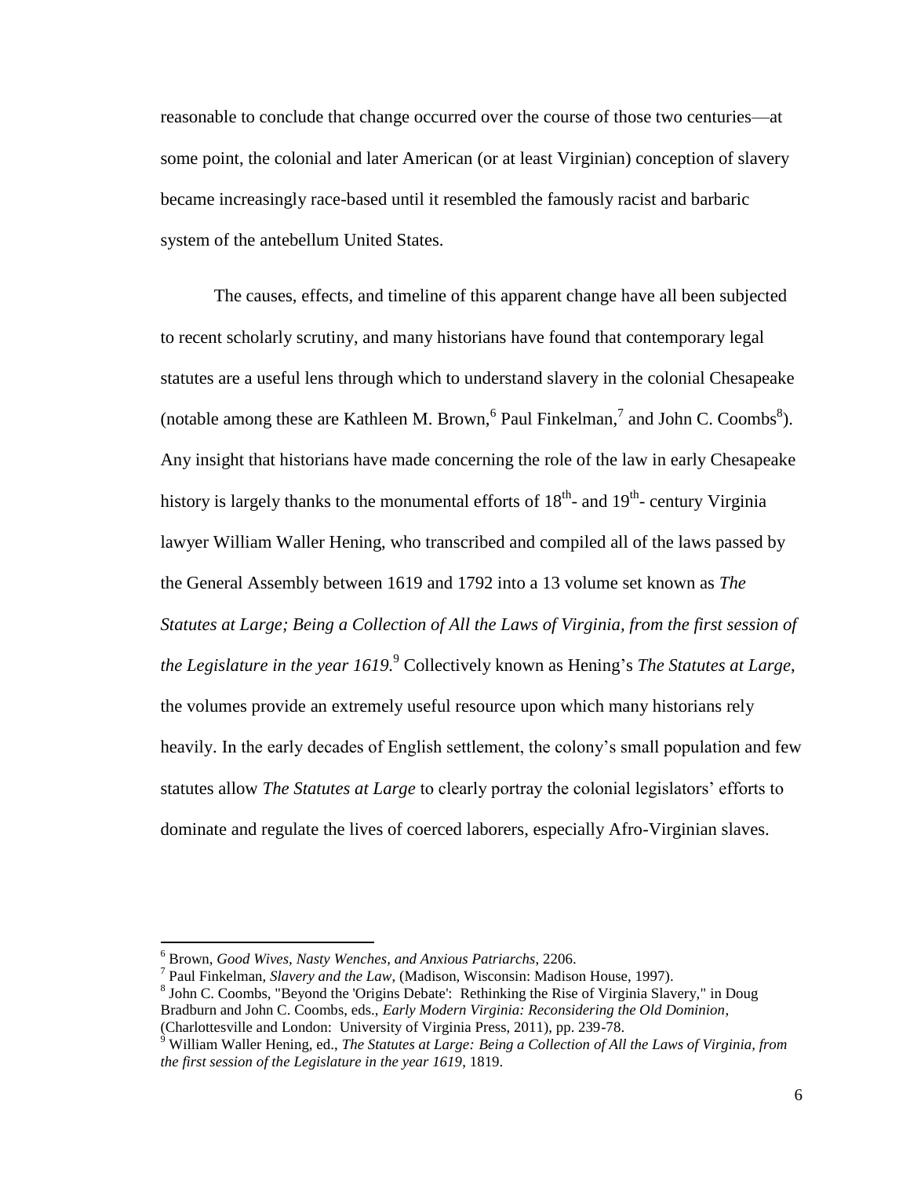reasonable to conclude that change occurred over the course of those two centuries—at some point, the colonial and later American (or at least Virginian) conception of slavery became increasingly race-based until it resembled the famously racist and barbaric system of the antebellum United States.

The causes, effects, and timeline of this apparent change have all been subjected to recent scholarly scrutiny, and many historians have found that contemporary legal statutes are a useful lens through which to understand slavery in the colonial Chesapeake (notable among these are Kathleen M. Brown,[6] Paul Finkelman,[7] and John C. Coombs[8]). Any insight that historians have made concerning the role of the law in early Chesapeake history is largely thanks to the monumental efforts of 18th- and 19th- century Virginia lawyer William Waller Hening, who transcribed and compiled all of the laws passed by the General Assembly between 1619 and 1792 into a 13 volume set known as *The Statutes at Large; Being a Collection of All the Laws of Virginia, from the first session of the Legislature in the year 1619.*[9] Collectively known as Hening's *The Statutes at Large*, the volumes provide an extremely useful resource upon which many historians rely heavily. In the early decades of English settlement, the colony's small population and few statutes allow *The Statutes at Large* to clearly portray the colonial legislators' efforts to dominate and regulate the lives of coerced laborers, especially Afro-Virginian slaves.

---

[6] Brown, *Good Wives, Nasty Wenches, and Anxious Patriarchs*, 2206.

[7] Paul Finkelman, *Slavery and the Law*, (Madison, Wisconsin: Madison House, 1997).

[8] John C. Coombs, "Beyond the 'Origins Debate': Rethinking the Rise of Virginia Slavery," in Doug Bradburn and John C. Coombs, eds., *Early Modern Virginia: Reconsidering the Old Dominion*, (Charlottesville and London: University of Virginia Press, 2011), pp. 239-78.

[9] William Waller Hening, ed., *The Statutes at Large: Being a Collection of All the Laws of Virginia, from the first session of the Legislature in the year 1619*, 1819.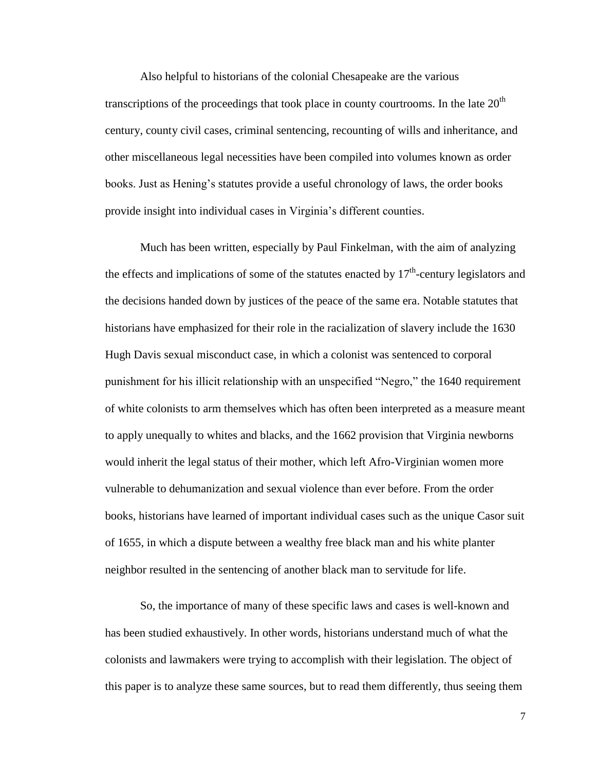Also helpful to historians of the colonial Chesapeake are the various transcriptions of the proceedings that took place in county courtrooms. In the late 20th century, county civil cases, criminal sentencing, recounting of wills and inheritance, and other miscellaneous legal necessities have been compiled into volumes known as order books. Just as Hening's statutes provide a useful chronology of laws, the order books provide insight into individual cases in Virginia's different counties.

Much has been written, especially by Paul Finkelman, with the aim of analyzing the effects and implications of some of the statutes enacted by 17th-century legislators and the decisions handed down by justices of the peace of the same era. Notable statutes that historians have emphasized for their role in the racialization of slavery include the 1630 Hugh Davis sexual misconduct case, in which a colonist was sentenced to corporal punishment for his illicit relationship with an unspecified "Negro," the 1640 requirement of white colonists to arm themselves which has often been interpreted as a measure meant to apply unequally to whites and blacks, and the 1662 provision that Virginia newborns would inherit the legal status of their mother, which left Afro-Virginian women more vulnerable to dehumanization and sexual violence than ever before. From the order books, historians have learned of important individual cases such as the unique Casor suit of 1655, in which a dispute between a wealthy free black man and his white planter neighbor resulted in the sentencing of another black man to servitude for life.

So, the importance of many of these specific laws and cases is well-known and has been studied exhaustively. In other words, historians understand much of what the colonists and lawmakers were trying to accomplish with their legislation. The object of this paper is to analyze these same sources, but to read them differently, thus seeing them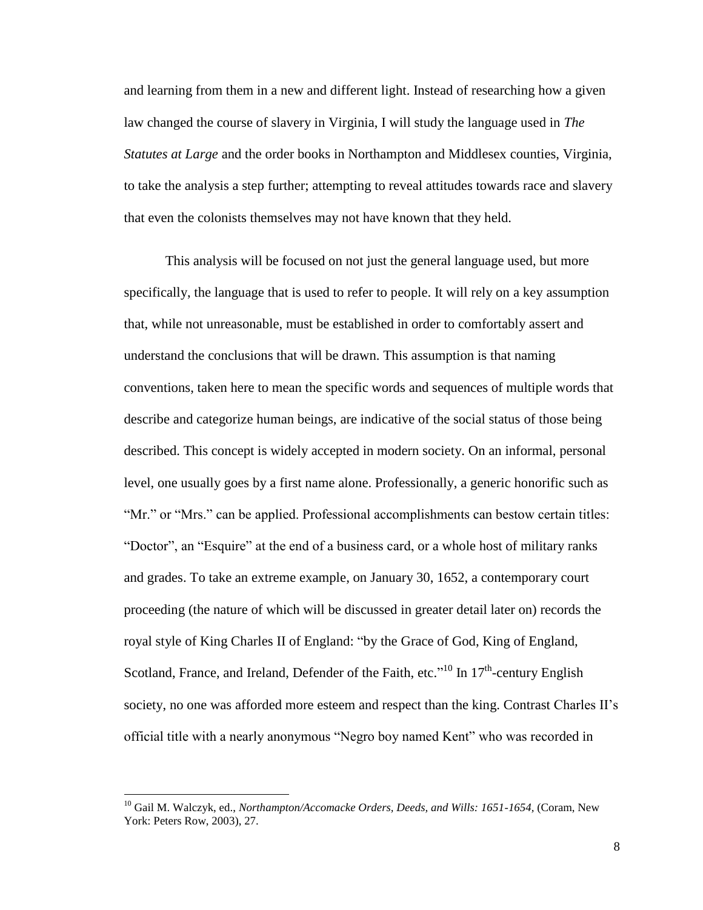and learning from them in a new and different light. Instead of researching how a given law changed the course of slavery in Virginia, I will study the language used in *The Statutes at Large* and the order books in Northampton and Middlesex counties, Virginia, to take the analysis a step further; attempting to reveal attitudes towards race and slavery that even the colonists themselves may not have known that they held.

This analysis will be focused on not just the general language used, but more specifically, the language that is used to refer to people. It will rely on a key assumption that, while not unreasonable, must be established in order to comfortably assert and understand the conclusions that will be drawn. This assumption is that naming conventions, taken here to mean the specific words and sequences of multiple words that describe and categorize human beings, are indicative of the social status of those being described. This concept is widely accepted in modern society. On an informal, personal level, one usually goes by a first name alone. Professionally, a generic honorific such as "Mr." or "Mrs." can be applied. Professional accomplishments can bestow certain titles: "Doctor", an "Esquire" at the end of a business card, or a whole host of military ranks and grades. To take an extreme example, on January 30, 1652, a contemporary court proceeding (the nature of which will be discussed in greater detail later on) records the royal style of King Charles II of England: "by the Grace of God, King of England, Scotland, France, and Ireland, Defender of the Faith, etc."[10] In 17th-century English society, no one was afforded more esteem and respect than the king. Contrast Charles II's official title with a nearly anonymous "Negro boy named Kent" who was recorded in

---

[10] Gail M. Walczyk, ed., *Northampton/Accomacke Orders, Deeds, and Wills: 1651-1654*, (Coram, New York: Peters Row, 2003), 27.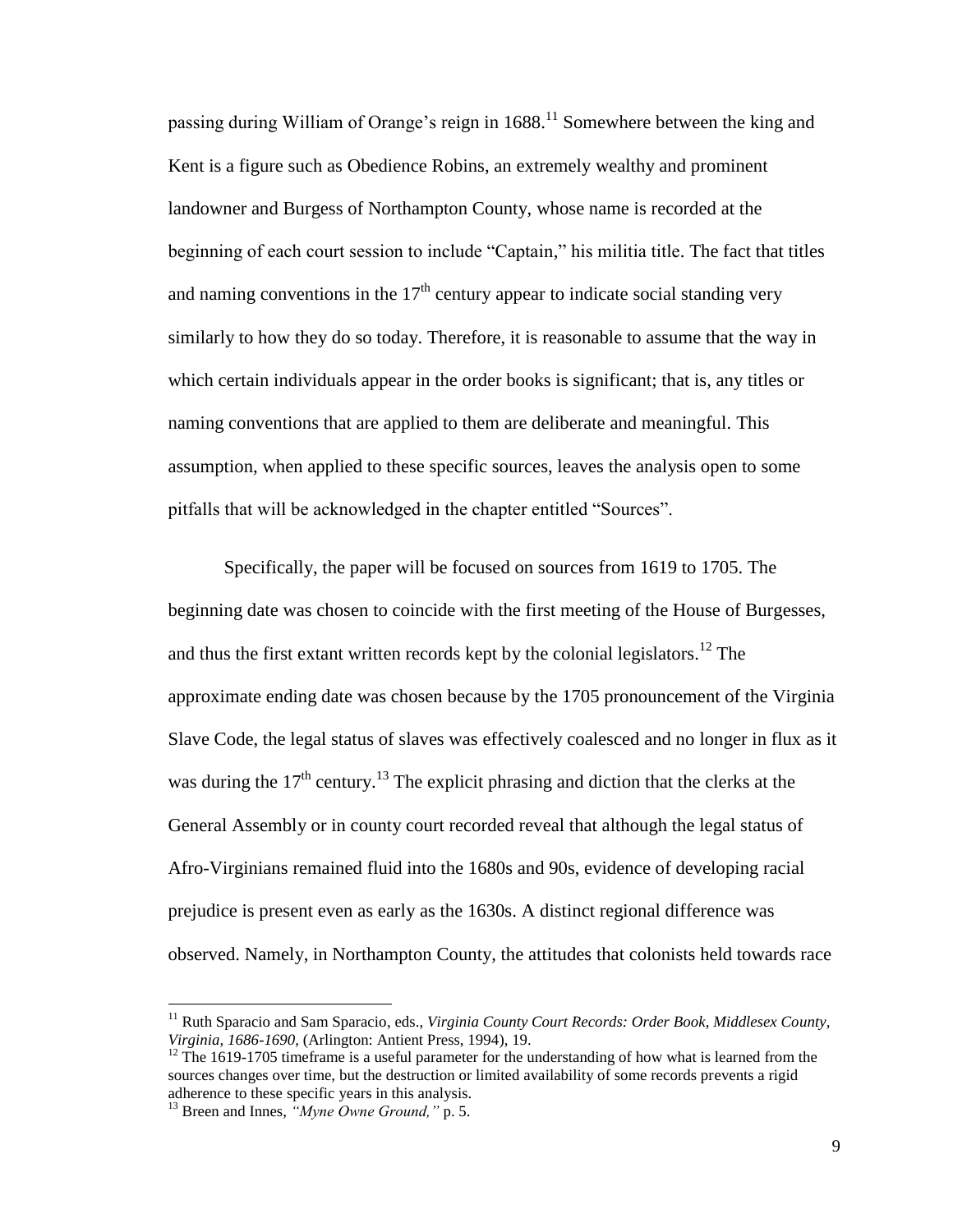passing during William of Orange's reign in 1688.[11] Somewhere between the king and Kent is a figure such as Obedience Robins, an extremely wealthy and prominent landowner and Burgess of Northampton County, whose name is recorded at the beginning of each court session to include "Captain," his militia title. The fact that titles and naming conventions in the 17th century appear to indicate social standing very similarly to how they do so today. Therefore, it is reasonable to assume that the way in which certain individuals appear in the order books is significant; that is, any titles or naming conventions that are applied to them are deliberate and meaningful. This assumption, when applied to these specific sources, leaves the analysis open to some pitfalls that will be acknowledged in the chapter entitled "Sources".

Specifically, the paper will be focused on sources from 1619 to 1705. The beginning date was chosen to coincide with the first meeting of the House of Burgesses, and thus the first extant written records kept by the colonial legislators.[12] The approximate ending date was chosen because by the 1705 pronouncement of the Virginia Slave Code, the legal status of slaves was effectively coalesced and no longer in flux as it was during the 17th century.[13] The explicit phrasing and diction that the clerks at the General Assembly or in county court recorded reveal that although the legal status of Afro-Virginians remained fluid into the 1680s and 90s, evidence of developing racial prejudice is present even as early as the 1630s. A distinct regional difference was observed. Namely, in Northampton County, the attitudes that colonists held towards race

---

[11] Ruth Sparacio and Sam Sparacio, eds., *Virginia County Court Records: Order Book, Middlesex County, Virginia, 1686-1690*, (Arlington: Antient Press, 1994), 19.

[12] The 1619-1705 timeframe is a useful parameter for the understanding of how what is learned from the sources changes over time, but the destruction or limited availability of some records prevents a rigid adherence to these specific years in this analysis.

[13] Breen and Innes, *"Myne Owne Ground,"* p. 5.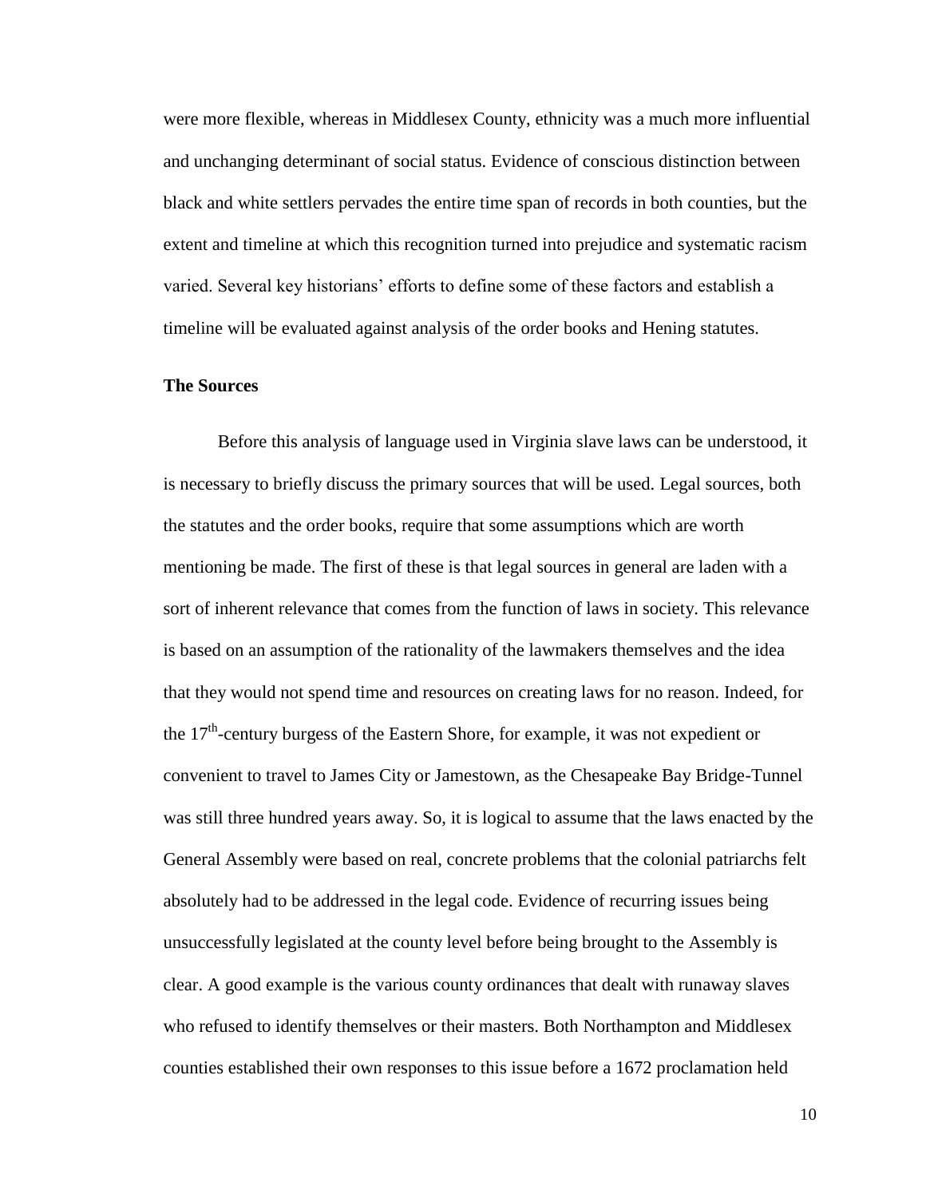were more flexible, whereas in Middlesex County, ethnicity was a much more influential and unchanging determinant of social status. Evidence of conscious distinction between black and white settlers pervades the entire time span of records in both counties, but the extent and timeline at which this recognition turned into prejudice and systematic racism varied. Several key historians' efforts to define some of these factors and establish a timeline will be evaluated against analysis of the order books and Hening statutes.

**The Sources**

Before this analysis of language used in Virginia slave laws can be understood, it is necessary to briefly discuss the primary sources that will be used. Legal sources, both the statutes and the order books, require that some assumptions which are worth mentioning be made. The first of these is that legal sources in general are laden with a sort of inherent relevance that comes from the function of laws in society. This relevance is based on an assumption of the rationality of the lawmakers themselves and the idea that they would not spend time and resources on creating laws for no reason. Indeed, for the 17th-century burgess of the Eastern Shore, for example, it was not expedient or convenient to travel to James City or Jamestown, as the Chesapeake Bay Bridge-Tunnel was still three hundred years away. So, it is logical to assume that the laws enacted by the General Assembly were based on real, concrete problems that the colonial patriarchs felt absolutely had to be addressed in the legal code. Evidence of recurring issues being unsuccessfully legislated at the county level before being brought to the Assembly is clear. A good example is the various county ordinances that dealt with runaway slaves who refused to identify themselves or their masters. Both Northampton and Middlesex counties established their own responses to this issue before a 1672 proclamation held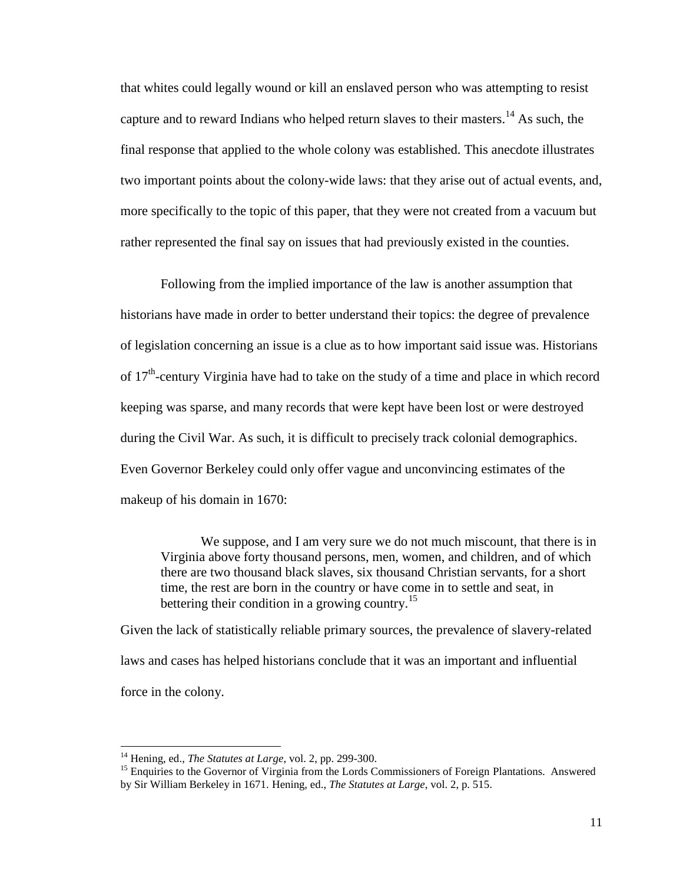that whites could legally wound or kill an enslaved person who was attempting to resist capture and to reward Indians who helped return slaves to their masters.[14] As such, the final response that applied to the whole colony was established. This anecdote illustrates two important points about the colony-wide laws: that they arise out of actual events, and, more specifically to the topic of this paper, that they were not created from a vacuum but rather represented the final say on issues that had previously existed in the counties.

Following from the implied importance of the law is another assumption that historians have made in order to better understand their topics: the degree of prevalence of legislation concerning an issue is a clue as to how important said issue was. Historians of 17th-century Virginia have had to take on the study of a time and place in which record keeping was sparse, and many records that were kept have been lost or were destroyed during the Civil War. As such, it is difficult to precisely track colonial demographics. Even Governor Berkeley could only offer vague and unconvincing estimates of the makeup of his domain in 1670:

> We suppose, and I am very sure we do not much miscount, that there is in Virginia above forty thousand persons, men, women, and children, and of which there are two thousand black slaves, six thousand Christian servants, for a short time, the rest are born in the country or have come in to settle and seat, in bettering their condition in a growing country.[15]

Given the lack of statistically reliable primary sources, the prevalence of slavery-related laws and cases has helped historians conclude that it was an important and influential force in the colony.

---

[14] Hening, ed., *The Statutes at Large*, vol. 2, pp. 299-300.

[15] Enquiries to the Governor of Virginia from the Lords Commissioners of Foreign Plantations. Answered by Sir William Berkeley in 1671. Hening, ed., *The Statutes at Large*, vol. 2, p. 515.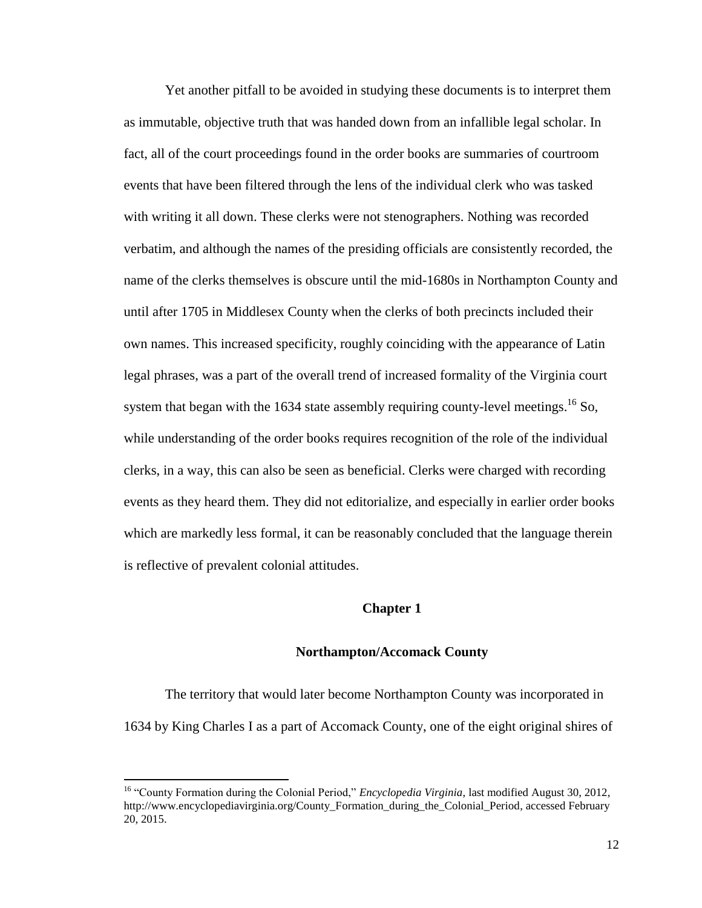Yet another pitfall to be avoided in studying these documents is to interpret them as immutable, objective truth that was handed down from an infallible legal scholar. In fact, all of the court proceedings found in the order books are summaries of courtroom events that have been filtered through the lens of the individual clerk who was tasked with writing it all down. These clerks were not stenographers. Nothing was recorded verbatim, and although the names of the presiding officials are consistently recorded, the name of the clerks themselves is obscure until the mid-1680s in Northampton County and until after 1705 in Middlesex County when the clerks of both precincts included their own names. This increased specificity, roughly coinciding with the appearance of Latin legal phrases, was a part of the overall trend of increased formality of the Virginia court system that began with the 1634 state assembly requiring county-level meetings.[16] So, while understanding of the order books requires recognition of the role of the individual clerks, in a way, this can also be seen as beneficial. Clerks were charged with recording events as they heard them. They did not editorialize, and especially in earlier order books which are markedly less formal, it can be reasonably concluded that the language therein is reflective of prevalent colonial attitudes.

# Chapter 1

## Northampton/Accomack County

The territory that would later become Northampton County was incorporated in 1634 by King Charles I as a part of Accomack County, one of the eight original shires of

---

[16] "County Formation during the Colonial Period," *Encyclopedia Virginia*, last modified August 30, 2012, http://www.encyclopediavirginia.org/County_Formation_during_the_Colonial_Period, accessed February 20, 2015.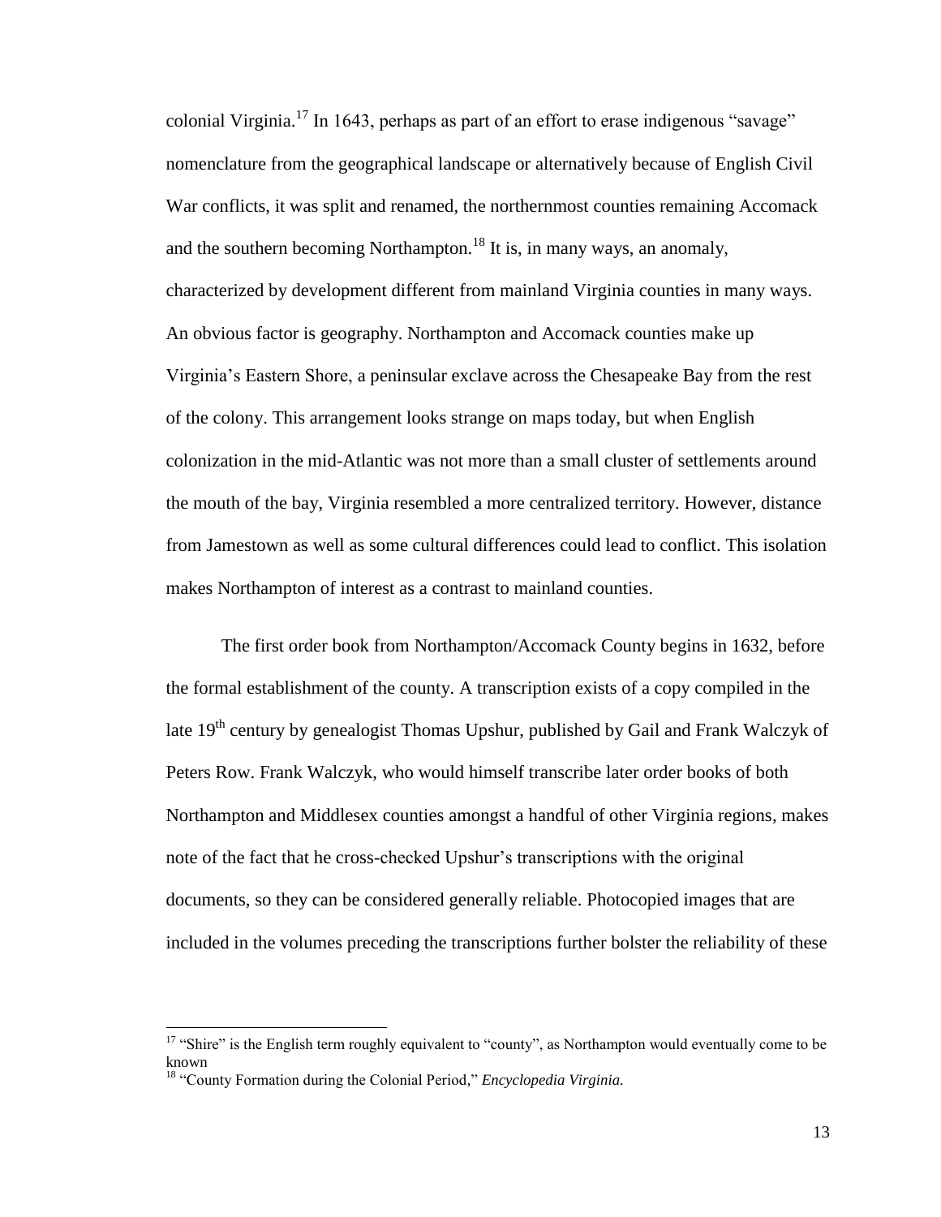colonial Virginia.[17] In 1643, perhaps as part of an effort to erase indigenous "savage" nomenclature from the geographical landscape or alternatively because of English Civil War conflicts, it was split and renamed, the northernmost counties remaining Accomack and the southern becoming Northampton.[18] It is, in many ways, an anomaly, characterized by development different from mainland Virginia counties in many ways. An obvious factor is geography. Northampton and Accomack counties make up Virginia's Eastern Shore, a peninsular exclave across the Chesapeake Bay from the rest of the colony. This arrangement looks strange on maps today, but when English colonization in the mid-Atlantic was not more than a small cluster of settlements around the mouth of the bay, Virginia resembled a more centralized territory. However, distance from Jamestown as well as some cultural differences could lead to conflict. This isolation makes Northampton of interest as a contrast to mainland counties.

The first order book from Northampton/Accomack County begins in 1632, before the formal establishment of the county. A transcription exists of a copy compiled in the late 19th century by genealogist Thomas Upshur, published by Gail and Frank Walczyk of Peters Row. Frank Walczyk, who would himself transcribe later order books of both Northampton and Middlesex counties amongst a handful of other Virginia regions, makes note of the fact that he cross-checked Upshur's transcriptions with the original documents, so they can be considered generally reliable. Photocopied images that are included in the volumes preceding the transcriptions further bolster the reliability of these

---

[17] "Shire" is the English term roughly equivalent to "county", as Northampton would eventually come to be known

[18] "County Formation during the Colonial Period," *Encyclopedia Virginia.*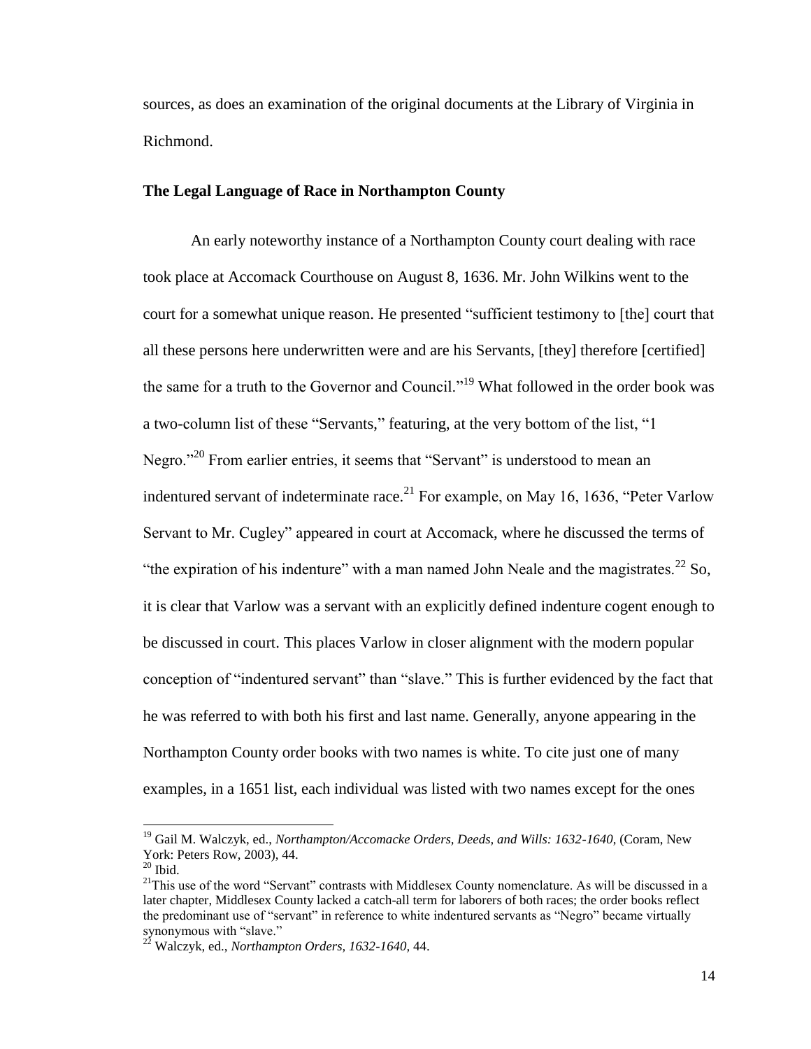sources, as does an examination of the original documents at the Library of Virginia in Richmond.

**The Legal Language of Race in Northampton County**

An early noteworthy instance of a Northampton County court dealing with race took place at Accomack Courthouse on August 8, 1636. Mr. John Wilkins went to the court for a somewhat unique reason. He presented "sufficient testimony to [the] court that all these persons here underwritten were and are his Servants, [they] therefore [certified] the same for a truth to the Governor and Council."[19] What followed in the order book was a two-column list of these "Servants," featuring, at the very bottom of the list, "1 Negro."[20] From earlier entries, it seems that "Servant" is understood to mean an indentured servant of indeterminate race.[21] For example, on May 16, 1636, "Peter Varlow Servant to Mr. Cugley" appeared in court at Accomack, where he discussed the terms of "the expiration of his indenture" with a man named John Neale and the magistrates.[22] So, it is clear that Varlow was a servant with an explicitly defined indenture cogent enough to be discussed in court. This places Varlow in closer alignment with the modern popular conception of "indentured servant" than "slave." This is further evidenced by the fact that he was referred to with both his first and last name. Generally, anyone appearing in the Northampton County order books with two names is white. To cite just one of many examples, in a 1651 list, each individual was listed with two names except for the ones

---

[19] Gail M. Walczyk, ed., *Northampton/Accomacke Orders, Deeds, and Wills: 1632-1640*, (Coram, New York: Peters Row, 2003), 44.

[20] Ibid.

[21] This use of the word "Servant" contrasts with Middlesex County nomenclature. As will be discussed in a later chapter, Middlesex County lacked a catch-all term for laborers of both races; the order books reflect the predominant use of "servant" in reference to white indentured servants as "Negro" became virtually synonymous with "slave."

[22] Walczyk, ed., *Northampton Orders, 1632-1640*, 44.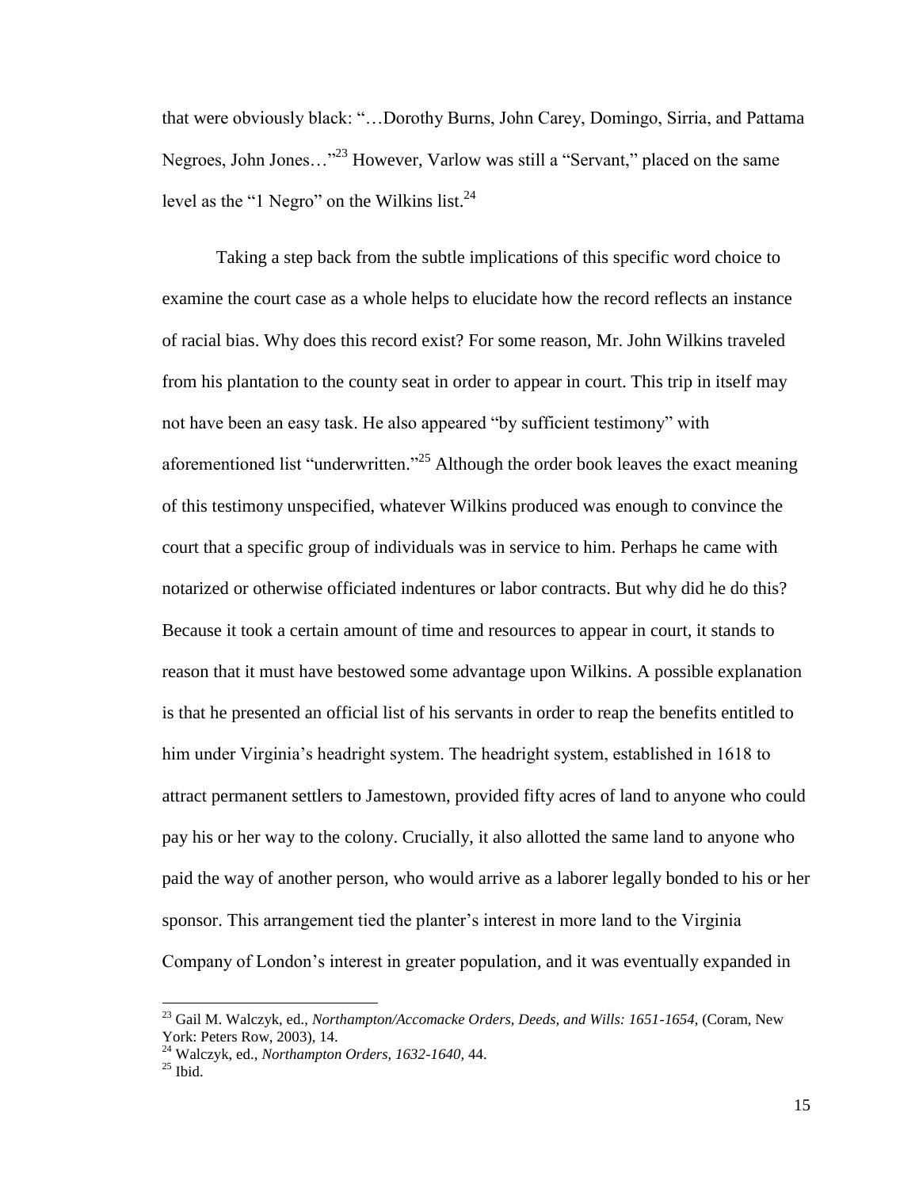that were obviously black: "…Dorothy Burns, John Carey, Domingo, Sirria, and Pattama Negroes, John Jones…"[23] However, Varlow was still a "Servant," placed on the same level as the "1 Negro" on the Wilkins list.[24]

Taking a step back from the subtle implications of this specific word choice to examine the court case as a whole helps to elucidate how the record reflects an instance of racial bias. Why does this record exist? For some reason, Mr. John Wilkins traveled from his plantation to the county seat in order to appear in court. This trip in itself may not have been an easy task. He also appeared "by sufficient testimony" with aforementioned list "underwritten."[25] Although the order book leaves the exact meaning of this testimony unspecified, whatever Wilkins produced was enough to convince the court that a specific group of individuals was in service to him. Perhaps he came with notarized or otherwise officiated indentures or labor contracts. But why did he do this? Because it took a certain amount of time and resources to appear in court, it stands to reason that it must have bestowed some advantage upon Wilkins. A possible explanation is that he presented an official list of his servants in order to reap the benefits entitled to him under Virginia's headright system. The headright system, established in 1618 to attract permanent settlers to Jamestown, provided fifty acres of land to anyone who could pay his or her way to the colony. Crucially, it also allotted the same land to anyone who paid the way of another person, who would arrive as a laborer legally bonded to his or her sponsor. This arrangement tied the planter's interest in more land to the Virginia Company of London's interest in greater population, and it was eventually expanded in

---

[23] Gail M. Walczyk, ed., *Northampton/Accomacke Orders, Deeds, and Wills: 1651-1654*, (Coram, New York: Peters Row, 2003), 14.

[24] Walczyk, ed., *Northampton Orders, 1632-1640,* 44.

[25] Ibid.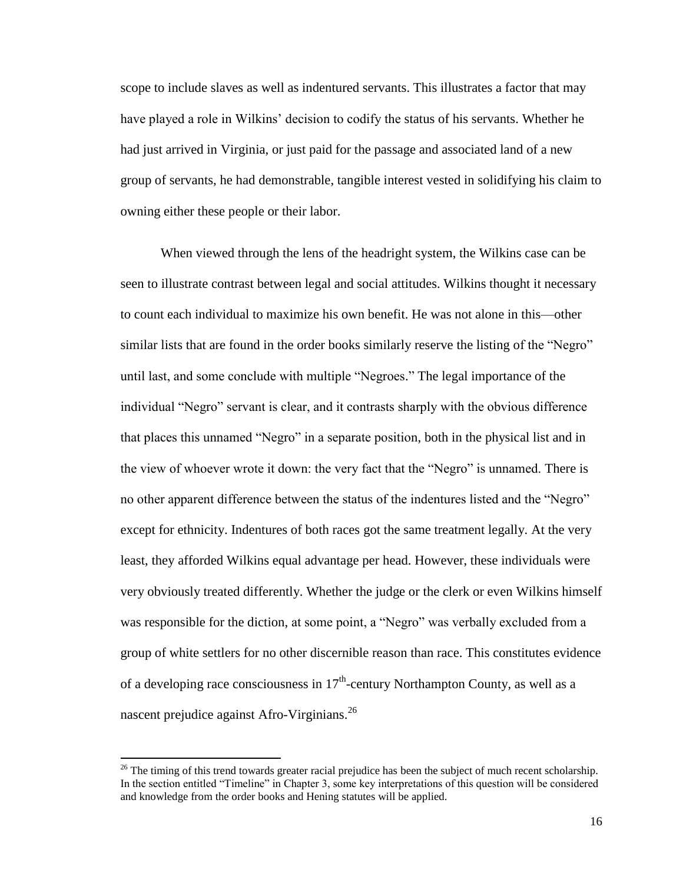scope to include slaves as well as indentured servants. This illustrates a factor that may have played a role in Wilkins' decision to codify the status of his servants. Whether he had just arrived in Virginia, or just paid for the passage and associated land of a new group of servants, he had demonstrable, tangible interest vested in solidifying his claim to owning either these people or their labor.

When viewed through the lens of the headright system, the Wilkins case can be seen to illustrate contrast between legal and social attitudes. Wilkins thought it necessary to count each individual to maximize his own benefit. He was not alone in this—other similar lists that are found in the order books similarly reserve the listing of the "Negro" until last, and some conclude with multiple "Negroes." The legal importance of the individual "Negro" servant is clear, and it contrasts sharply with the obvious difference that places this unnamed "Negro" in a separate position, both in the physical list and in the view of whoever wrote it down: the very fact that the "Negro" is unnamed. There is no other apparent difference between the status of the indentures listed and the "Negro" except for ethnicity. Indentures of both races got the same treatment legally. At the very least, they afforded Wilkins equal advantage per head. However, these individuals were very obviously treated differently. Whether the judge or the clerk or even Wilkins himself was responsible for the diction, at some point, a "Negro" was verbally excluded from a group of white settlers for no other discernible reason than race. This constitutes evidence of a developing race consciousness in 17th-century Northampton County, as well as a nascent prejudice against Afro-Virginians.[26]

[26] The timing of this trend towards greater racial prejudice has been the subject of much recent scholarship. In the section entitled "Timeline" in Chapter 3, some key interpretations of this question will be considered and knowledge from the order books and Hening statutes will be applied.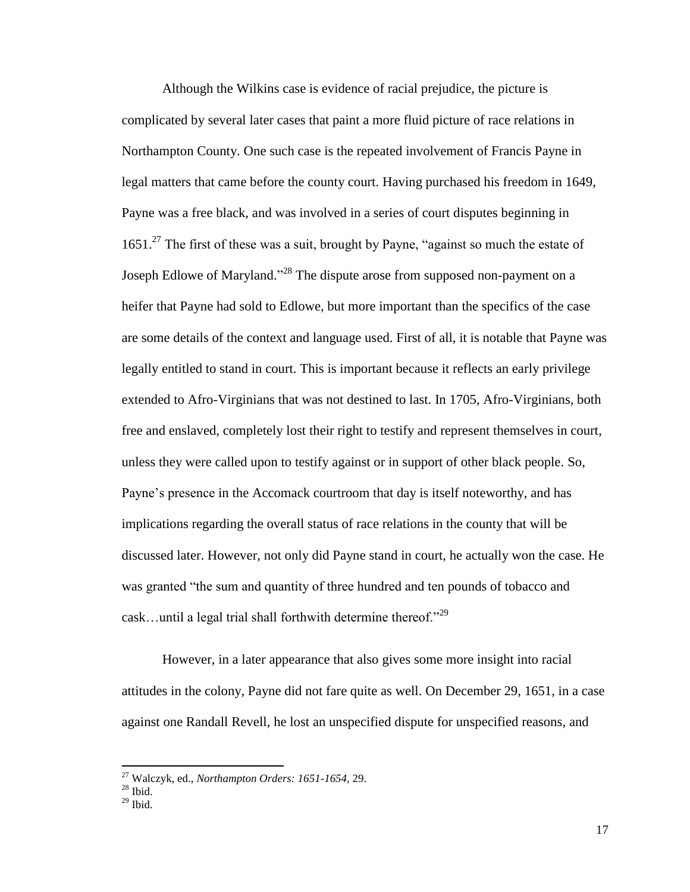Although the Wilkins case is evidence of racial prejudice, the picture is complicated by several later cases that paint a more fluid picture of race relations in Northampton County. One such case is the repeated involvement of Francis Payne in legal matters that came before the county court. Having purchased his freedom in 1649, Payne was a free black, and was involved in a series of court disputes beginning in 1651.[27] The first of these was a suit, brought by Payne, "against so much the estate of Joseph Edlowe of Maryland."[28] The dispute arose from supposed non-payment on a heifer that Payne had sold to Edlowe, but more important than the specifics of the case are some details of the context and language used. First of all, it is notable that Payne was legally entitled to stand in court. This is important because it reflects an early privilege extended to Afro-Virginians that was not destined to last. In 1705, Afro-Virginians, both free and enslaved, completely lost their right to testify and represent themselves in court, unless they were called upon to testify against or in support of other black people. So, Payne's presence in the Accomack courtroom that day is itself noteworthy, and has implications regarding the overall status of race relations in the county that will be discussed later. However, not only did Payne stand in court, he actually won the case. He was granted "the sum and quantity of three hundred and ten pounds of tobacco and cask…until a legal trial shall forthwith determine thereof."[29]

However, in a later appearance that also gives some more insight into racial attitudes in the colony, Payne did not fare quite as well. On December 29, 1651, in a case against one Randall Revell, he lost an unspecified dispute for unspecified reasons, and

---

[27] Walczyk, ed., *Northampton Orders: 1651-1654*, 29.

[28] Ibid.

[29] Ibid.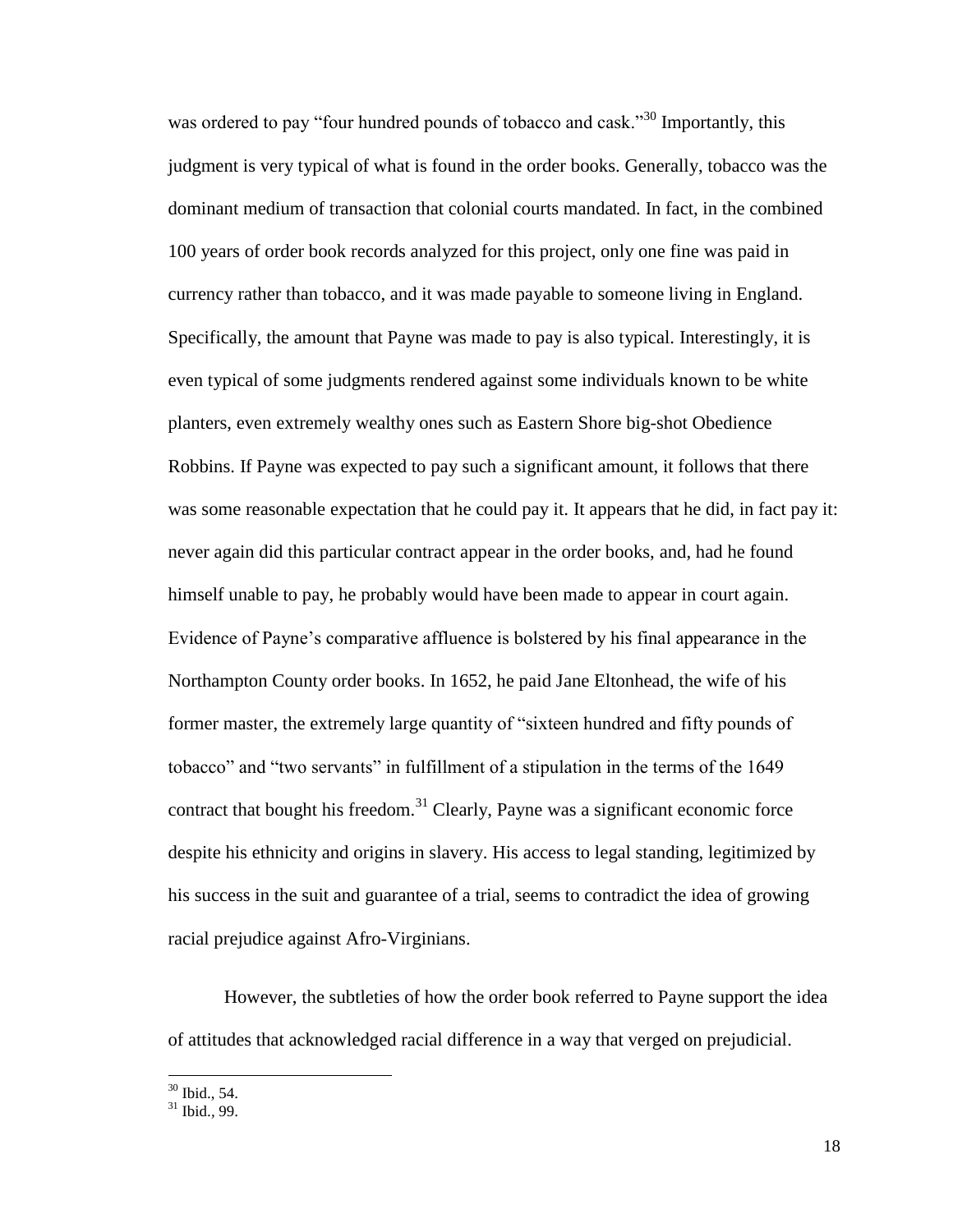was ordered to pay "four hundred pounds of tobacco and cask."[30] Importantly, this judgment is very typical of what is found in the order books. Generally, tobacco was the dominant medium of transaction that colonial courts mandated. In fact, in the combined 100 years of order book records analyzed for this project, only one fine was paid in currency rather than tobacco, and it was made payable to someone living in England. Specifically, the amount that Payne was made to pay is also typical. Interestingly, it is even typical of some judgments rendered against some individuals known to be white planters, even extremely wealthy ones such as Eastern Shore big-shot Obedience Robbins. If Payne was expected to pay such a significant amount, it follows that there was some reasonable expectation that he could pay it. It appears that he did, in fact pay it: never again did this particular contract appear in the order books, and, had he found himself unable to pay, he probably would have been made to appear in court again. Evidence of Payne's comparative affluence is bolstered by his final appearance in the Northampton County order books. In 1652, he paid Jane Eltonhead, the wife of his former master, the extremely large quantity of "sixteen hundred and fifty pounds of tobacco" and "two servants" in fulfillment of a stipulation in the terms of the 1649 contract that bought his freedom.[31] Clearly, Payne was a significant economic force despite his ethnicity and origins in slavery. His access to legal standing, legitimized by his success in the suit and guarantee of a trial, seems to contradict the idea of growing racial prejudice against Afro-Virginians.

However, the subtleties of how the order book referred to Payne support the idea of attitudes that acknowledged racial difference in a way that verged on prejudicial.

[30] Ibid., 54.
[31] Ibid., 99.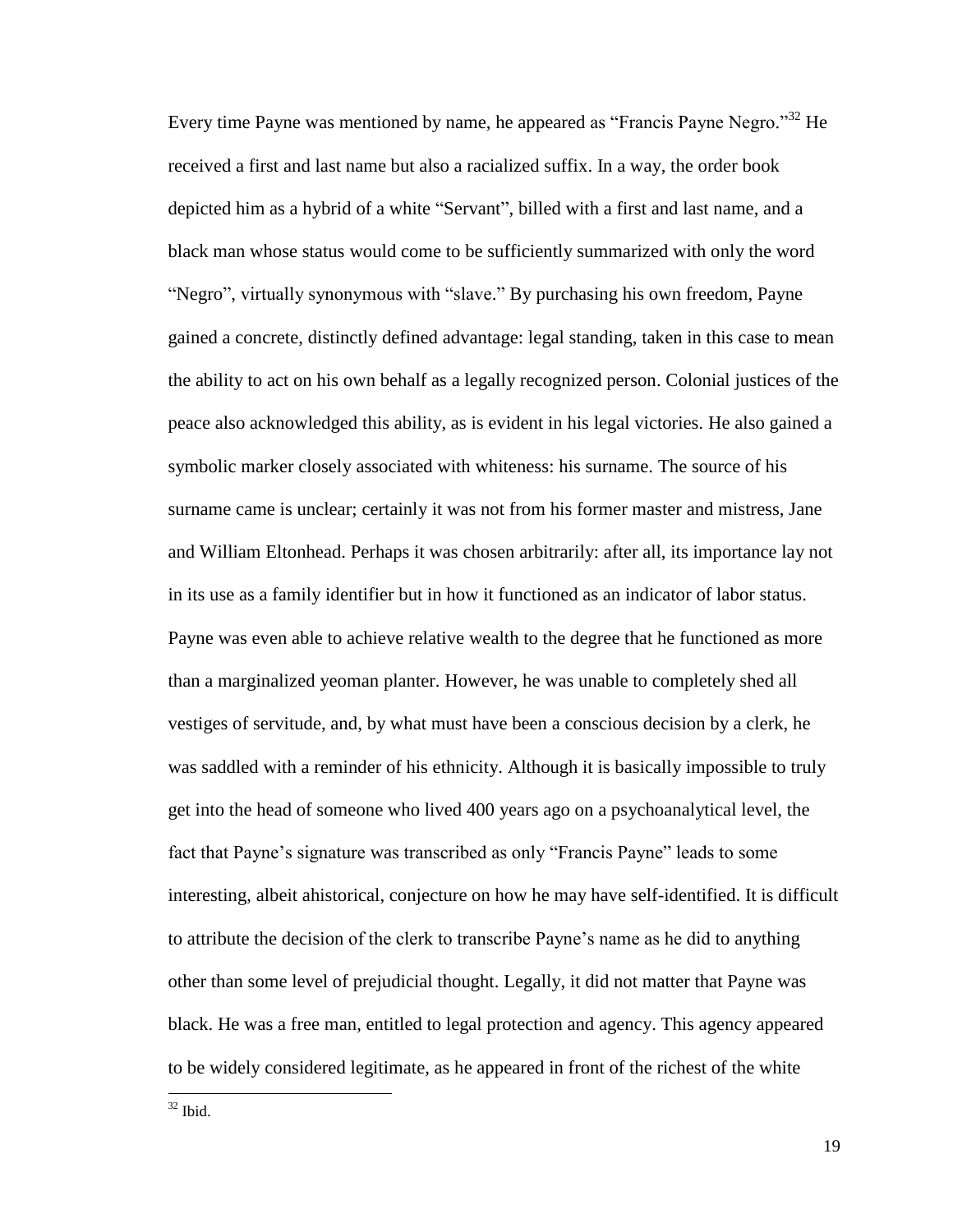Every time Payne was mentioned by name, he appeared as "Francis Payne Negro."[32] He received a first and last name but also a racialized suffix. In a way, the order book depicted him as a hybrid of a white "Servant", billed with a first and last name, and a black man whose status would come to be sufficiently summarized with only the word "Negro", virtually synonymous with "slave." By purchasing his own freedom, Payne gained a concrete, distinctly defined advantage: legal standing, taken in this case to mean the ability to act on his own behalf as a legally recognized person. Colonial justices of the peace also acknowledged this ability, as is evident in his legal victories. He also gained a symbolic marker closely associated with whiteness: his surname. The source of his surname came is unclear; certainly it was not from his former master and mistress, Jane and William Eltonhead. Perhaps it was chosen arbitrarily: after all, its importance lay not in its use as a family identifier but in how it functioned as an indicator of labor status. Payne was even able to achieve relative wealth to the degree that he functioned as more than a marginalized yeoman planter. However, he was unable to completely shed all vestiges of servitude, and, by what must have been a conscious decision by a clerk, he was saddled with a reminder of his ethnicity. Although it is basically impossible to truly get into the head of someone who lived 400 years ago on a psychoanalytical level, the fact that Payne's signature was transcribed as only "Francis Payne" leads to some interesting, albeit ahistorical, conjecture on how he may have self-identified. It is difficult to attribute the decision of the clerk to transcribe Payne's name as he did to anything other than some level of prejudicial thought. Legally, it did not matter that Payne was black. He was a free man, entitled to legal protection and agency. This agency appeared to be widely considered legitimate, as he appeared in front of the richest of the white

[32] Ibid.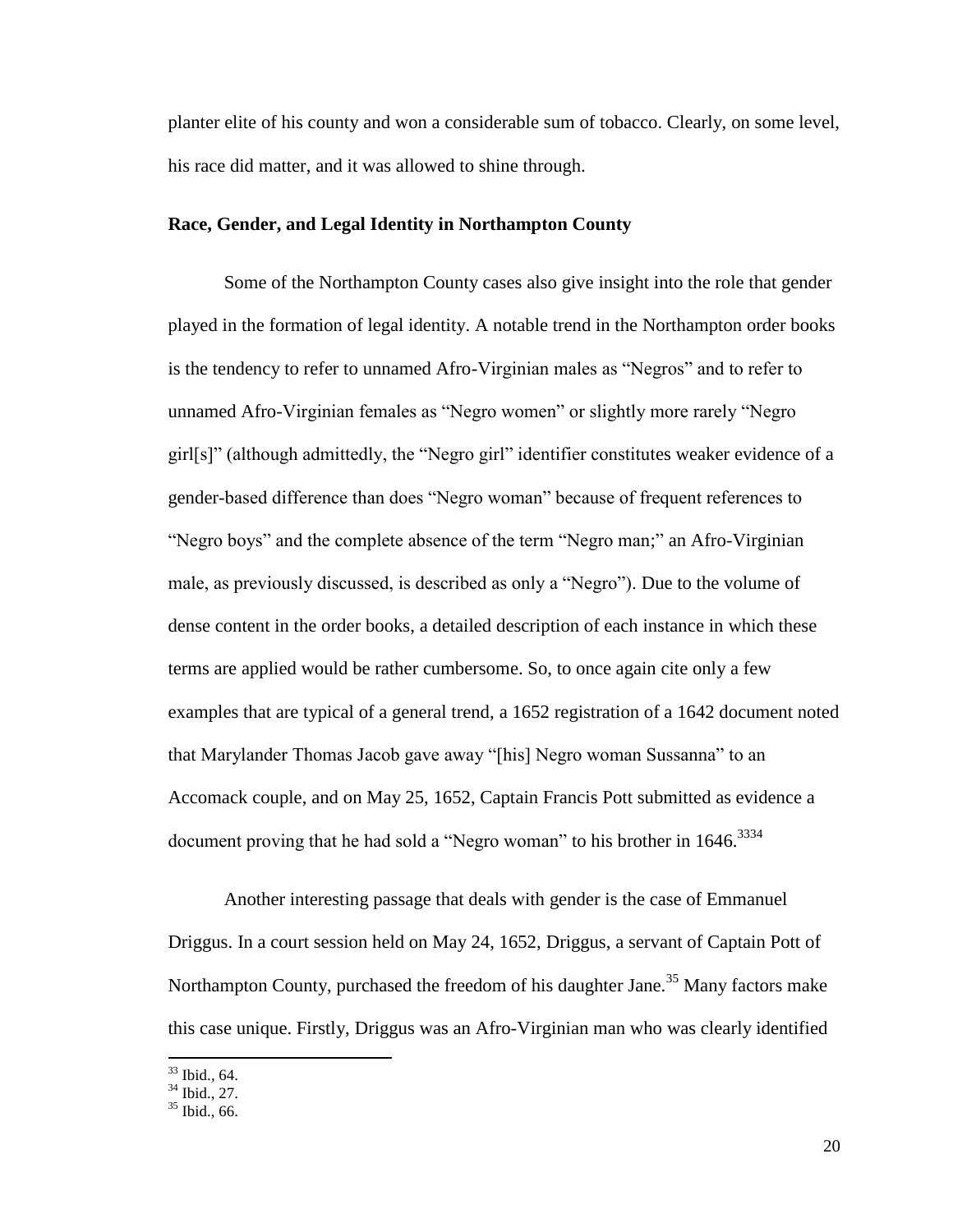planter elite of his county and won a considerable sum of tobacco. Clearly, on some level, his race did matter, and it was allowed to shine through.

### Race, Gender, and Legal Identity in Northampton County

Some of the Northampton County cases also give insight into the role that gender played in the formation of legal identity. A notable trend in the Northampton order books is the tendency to refer to unnamed Afro-Virginian males as "Negros" and to refer to unnamed Afro-Virginian females as "Negro women" or slightly more rarely "Negro girl[s]" (although admittedly, the "Negro girl" identifier constitutes weaker evidence of a gender-based difference than does "Negro woman" because of frequent references to "Negro boys" and the complete absence of the term "Negro man;" an Afro-Virginian male, as previously discussed, is described as only a "Negro"). Due to the volume of dense content in the order books, a detailed description of each instance in which these terms are applied would be rather cumbersome. So, to once again cite only a few examples that are typical of a general trend, a 1652 registration of a 1642 document noted that Marylander Thomas Jacob gave away "[his] Negro woman Sussanna" to an Accomack couple, and on May 25, 1652, Captain Francis Pott submitted as evidence a document proving that he had sold a "Negro woman" to his brother in 1646.[33][34]

Another interesting passage that deals with gender is the case of Emmanuel Driggus. In a court session held on May 24, 1652, Driggus, a servant of Captain Pott of Northampton County, purchased the freedom of his daughter Jane.[35] Many factors make this case unique. Firstly, Driggus was an Afro-Virginian man who was clearly identified

[33] Ibid., 64.
[34] Ibid., 27.
[35] Ibid., 66.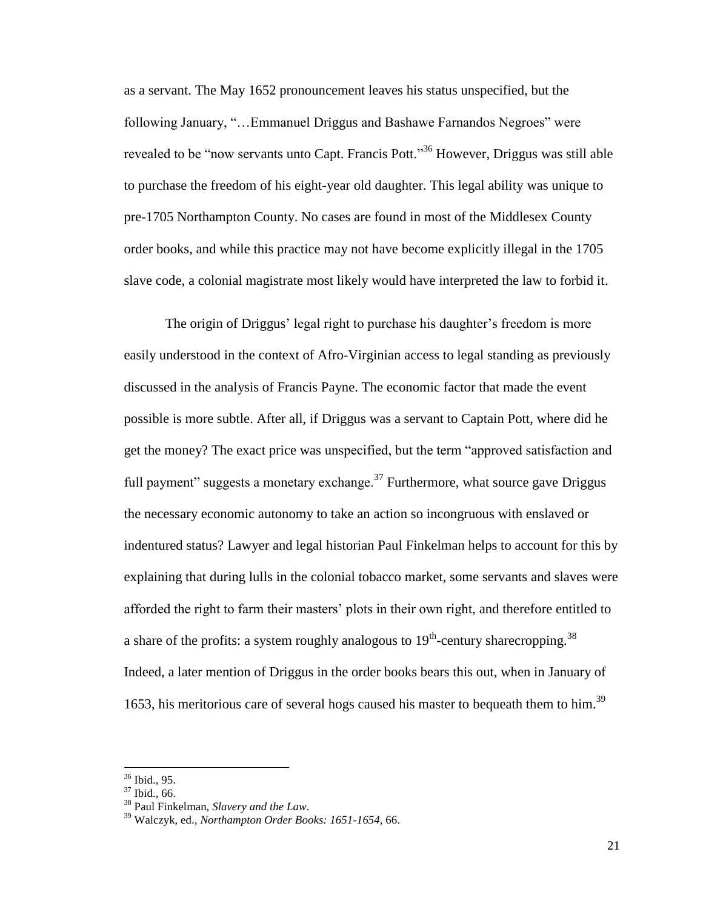as a servant. The May 1652 pronouncement leaves his status unspecified, but the following January, "…Emmanuel Driggus and Bashawe Farnandos Negroes" were revealed to be "now servants unto Capt. Francis Pott."[36] However, Driggus was still able to purchase the freedom of his eight-year old daughter. This legal ability was unique to pre-1705 Northampton County. No cases are found in most of the Middlesex County order books, and while this practice may not have become explicitly illegal in the 1705 slave code, a colonial magistrate most likely would have interpreted the law to forbid it.

The origin of Driggus' legal right to purchase his daughter's freedom is more easily understood in the context of Afro-Virginian access to legal standing as previously discussed in the analysis of Francis Payne. The economic factor that made the event possible is more subtle. After all, if Driggus was a servant to Captain Pott, where did he get the money? The exact price was unspecified, but the term "approved satisfaction and full payment" suggests a monetary exchange.[37] Furthermore, what source gave Driggus the necessary economic autonomy to take an action so incongruous with enslaved or indentured status? Lawyer and legal historian Paul Finkelman helps to account for this by explaining that during lulls in the colonial tobacco market, some servants and slaves were afforded the right to farm their masters' plots in their own right, and therefore entitled to a share of the profits: a system roughly analogous to 19th-century sharecropping.[38] Indeed, a later mention of Driggus in the order books bears this out, when in January of 1653, his meritorious care of several hogs caused his master to bequeath them to him.[39]

---

[36] Ibid., 95.

[37] Ibid., 66.

[38] Paul Finkelman, *Slavery and the Law*.

[39] Walczyk, ed., *Northampton Order Books: 1651-1654*, 66.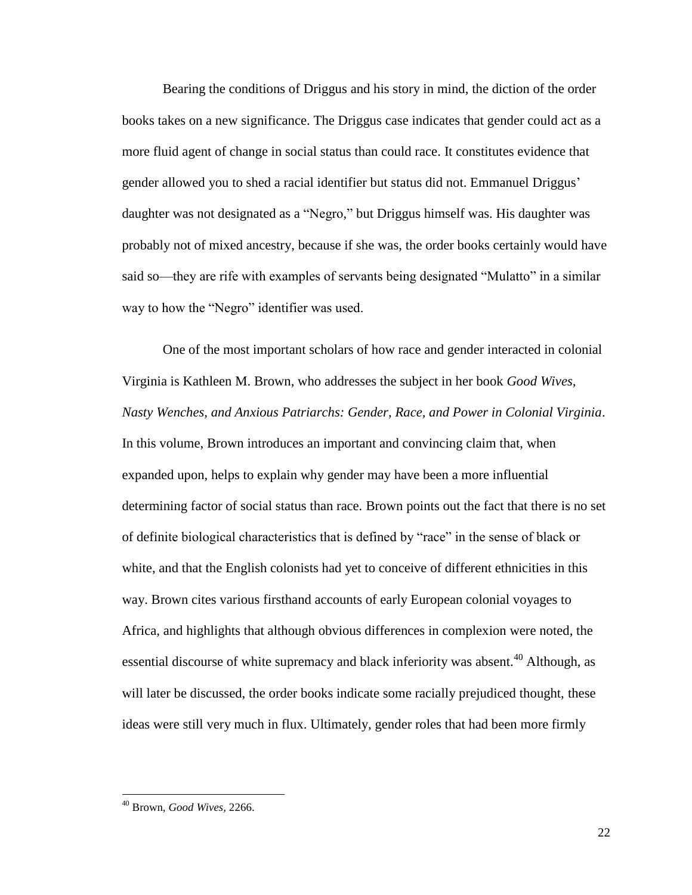Bearing the conditions of Driggus and his story in mind, the diction of the order books takes on a new significance. The Driggus case indicates that gender could act as a more fluid agent of change in social status than could race. It constitutes evidence that gender allowed you to shed a racial identifier but status did not. Emmanuel Driggus' daughter was not designated as a "Negro," but Driggus himself was. His daughter was probably not of mixed ancestry, because if she was, the order books certainly would have said so—they are rife with examples of servants being designated "Mulatto" in a similar way to how the "Negro" identifier was used.

One of the most important scholars of how race and gender interacted in colonial Virginia is Kathleen M. Brown, who addresses the subject in her book *Good Wives, Nasty Wenches, and Anxious Patriarchs: Gender, Race, and Power in Colonial Virginia*. In this volume, Brown introduces an important and convincing claim that, when expanded upon, helps to explain why gender may have been a more influential determining factor of social status than race. Brown points out the fact that there is no set of definite biological characteristics that is defined by "race" in the sense of black or white, and that the English colonists had yet to conceive of different ethnicities in this way. Brown cites various firsthand accounts of early European colonial voyages to Africa, and highlights that although obvious differences in complexion were noted, the essential discourse of white supremacy and black inferiority was absent.[40] Although, as will later be discussed, the order books indicate some racially prejudiced thought, these ideas were still very much in flux. Ultimately, gender roles that had been more firmly

[40] Brown, *Good Wives*, 2266.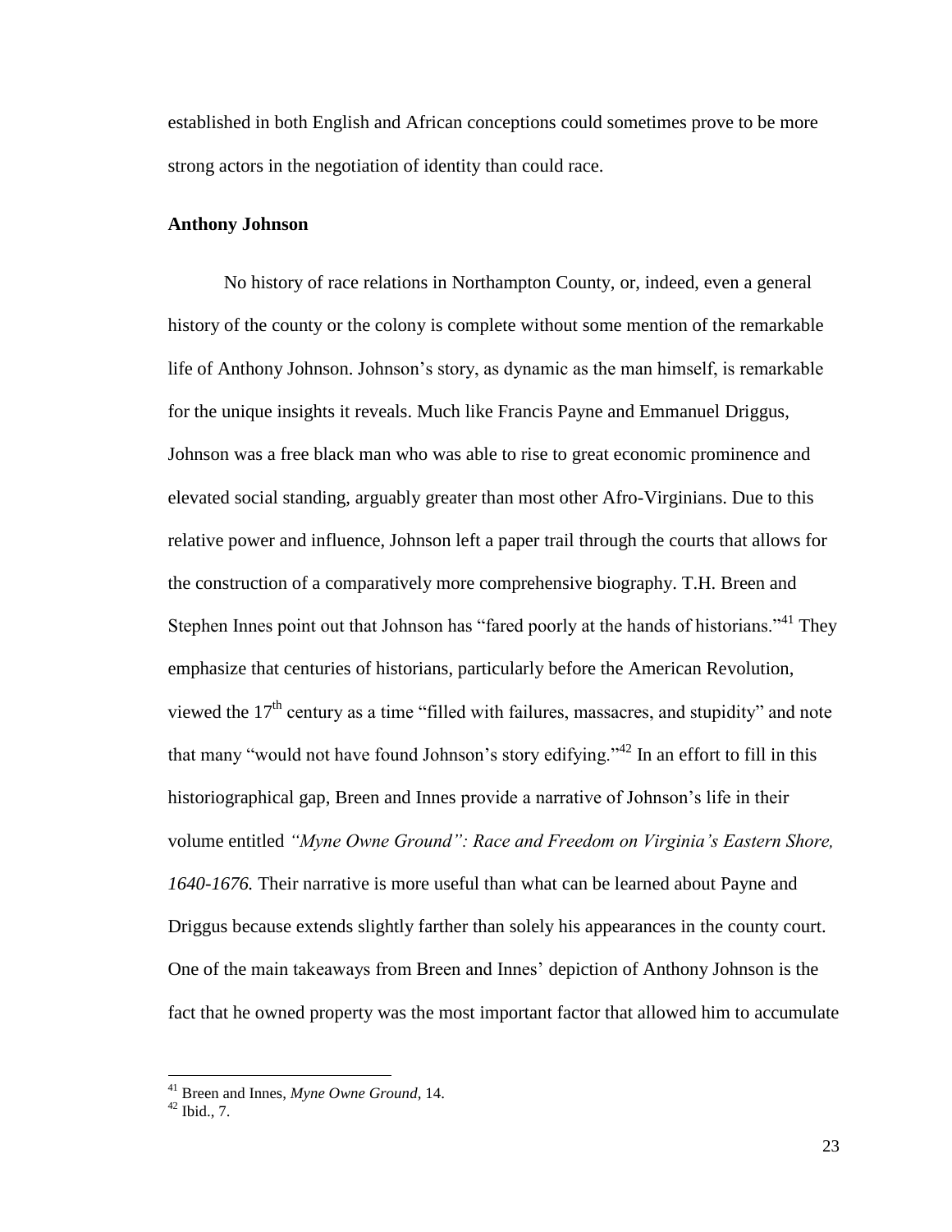established in both English and African conceptions could sometimes prove to be more strong actors in the negotiation of identity than could race.

### Anthony Johnson

No history of race relations in Northampton County, or, indeed, even a general history of the county or the colony is complete without some mention of the remarkable life of Anthony Johnson. Johnson's story, as dynamic as the man himself, is remarkable for the unique insights it reveals. Much like Francis Payne and Emmanuel Driggus, Johnson was a free black man who was able to rise to great economic prominence and elevated social standing, arguably greater than most other Afro-Virginians. Due to this relative power and influence, Johnson left a paper trail through the courts that allows for the construction of a comparatively more comprehensive biography. T.H. Breen and Stephen Innes point out that Johnson has "fared poorly at the hands of historians."[41] They emphasize that centuries of historians, particularly before the American Revolution, viewed the 17th century as a time "filled with failures, massacres, and stupidity" and note that many "would not have found Johnson's story edifying."[42] In an effort to fill in this historiographical gap, Breen and Innes provide a narrative of Johnson's life in their volume entitled *"Myne Owne Ground": Race and Freedom on Virginia's Eastern Shore, 1640-1676.* Their narrative is more useful than what can be learned about Payne and Driggus because extends slightly farther than solely his appearances in the county court. One of the main takeaways from Breen and Innes' depiction of Anthony Johnson is the fact that he owned property was the most important factor that allowed him to accumulate

---

[41] Breen and Innes, *Myne Owne Ground*, 14.

[42] Ibid., 7.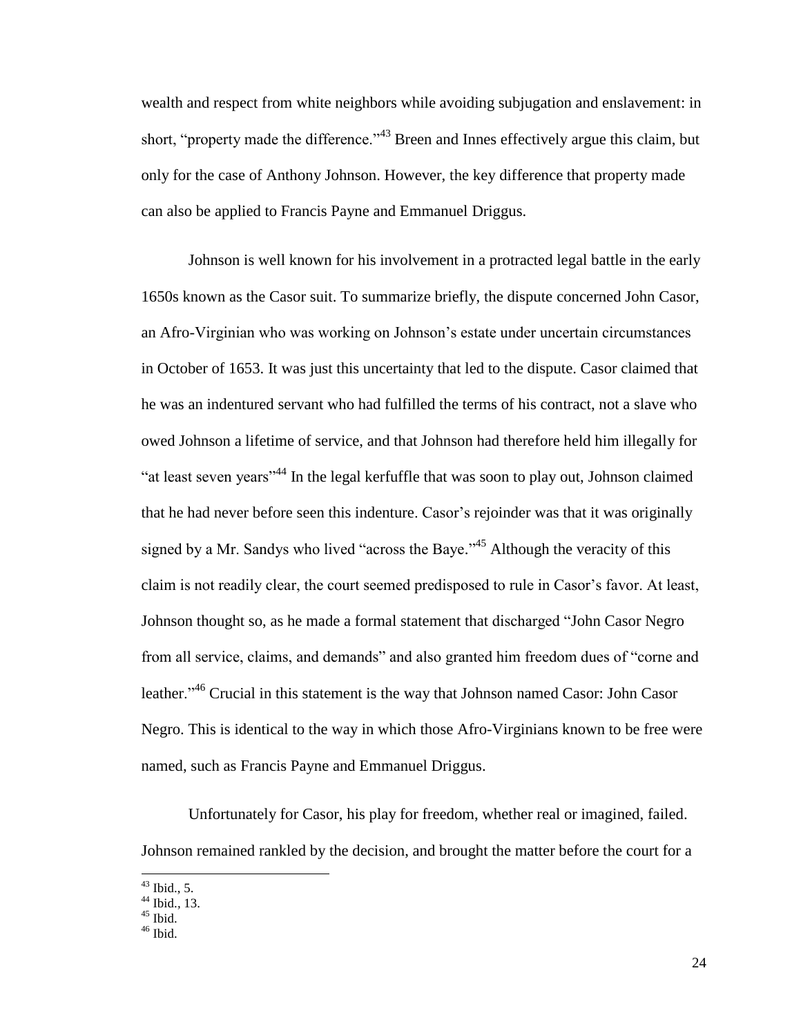wealth and respect from white neighbors while avoiding subjugation and enslavement: in short, "property made the difference."[43] Breen and Innes effectively argue this claim, but only for the case of Anthony Johnson. However, the key difference that property made can also be applied to Francis Payne and Emmanuel Driggus.

Johnson is well known for his involvement in a protracted legal battle in the early 1650s known as the Casor suit. To summarize briefly, the dispute concerned John Casor, an Afro-Virginian who was working on Johnson's estate under uncertain circumstances in October of 1653. It was just this uncertainty that led to the dispute. Casor claimed that he was an indentured servant who had fulfilled the terms of his contract, not a slave who owed Johnson a lifetime of service, and that Johnson had therefore held him illegally for "at least seven years"[44] In the legal kerfuffle that was soon to play out, Johnson claimed that he had never before seen this indenture. Casor's rejoinder was that it was originally signed by a Mr. Sandys who lived "across the Baye."[45] Although the veracity of this claim is not readily clear, the court seemed predisposed to rule in Casor's favor. At least, Johnson thought so, as he made a formal statement that discharged "John Casor Negro from all service, claims, and demands" and also granted him freedom dues of "corne and leather."[46] Crucial in this statement is the way that Johnson named Casor: John Casor Negro. This is identical to the way in which those Afro-Virginians known to be free were named, such as Francis Payne and Emmanuel Driggus.

Unfortunately for Casor, his play for freedom, whether real or imagined, failed. Johnson remained rankled by the decision, and brought the matter before the court for a

---

[43] Ibid., 5.
[44] Ibid., 13.
[45] Ibid.
[46] Ibid.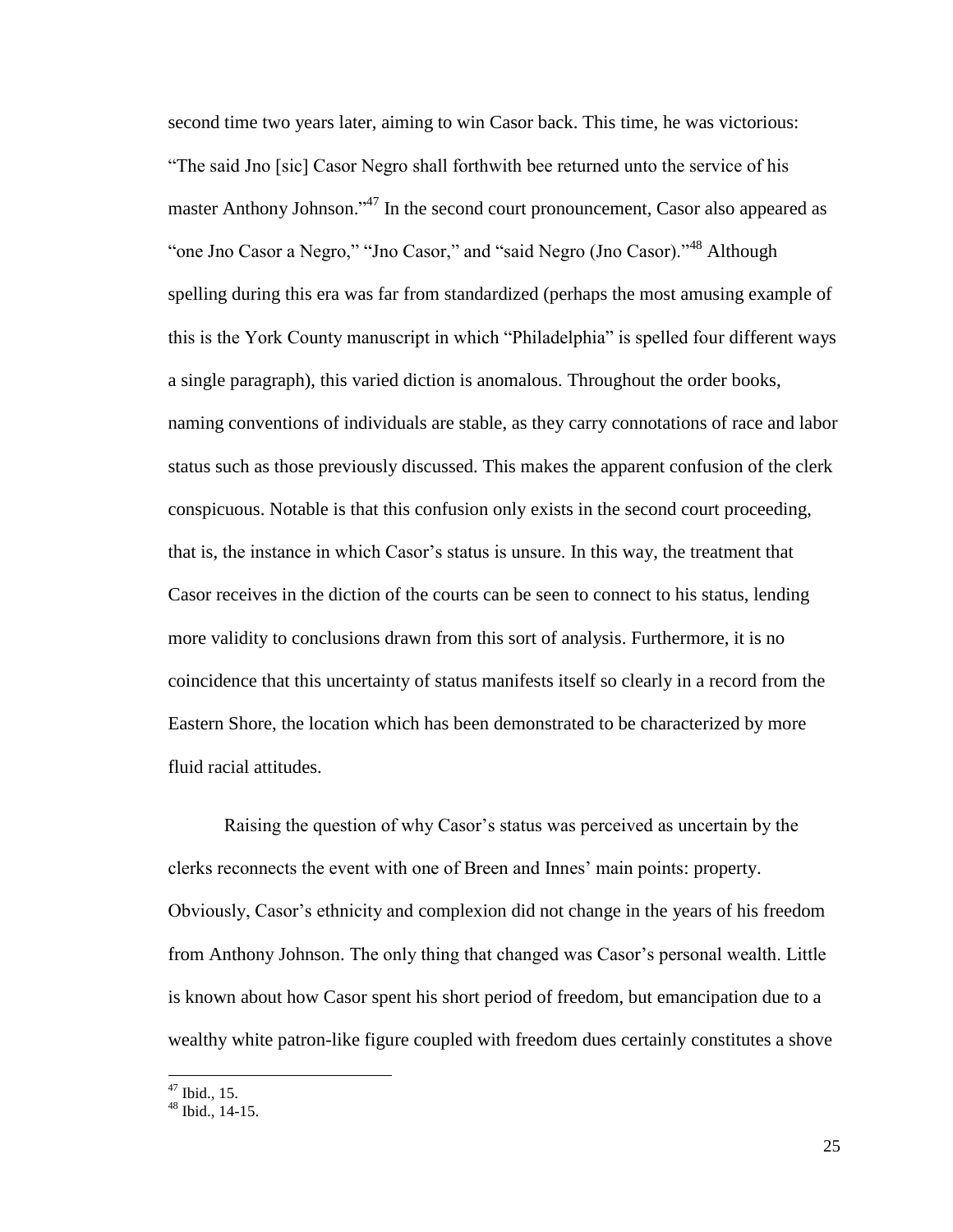second time two years later, aiming to win Casor back. This time, he was victorious: "The said Jno [sic] Casor Negro shall forthwith bee returned unto the service of his master Anthony Johnson."[47] In the second court pronouncement, Casor also appeared as "one Jno Casor a Negro," "Jno Casor," and "said Negro (Jno Casor)."[48] Although spelling during this era was far from standardized (perhaps the most amusing example of this is the York County manuscript in which "Philadelphia" is spelled four different ways a single paragraph), this varied diction is anomalous. Throughout the order books, naming conventions of individuals are stable, as they carry connotations of race and labor status such as those previously discussed. This makes the apparent confusion of the clerk conspicuous. Notable is that this confusion only exists in the second court proceeding, that is, the instance in which Casor's status is unsure. In this way, the treatment that Casor receives in the diction of the courts can be seen to connect to his status, lending more validity to conclusions drawn from this sort of analysis. Furthermore, it is no coincidence that this uncertainty of status manifests itself so clearly in a record from the Eastern Shore, the location which has been demonstrated to be characterized by more fluid racial attitudes.

Raising the question of why Casor's status was perceived as uncertain by the clerks reconnects the event with one of Breen and Innes' main points: property. Obviously, Casor's ethnicity and complexion did not change in the years of his freedom from Anthony Johnson. The only thing that changed was Casor's personal wealth. Little is known about how Casor spent his short period of freedom, but emancipation due to a wealthy white patron-like figure coupled with freedom dues certainly constitutes a shove

---

[47] Ibid., 15.

[48] Ibid., 14-15.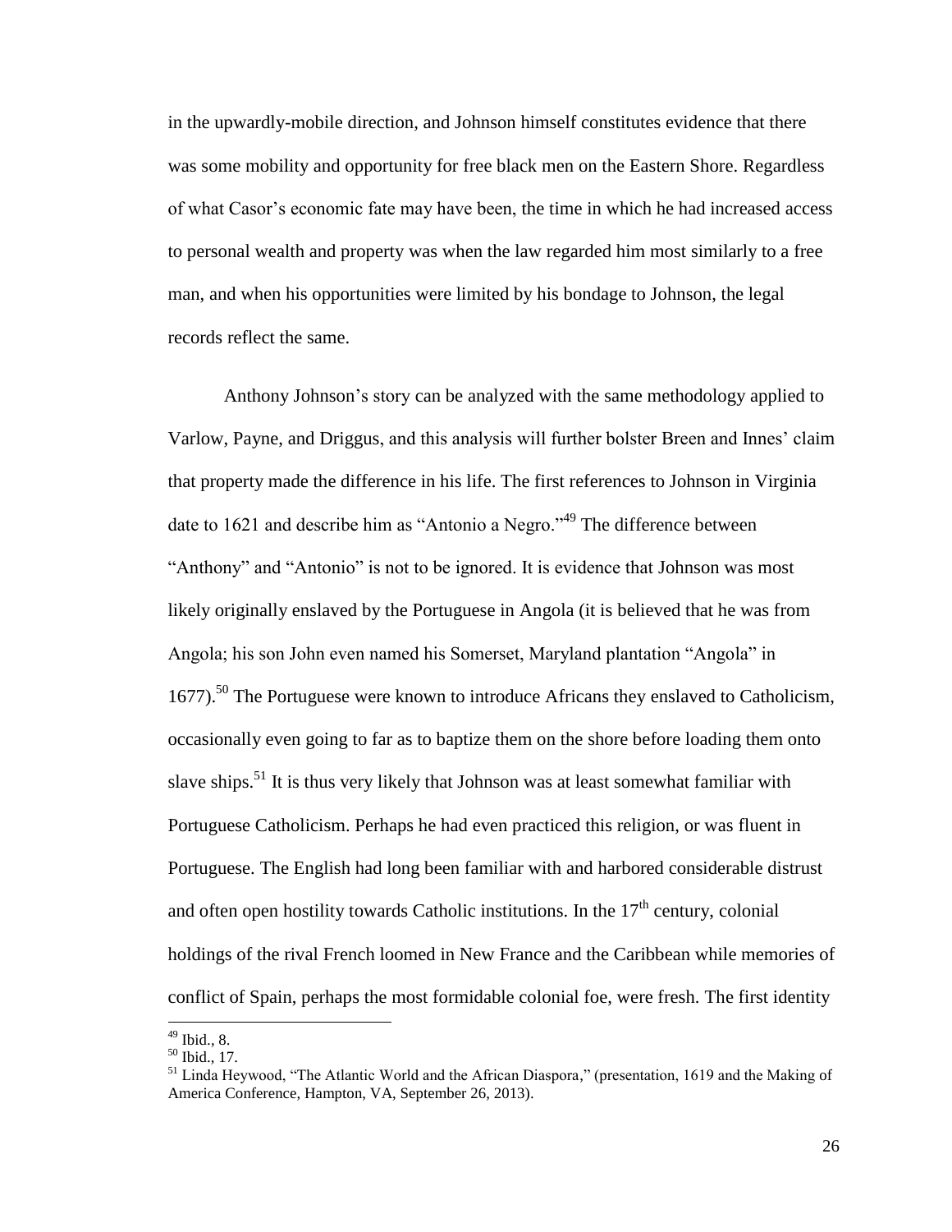in the upwardly-mobile direction, and Johnson himself constitutes evidence that there was some mobility and opportunity for free black men on the Eastern Shore. Regardless of what Casor's economic fate may have been, the time in which he had increased access to personal wealth and property was when the law regarded him most similarly to a free man, and when his opportunities were limited by his bondage to Johnson, the legal records reflect the same.

Anthony Johnson's story can be analyzed with the same methodology applied to Varlow, Payne, and Driggus, and this analysis will further bolster Breen and Innes' claim that property made the difference in his life. The first references to Johnson in Virginia date to 1621 and describe him as "Antonio a Negro."[49] The difference between "Anthony" and "Antonio" is not to be ignored. It is evidence that Johnson was most likely originally enslaved by the Portuguese in Angola (it is believed that he was from Angola; his son John even named his Somerset, Maryland plantation "Angola" in 1677).[50] The Portuguese were known to introduce Africans they enslaved to Catholicism, occasionally even going to far as to baptize them on the shore before loading them onto slave ships.[51] It is thus very likely that Johnson was at least somewhat familiar with Portuguese Catholicism. Perhaps he had even practiced this religion, or was fluent in Portuguese. The English had long been familiar with and harbored considerable distrust and often open hostility towards Catholic institutions. In the 17th century, colonial holdings of the rival French loomed in New France and the Caribbean while memories of conflict of Spain, perhaps the most formidable colonial foe, were fresh. The first identity

[49] Ibid., 8.

[50] Ibid., 17.

[51] Linda Heywood, "The Atlantic World and the African Diaspora," (presentation, 1619 and the Making of America Conference, Hampton, VA, September 26, 2013).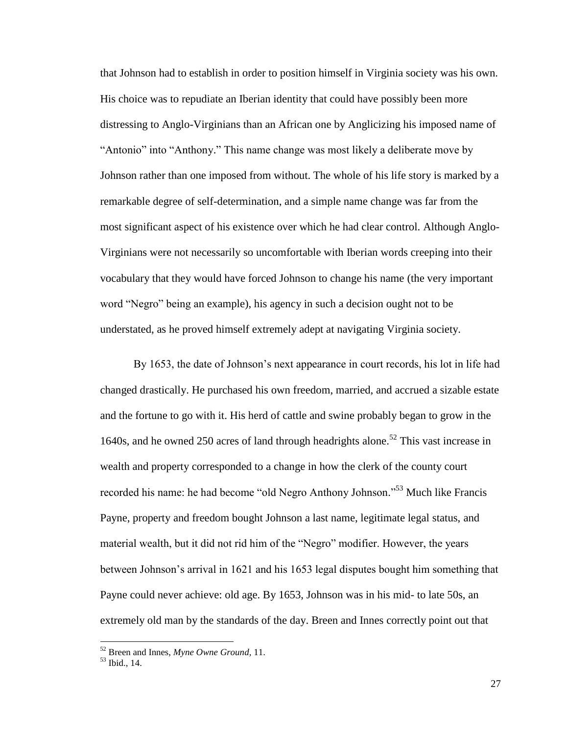that Johnson had to establish in order to position himself in Virginia society was his own. His choice was to repudiate an Iberian identity that could have possibly been more distressing to Anglo-Virginians than an African one by Anglicizing his imposed name of "Antonio" into "Anthony." This name change was most likely a deliberate move by Johnson rather than one imposed from without. The whole of his life story is marked by a remarkable degree of self-determination, and a simple name change was far from the most significant aspect of his existence over which he had clear control. Although Anglo-Virginians were not necessarily so uncomfortable with Iberian words creeping into their vocabulary that they would have forced Johnson to change his name (the very important word "Negro" being an example), his agency in such a decision ought not to be understated, as he proved himself extremely adept at navigating Virginia society.

By 1653, the date of Johnson's next appearance in court records, his lot in life had changed drastically. He purchased his own freedom, married, and accrued a sizable estate and the fortune to go with it. His herd of cattle and swine probably began to grow in the 1640s, and he owned 250 acres of land through headrights alone.[52] This vast increase in wealth and property corresponded to a change in how the clerk of the county court recorded his name: he had become "old Negro Anthony Johnson."[53] Much like Francis Payne, property and freedom bought Johnson a last name, legitimate legal status, and material wealth, but it did not rid him of the "Negro" modifier. However, the years between Johnson's arrival in 1621 and his 1653 legal disputes bought him something that Payne could never achieve: old age. By 1653, Johnson was in his mid- to late 50s, an extremely old man by the standards of the day. Breen and Innes correctly point out that

[52] Breen and Innes, *Myne Owne Ground*, 11.
[53] Ibid., 14.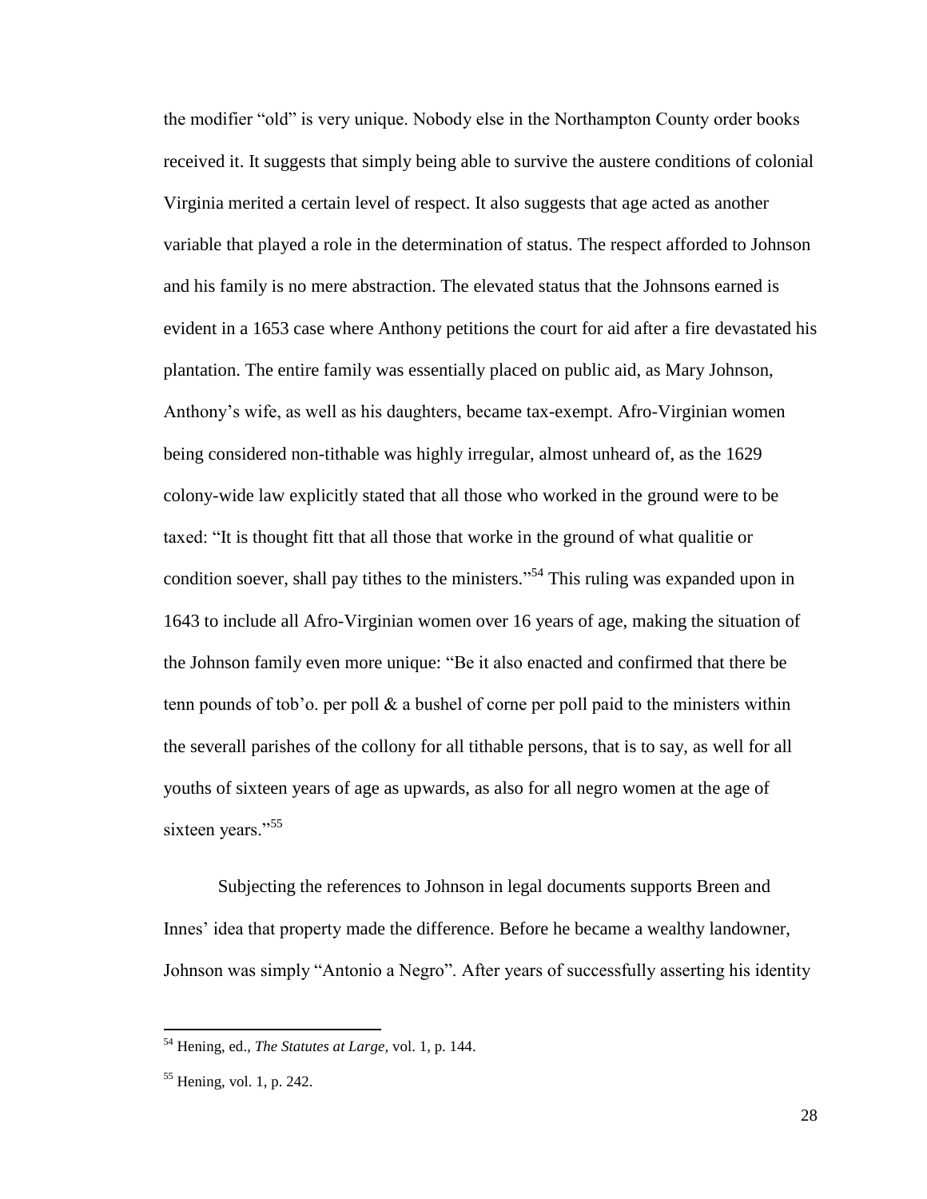the modifier "old" is very unique. Nobody else in the Northampton County order books received it. It suggests that simply being able to survive the austere conditions of colonial Virginia merited a certain level of respect. It also suggests that age acted as another variable that played a role in the determination of status. The respect afforded to Johnson and his family is no mere abstraction. The elevated status that the Johnsons earned is evident in a 1653 case where Anthony petitions the court for aid after a fire devastated his plantation. The entire family was essentially placed on public aid, as Mary Johnson, Anthony's wife, as well as his daughters, became tax-exempt. Afro-Virginian women being considered non-tithable was highly irregular, almost unheard of, as the 1629 colony-wide law explicitly stated that all those who worked in the ground were to be taxed: "It is thought fitt that all those that worke in the ground of what qualitie or condition soever, shall pay tithes to the ministers."[54] This ruling was expanded upon in 1643 to include all Afro-Virginian women over 16 years of age, making the situation of the Johnson family even more unique: "Be it also enacted and confirmed that there be tenn pounds of tob'o. per poll & a bushel of corne per poll paid to the ministers within the severall parishes of the collony for all tithable persons, that is to say, as well for all youths of sixteen years of age as upwards, as also for all negro women at the age of sixteen years."[55]

Subjecting the references to Johnson in legal documents supports Breen and Innes' idea that property made the difference. Before he became a wealthy landowner, Johnson was simply "Antonio a Negro". After years of successfully asserting his identity

[54] Hening, ed., *The Statutes at Large*, vol. 1, p. 144.

[55] Hening, vol. 1, p. 242.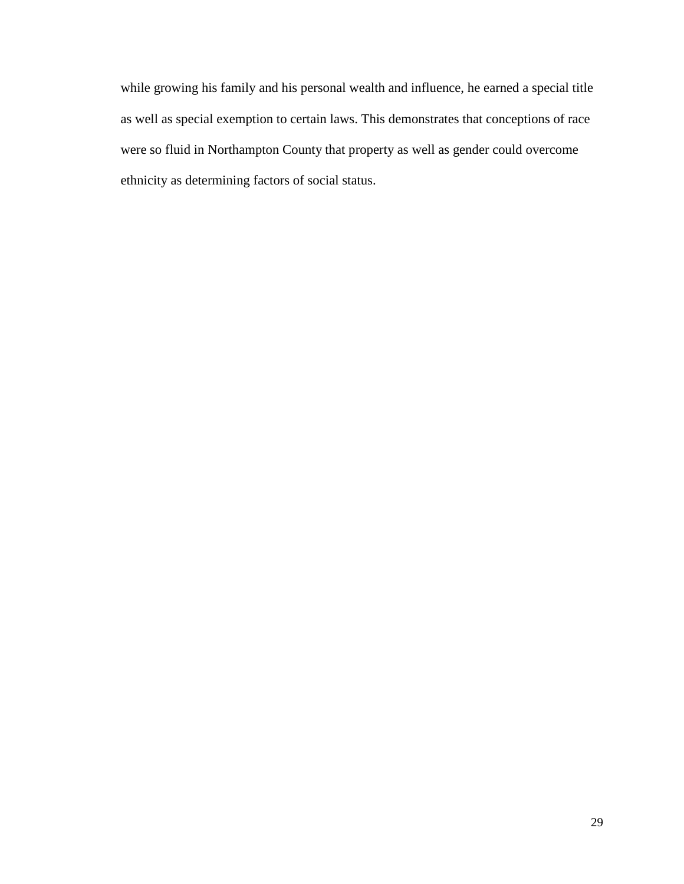while growing his family and his personal wealth and influence, he earned a special title as well as special exemption to certain laws. This demonstrates that conceptions of race were so fluid in Northampton County that property as well as gender could overcome ethnicity as determining factors of social status.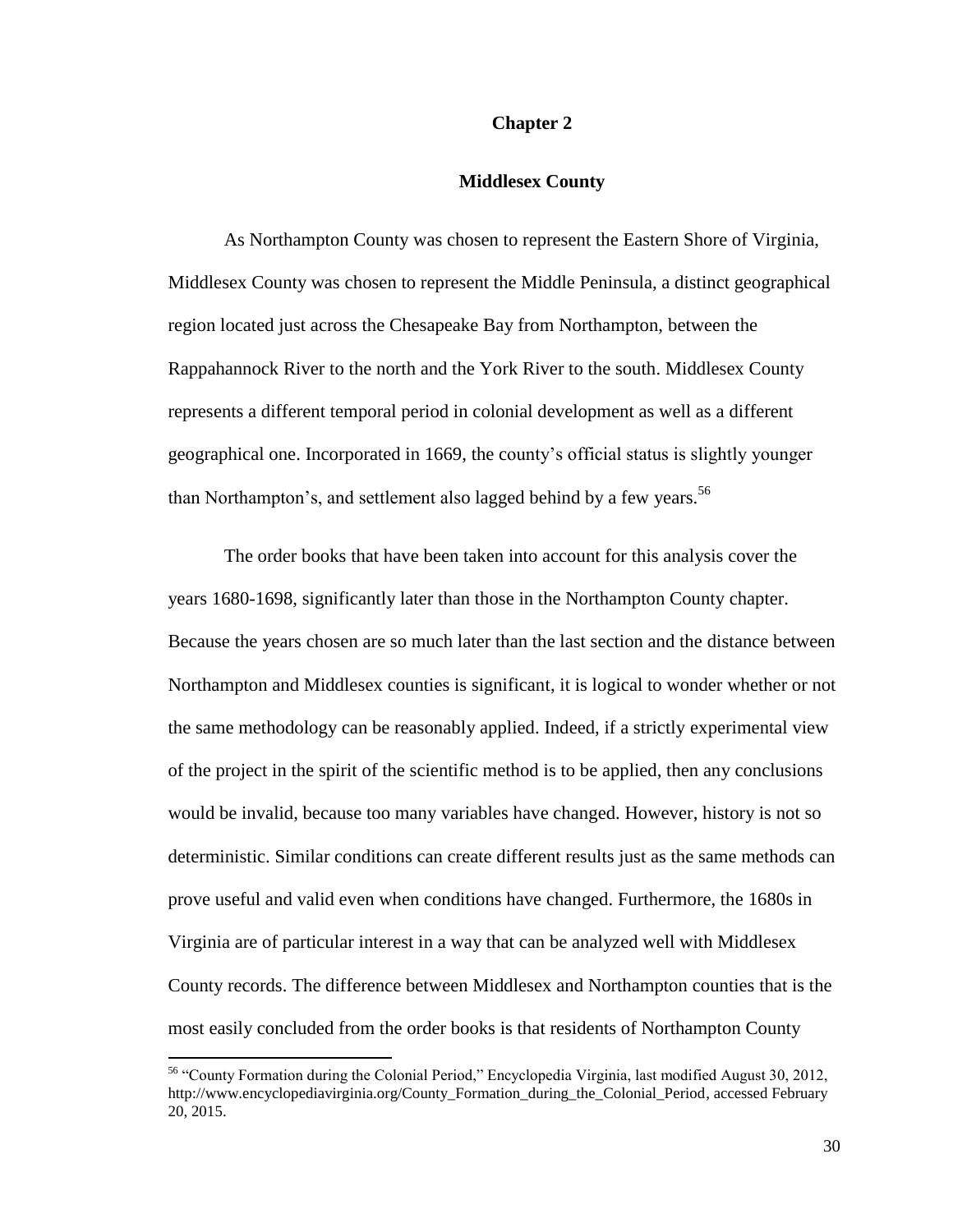# Chapter 2

## Middlesex County

As Northampton County was chosen to represent the Eastern Shore of Virginia, Middlesex County was chosen to represent the Middle Peninsula, a distinct geographical region located just across the Chesapeake Bay from Northampton, between the Rappahannock River to the north and the York River to the south. Middlesex County represents a different temporal period in colonial development as well as a different geographical one. Incorporated in 1669, the county's official status is slightly younger than Northampton's, and settlement also lagged behind by a few years.[56]

The order books that have been taken into account for this analysis cover the years 1680-1698, significantly later than those in the Northampton County chapter. Because the years chosen are so much later than the last section and the distance between Northampton and Middlesex counties is significant, it is logical to wonder whether or not the same methodology can be reasonably applied. Indeed, if a strictly experimental view of the project in the spirit of the scientific method is to be applied, then any conclusions would be invalid, because too many variables have changed. However, history is not so deterministic. Similar conditions can create different results just as the same methods can prove useful and valid even when conditions have changed. Furthermore, the 1680s in Virginia are of particular interest in a way that can be analyzed well with Middlesex County records. The difference between Middlesex and Northampton counties that is the most easily concluded from the order books is that residents of Northampton County

---

[56] "County Formation during the Colonial Period," Encyclopedia Virginia, last modified August 30, 2012, http://www.encyclopediavirginia.org/County_Formation_during_the_Colonial_Period, accessed February 20, 2015.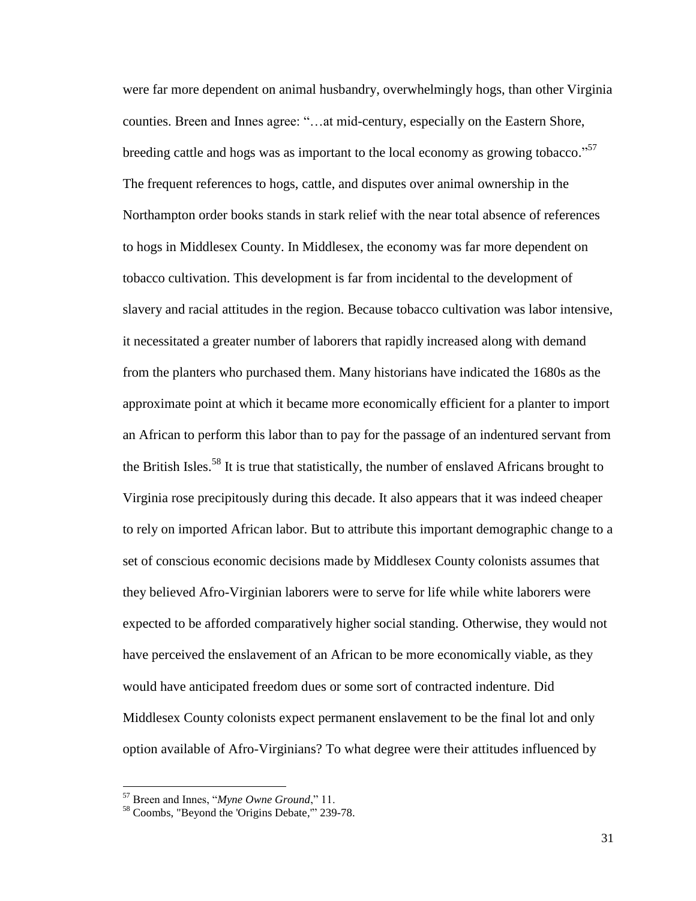were far more dependent on animal husbandry, overwhelmingly hogs, than other Virginia counties. Breen and Innes agree: "…at mid-century, especially on the Eastern Shore, breeding cattle and hogs was as important to the local economy as growing tobacco."[57] The frequent references to hogs, cattle, and disputes over animal ownership in the Northampton order books stands in stark relief with the near total absence of references to hogs in Middlesex County. In Middlesex, the economy was far more dependent on tobacco cultivation. This development is far from incidental to the development of slavery and racial attitudes in the region. Because tobacco cultivation was labor intensive, it necessitated a greater number of laborers that rapidly increased along with demand from the planters who purchased them. Many historians have indicated the 1680s as the approximate point at which it became more economically efficient for a planter to import an African to perform this labor than to pay for the passage of an indentured servant from the British Isles.[58] It is true that statistically, the number of enslaved Africans brought to Virginia rose precipitously during this decade. It also appears that it was indeed cheaper to rely on imported African labor. But to attribute this important demographic change to a set of conscious economic decisions made by Middlesex County colonists assumes that they believed Afro-Virginian laborers were to serve for life while white laborers were expected to be afforded comparatively higher social standing. Otherwise, they would not have perceived the enslavement of an African to be more economically viable, as they would have anticipated freedom dues or some sort of contracted indenture. Did Middlesex County colonists expect permanent enslavement to be the final lot and only option available of Afro-Virginians? To what degree were their attitudes influenced by

---

[57] Breen and Innes, "*Myne Owne Ground*," 11.

[58] Coombs, "Beyond the 'Origins Debate,'" 239-78.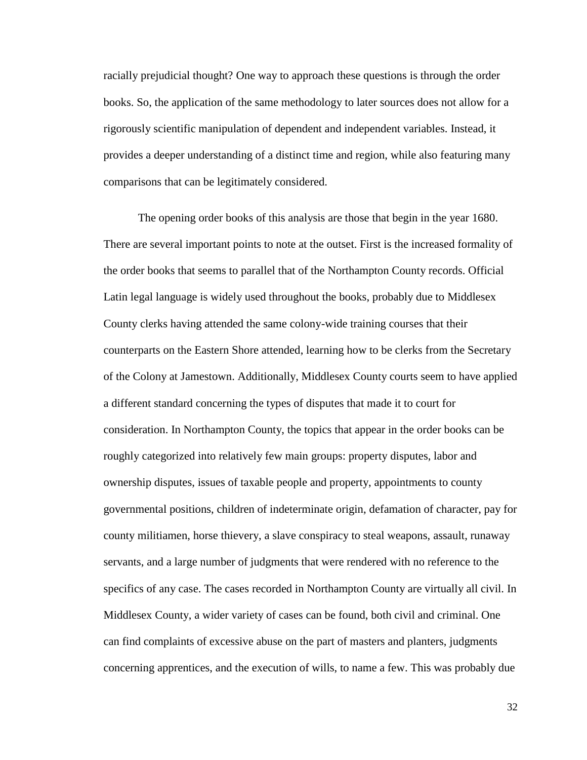racially prejudicial thought? One way to approach these questions is through the order books. So, the application of the same methodology to later sources does not allow for a rigorously scientific manipulation of dependent and independent variables. Instead, it provides a deeper understanding of a distinct time and region, while also featuring many comparisons that can be legitimately considered.

The opening order books of this analysis are those that begin in the year 1680. There are several important points to note at the outset. First is the increased formality of the order books that seems to parallel that of the Northampton County records. Official Latin legal language is widely used throughout the books, probably due to Middlesex County clerks having attended the same colony-wide training courses that their counterparts on the Eastern Shore attended, learning how to be clerks from the Secretary of the Colony at Jamestown. Additionally, Middlesex County courts seem to have applied a different standard concerning the types of disputes that made it to court for consideration. In Northampton County, the topics that appear in the order books can be roughly categorized into relatively few main groups: property disputes, labor and ownership disputes, issues of taxable people and property, appointments to county governmental positions, children of indeterminate origin, defamation of character, pay for county militiamen, horse thievery, a slave conspiracy to steal weapons, assault, runaway servants, and a large number of judgments that were rendered with no reference to the specifics of any case. The cases recorded in Northampton County are virtually all civil. In Middlesex County, a wider variety of cases can be found, both civil and criminal. One can find complaints of excessive abuse on the part of masters and planters, judgments concerning apprentices, and the execution of wills, to name a few. This was probably due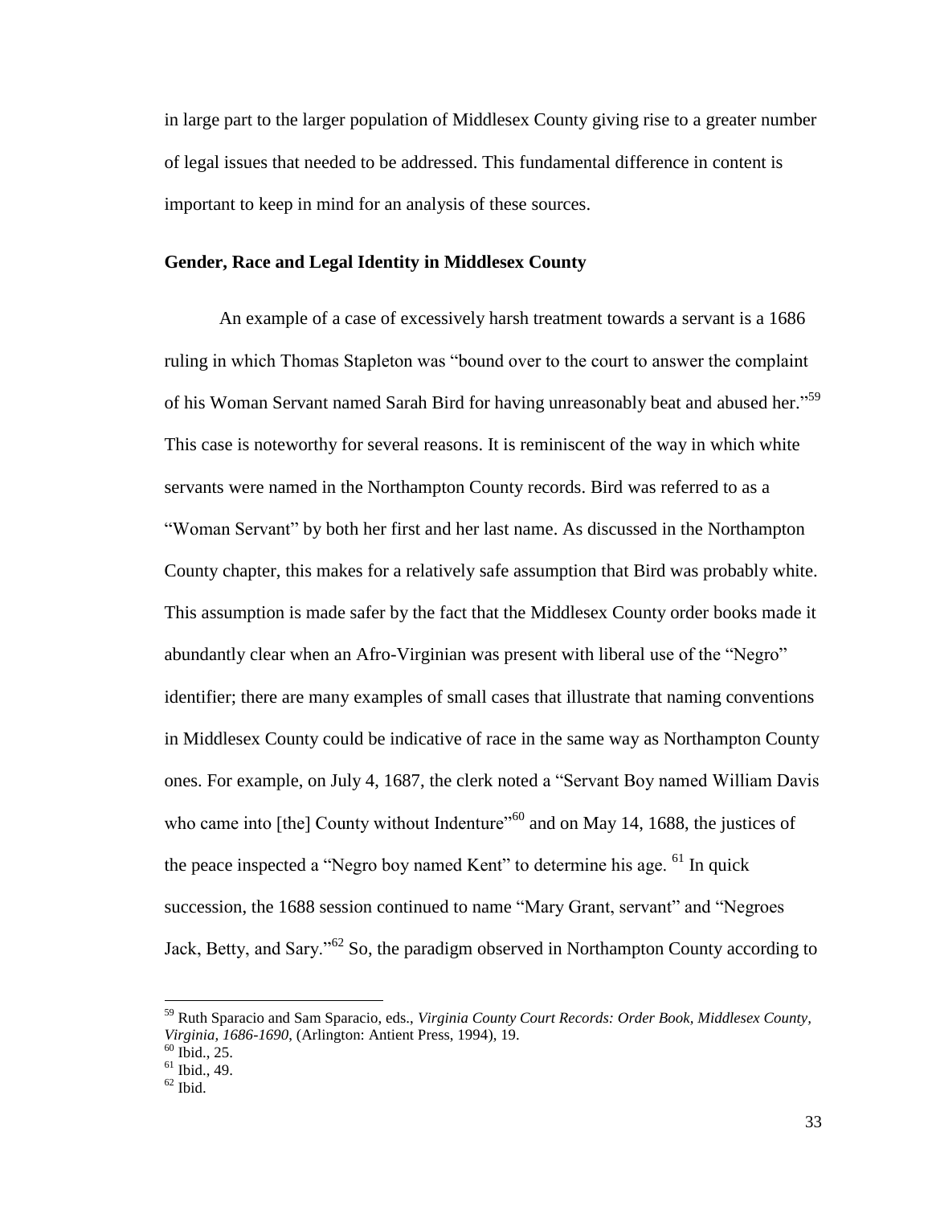in large part to the larger population of Middlesex County giving rise to a greater number of legal issues that needed to be addressed. This fundamental difference in content is important to keep in mind for an analysis of these sources.

### Gender, Race and Legal Identity in Middlesex County

An example of a case of excessively harsh treatment towards a servant is a 1686 ruling in which Thomas Stapleton was "bound over to the court to answer the complaint of his Woman Servant named Sarah Bird for having unreasonably beat and abused her."[59] This case is noteworthy for several reasons. It is reminiscent of the way in which white servants were named in the Northampton County records. Bird was referred to as a "Woman Servant" by both her first and her last name. As discussed in the Northampton County chapter, this makes for a relatively safe assumption that Bird was probably white. This assumption is made safer by the fact that the Middlesex County order books made it abundantly clear when an Afro-Virginian was present with liberal use of the "Negro" identifier; there are many examples of small cases that illustrate that naming conventions in Middlesex County could be indicative of race in the same way as Northampton County ones. For example, on July 4, 1687, the clerk noted a "Servant Boy named William Davis who came into [the] County without Indenture"[60] and on May 14, 1688, the justices of the peace inspected a "Negro boy named Kent" to determine his age. [61] In quick succession, the 1688 session continued to name "Mary Grant, servant" and "Negroes Jack, Betty, and Sary."[62] So, the paradigm observed in Northampton County according to

---

[59] Ruth Sparacio and Sam Sparacio, eds., *Virginia County Court Records: Order Book, Middlesex County, Virginia, 1686-1690*, (Arlington: Antient Press, 1994), 19.

[60] Ibid., 25.

[61] Ibid., 49.

[62] Ibid.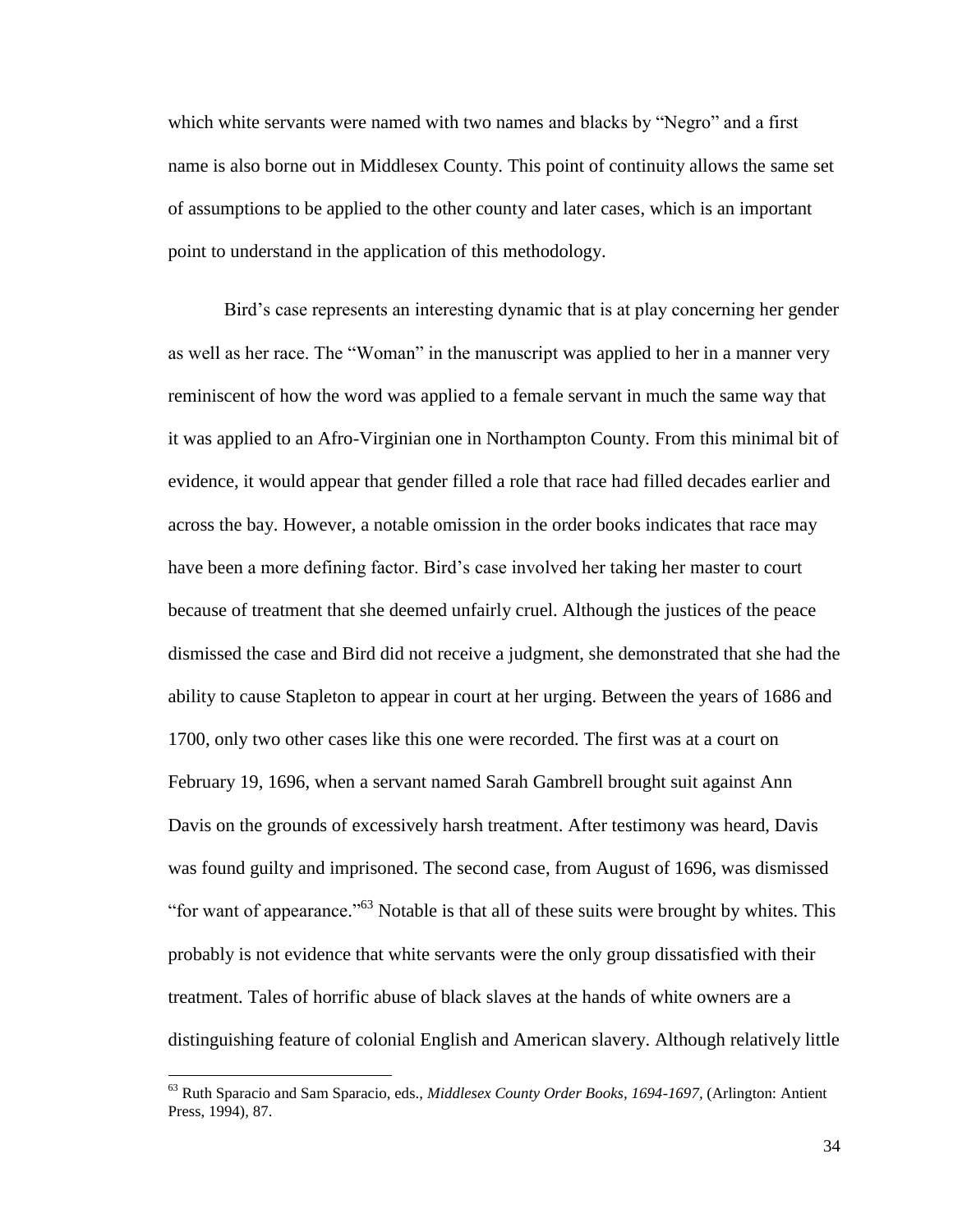which white servants were named with two names and blacks by "Negro" and a first name is also borne out in Middlesex County. This point of continuity allows the same set of assumptions to be applied to the other county and later cases, which is an important point to understand in the application of this methodology.

Bird's case represents an interesting dynamic that is at play concerning her gender as well as her race. The "Woman" in the manuscript was applied to her in a manner very reminiscent of how the word was applied to a female servant in much the same way that it was applied to an Afro-Virginian one in Northampton County. From this minimal bit of evidence, it would appear that gender filled a role that race had filled decades earlier and across the bay. However, a notable omission in the order books indicates that race may have been a more defining factor. Bird's case involved her taking her master to court because of treatment that she deemed unfairly cruel. Although the justices of the peace dismissed the case and Bird did not receive a judgment, she demonstrated that she had the ability to cause Stapleton to appear in court at her urging. Between the years of 1686 and 1700, only two other cases like this one were recorded. The first was at a court on February 19, 1696, when a servant named Sarah Gambrell brought suit against Ann Davis on the grounds of excessively harsh treatment. After testimony was heard, Davis was found guilty and imprisoned. The second case, from August of 1696, was dismissed "for want of appearance."[63] Notable is that all of these suits were brought by whites. This probably is not evidence that white servants were the only group dissatisfied with their treatment. Tales of horrific abuse of black slaves at the hands of white owners are a distinguishing feature of colonial English and American slavery. Although relatively little

[63] Ruth Sparacio and Sam Sparacio, eds., *Middlesex County Order Books, 1694-1697*, (Arlington: Antient Press, 1994), 87.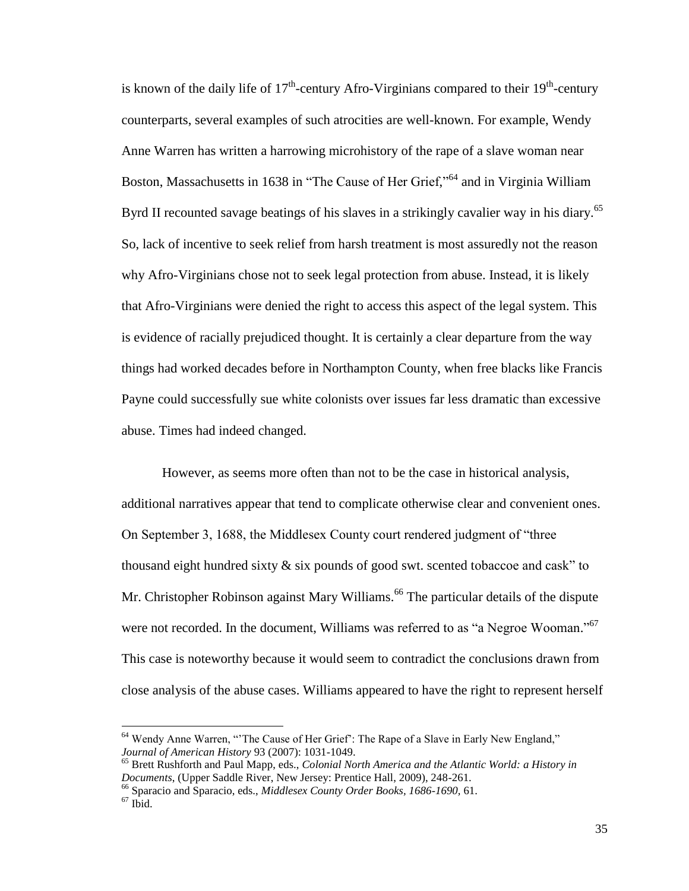is known of the daily life of 17th-century Afro-Virginians compared to their 19th-century counterparts, several examples of such atrocities are well-known. For example, Wendy Anne Warren has written a harrowing microhistory of the rape of a slave woman near Boston, Massachusetts in 1638 in "The Cause of Her Grief,"[64] and in Virginia William Byrd II recounted savage beatings of his slaves in a strikingly cavalier way in his diary.[65] So, lack of incentive to seek relief from harsh treatment is most assuredly not the reason why Afro-Virginians chose not to seek legal protection from abuse. Instead, it is likely that Afro-Virginians were denied the right to access this aspect of the legal system. This is evidence of racially prejudiced thought. It is certainly a clear departure from the way things had worked decades before in Northampton County, when free blacks like Francis Payne could successfully sue white colonists over issues far less dramatic than excessive abuse. Times had indeed changed.

However, as seems more often than not to be the case in historical analysis, additional narratives appear that tend to complicate otherwise clear and convenient ones. On September 3, 1688, the Middlesex County court rendered judgment of "three thousand eight hundred sixty & six pounds of good swt. scented tobaccoe and cask" to Mr. Christopher Robinson against Mary Williams.[66] The particular details of the dispute were not recorded. In the document, Williams was referred to as "a Negroe Wooman."[67] This case is noteworthy because it would seem to contradict the conclusions drawn from close analysis of the abuse cases. Williams appeared to have the right to represent herself

---

[64] Wendy Anne Warren, "'The Cause of Her Grief': The Rape of a Slave in Early New England," *Journal of American History* 93 (2007): 1031-1049.

[65] Brett Rushforth and Paul Mapp, eds., *Colonial North America and the Atlantic World: a History in Documents*, (Upper Saddle River, New Jersey: Prentice Hall, 2009), 248-261.

[66] Sparacio and Sparacio, eds., *Middlesex County Order Books, 1686-1690*, 61.

[67] Ibid.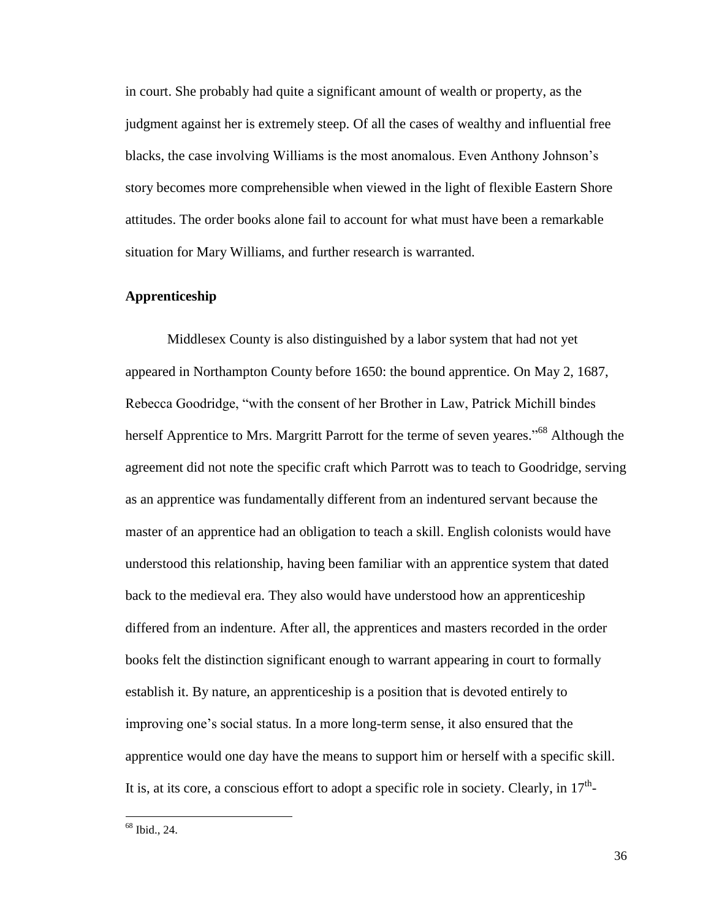in court. She probably had quite a significant amount of wealth or property, as the judgment against her is extremely steep. Of all the cases of wealthy and influential free blacks, the case involving Williams is the most anomalous. Even Anthony Johnson's story becomes more comprehensible when viewed in the light of flexible Eastern Shore attitudes. The order books alone fail to account for what must have been a remarkable situation for Mary Williams, and further research is warranted.

## Apprenticeship

Middlesex County is also distinguished by a labor system that had not yet appeared in Northampton County before 1650: the bound apprentice. On May 2, 1687, Rebecca Goodridge, "with the consent of her Brother in Law, Patrick Michill bindes herself Apprentice to Mrs. Margritt Parrott for the terme of seven yeares."[68] Although the agreement did not note the specific craft which Parrott was to teach to Goodridge, serving as an apprentice was fundamentally different from an indentured servant because the master of an apprentice had an obligation to teach a skill. English colonists would have understood this relationship, having been familiar with an apprentice system that dated back to the medieval era. They also would have understood how an apprenticeship differed from an indenture. After all, the apprentices and masters recorded in the order books felt the distinction significant enough to warrant appearing in court to formally establish it. By nature, an apprenticeship is a position that is devoted entirely to improving one's social status. In a more long-term sense, it also ensured that the apprentice would one day have the means to support him or herself with a specific skill. It is, at its core, a conscious effort to adopt a specific role in society. Clearly, in 17th-

---

[68] Ibid., 24.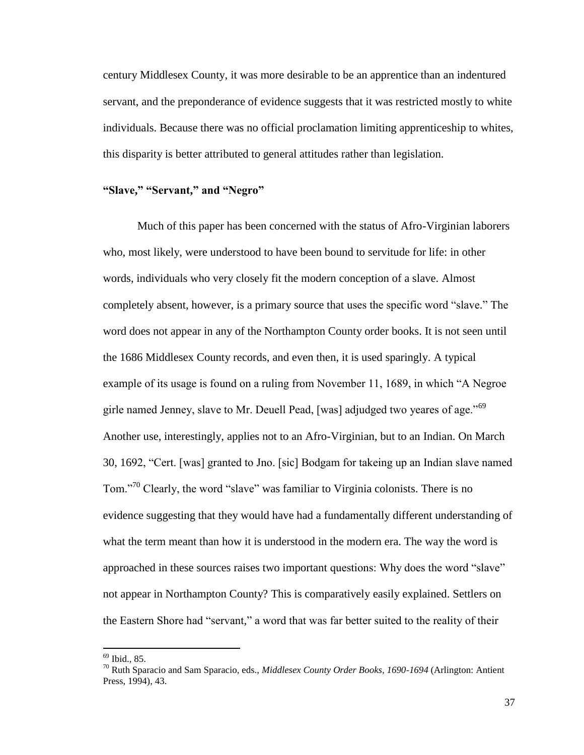century Middlesex County, it was more desirable to be an apprentice than an indentured servant, and the preponderance of evidence suggests that it was restricted mostly to white individuals. Because there was no official proclamation limiting apprenticeship to whites, this disparity is better attributed to general attitudes rather than legislation.

## "Slave," "Servant," and "Negro"

Much of this paper has been concerned with the status of Afro-Virginian laborers who, most likely, were understood to have been bound to servitude for life: in other words, individuals who very closely fit the modern conception of a slave. Almost completely absent, however, is a primary source that uses the specific word "slave." The word does not appear in any of the Northampton County order books. It is not seen until the 1686 Middlesex County records, and even then, it is used sparingly. A typical example of its usage is found on a ruling from November 11, 1689, in which "A Negroe girle named Jenney, slave to Mr. Deuell Pead, [was] adjudged two yeares of age."[69] Another use, interestingly, applies not to an Afro-Virginian, but to an Indian. On March 30, 1692, "Cert. [was] granted to Jno. [sic] Bodgam for takeing up an Indian slave named Tom."[70] Clearly, the word "slave" was familiar to Virginia colonists. There is no evidence suggesting that they would have had a fundamentally different understanding of what the term meant than how it is understood in the modern era. The way the word is approached in these sources raises two important questions: Why does the word "slave" not appear in Northampton County? This is comparatively easily explained. Settlers on the Eastern Shore had "servant," a word that was far better suited to the reality of their

---

[69] Ibid., 85.

[70] Ruth Sparacio and Sam Sparacio, eds., *Middlesex County Order Books, 1690-1694* (Arlington: Antient Press, 1994), 43.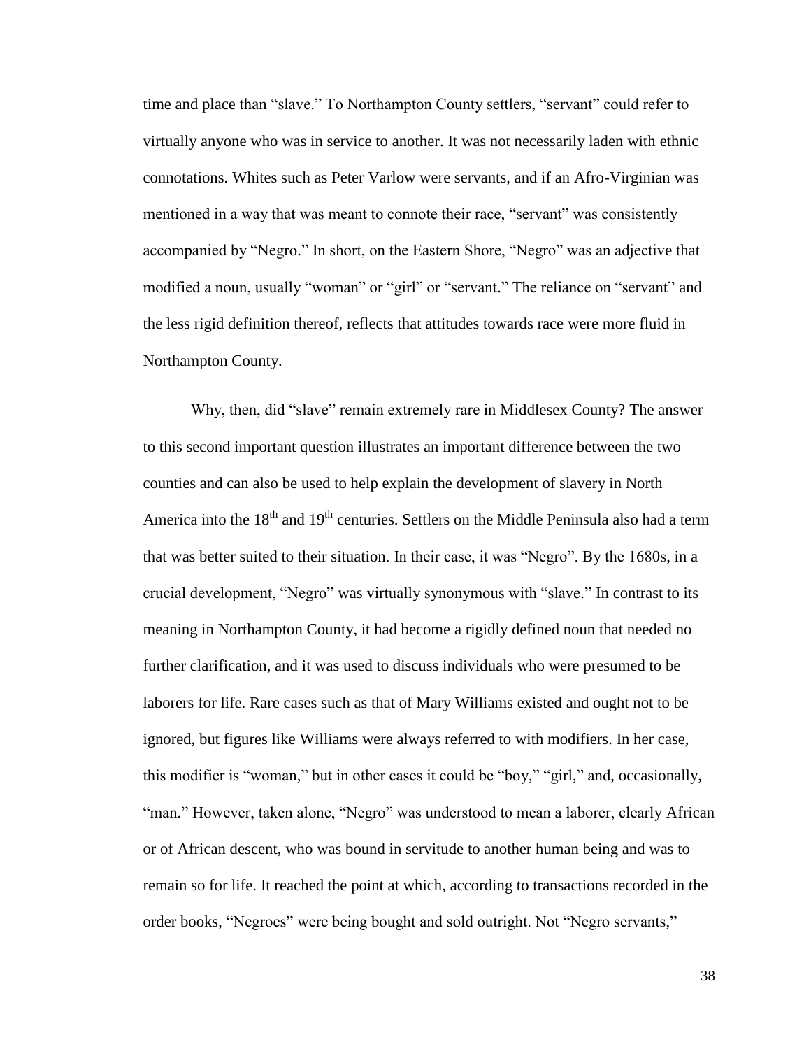time and place than "slave." To Northampton County settlers, "servant" could refer to virtually anyone who was in service to another. It was not necessarily laden with ethnic connotations. Whites such as Peter Varlow were servants, and if an Afro-Virginian was mentioned in a way that was meant to connote their race, "servant" was consistently accompanied by "Negro." In short, on the Eastern Shore, "Negro" was an adjective that modified a noun, usually "woman" or "girl" or "servant." The reliance on "servant" and the less rigid definition thereof, reflects that attitudes towards race were more fluid in Northampton County.

Why, then, did "slave" remain extremely rare in Middlesex County? The answer to this second important question illustrates an important difference between the two counties and can also be used to help explain the development of slavery in North America into the 18th and 19th centuries. Settlers on the Middle Peninsula also had a term that was better suited to their situation. In their case, it was "Negro". By the 1680s, in a crucial development, "Negro" was virtually synonymous with "slave." In contrast to its meaning in Northampton County, it had become a rigidly defined noun that needed no further clarification, and it was used to discuss individuals who were presumed to be laborers for life. Rare cases such as that of Mary Williams existed and ought not to be ignored, but figures like Williams were always referred to with modifiers. In her case, this modifier is "woman," but in other cases it could be "boy," "girl," and, occasionally, "man." However, taken alone, "Negro" was understood to mean a laborer, clearly African or of African descent, who was bound in servitude to another human being and was to remain so for life. It reached the point at which, according to transactions recorded in the order books, "Negroes" were being bought and sold outright. Not "Negro servants,"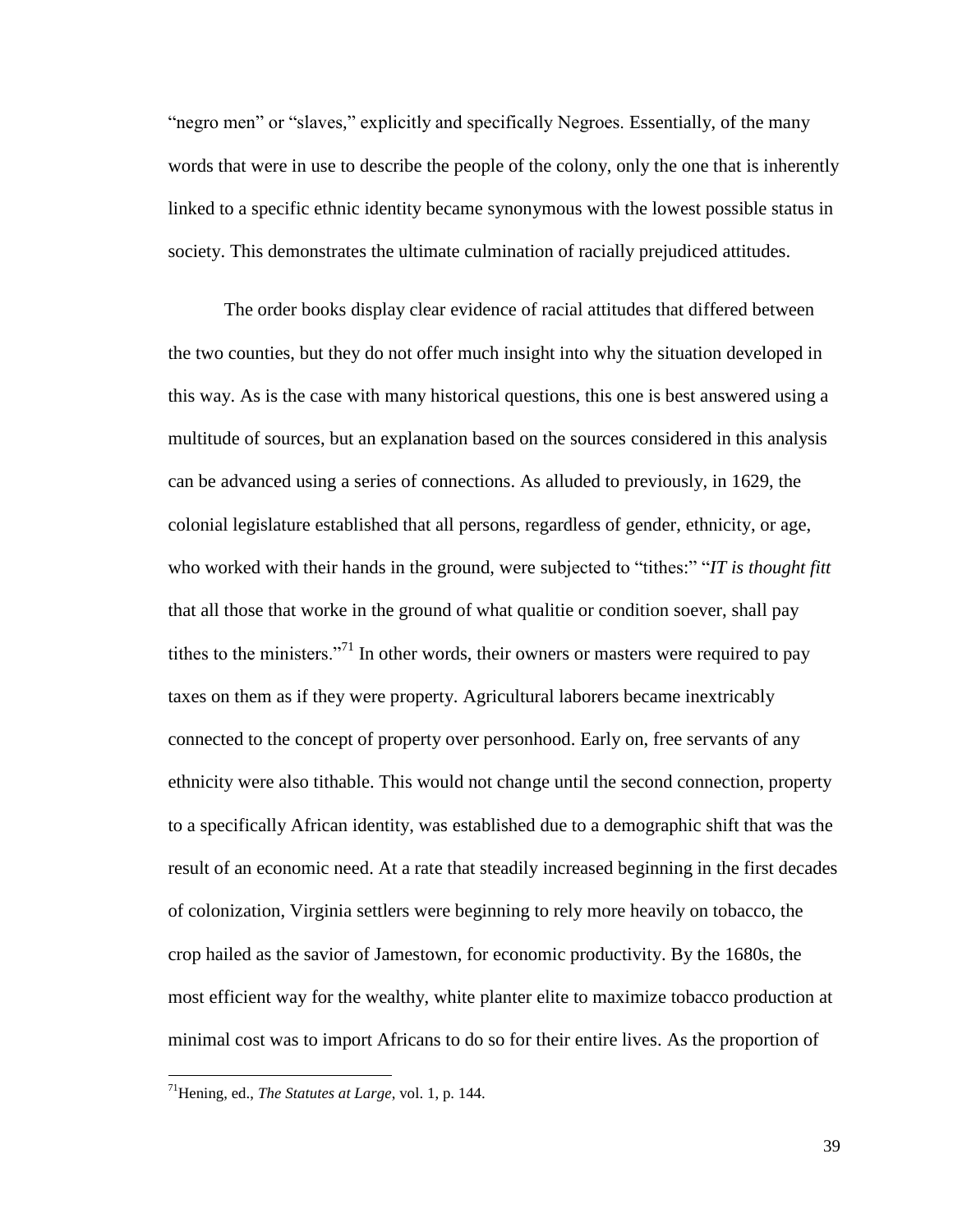"negro men" or "slaves," explicitly and specifically Negroes. Essentially, of the many words that were in use to describe the people of the colony, only the one that is inherently linked to a specific ethnic identity became synonymous with the lowest possible status in society. This demonstrates the ultimate culmination of racially prejudiced attitudes.

The order books display clear evidence of racial attitudes that differed between the two counties, but they do not offer much insight into why the situation developed in this way. As is the case with many historical questions, this one is best answered using a multitude of sources, but an explanation based on the sources considered in this analysis can be advanced using a series of connections. As alluded to previously, in 1629, the colonial legislature established that all persons, regardless of gender, ethnicity, or age, who worked with their hands in the ground, were subjected to "tithes:" "*IT is thought fitt* that all those that worke in the ground of what qualitie or condition soever, shall pay tithes to the ministers."[71] In other words, their owners or masters were required to pay taxes on them as if they were property. Agricultural laborers became inextricably connected to the concept of property over personhood. Early on, free servants of any ethnicity were also tithable. This would not change until the second connection, property to a specifically African identity, was established due to a demographic shift that was the result of an economic need. At a rate that steadily increased beginning in the first decades of colonization, Virginia settlers were beginning to rely more heavily on tobacco, the crop hailed as the savior of Jamestown, for economic productivity. By the 1680s, the most efficient way for the wealthy, white planter elite to maximize tobacco production at minimal cost was to import Africans to do so for their entire lives. As the proportion of

[71]Hening, ed., *The Statutes at Large*, vol. 1, p. 144.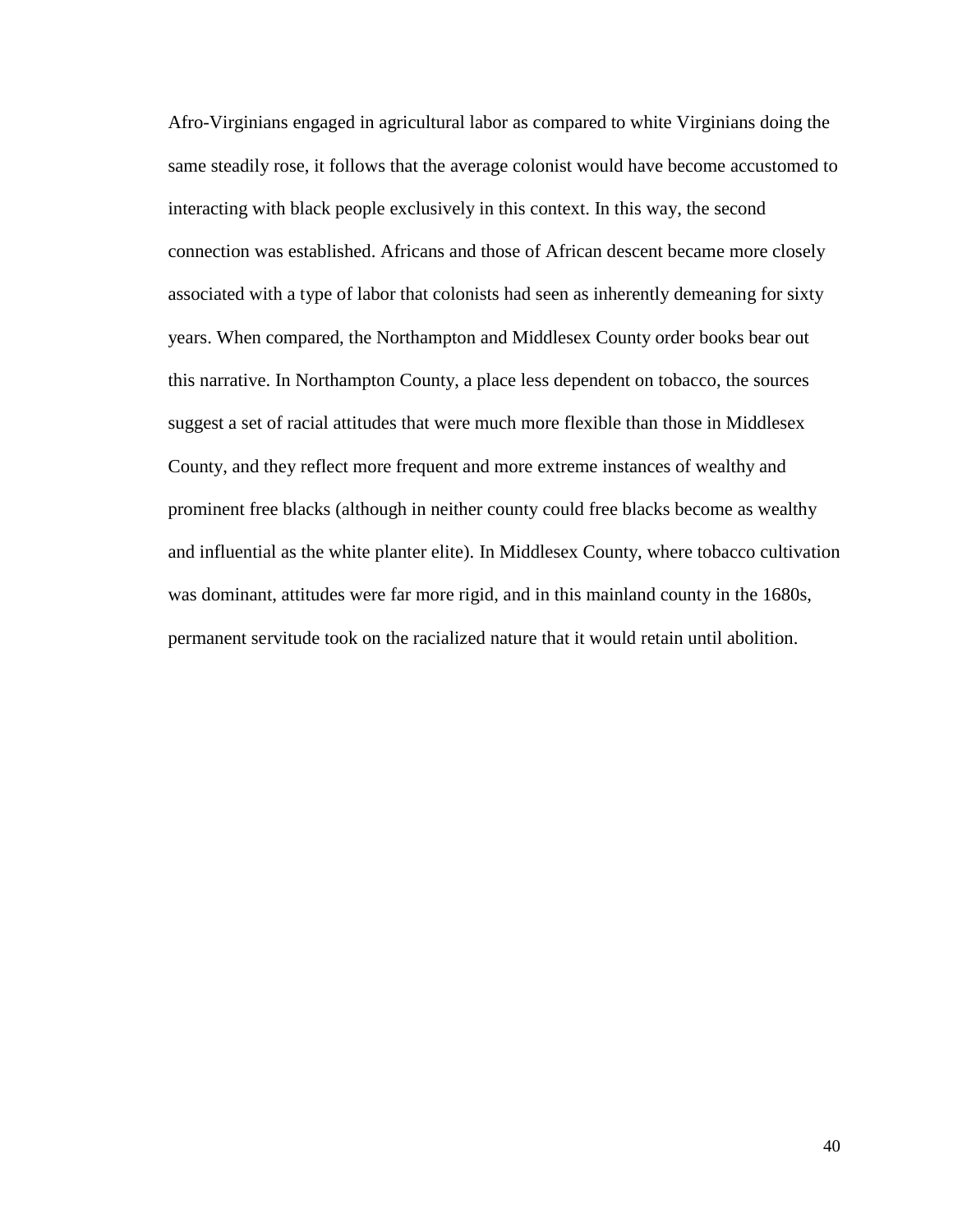Afro-Virginians engaged in agricultural labor as compared to white Virginians doing the same steadily rose, it follows that the average colonist would have become accustomed to interacting with black people exclusively in this context. In this way, the second connection was established. Africans and those of African descent became more closely associated with a type of labor that colonists had seen as inherently demeaning for sixty years. When compared, the Northampton and Middlesex County order books bear out this narrative. In Northampton County, a place less dependent on tobacco, the sources suggest a set of racial attitudes that were much more flexible than those in Middlesex County, and they reflect more frequent and more extreme instances of wealthy and prominent free blacks (although in neither county could free blacks become as wealthy and influential as the white planter elite). In Middlesex County, where tobacco cultivation was dominant, attitudes were far more rigid, and in this mainland county in the 1680s, permanent servitude took on the racialized nature that it would retain until abolition.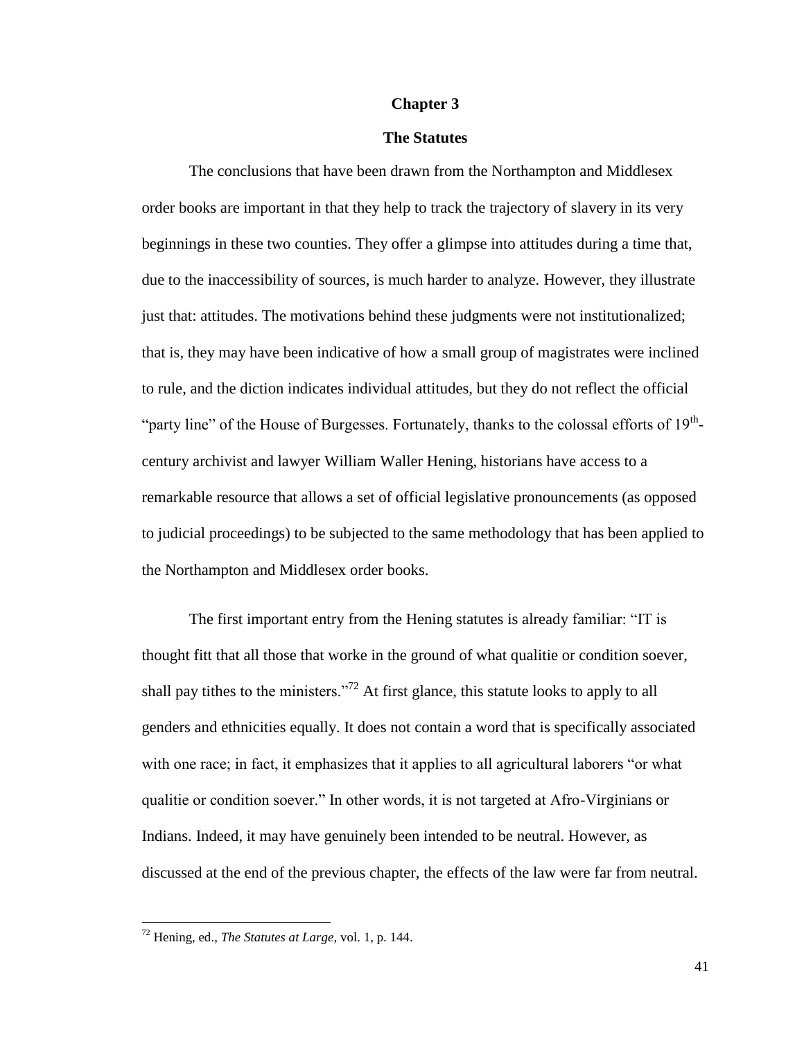# Chapter 3

## The Statutes

The conclusions that have been drawn from the Northampton and Middlesex order books are important in that they help to track the trajectory of slavery in its very beginnings in these two counties. They offer a glimpse into attitudes during a time that, due to the inaccessibility of sources, is much harder to analyze. However, they illustrate just that: attitudes. The motivations behind these judgments were not institutionalized; that is, they may have been indicative of how a small group of magistrates were inclined to rule, and the diction indicates individual attitudes, but they do not reflect the official "party line" of the House of Burgesses. Fortunately, thanks to the colossal efforts of 19th-century archivist and lawyer William Waller Hening, historians have access to a remarkable resource that allows a set of official legislative pronouncements (as opposed to judicial proceedings) to be subjected to the same methodology that has been applied to the Northampton and Middlesex order books.

The first important entry from the Hening statutes is already familiar: "IT is thought fitt that all those that worke in the ground of what qualitie or condition soever, shall pay tithes to the ministers."[72] At first glance, this statute looks to apply to all genders and ethnicities equally. It does not contain a word that is specifically associated with one race; in fact, it emphasizes that it applies to all agricultural laborers "or what qualitie or condition soever." In other words, it is not targeted at Afro-Virginians or Indians. Indeed, it may have genuinely been intended to be neutral. However, as discussed at the end of the previous chapter, the effects of the law were far from neutral.

---

[72] Hening, ed., *The Statutes at Large*, vol. 1, p. 144.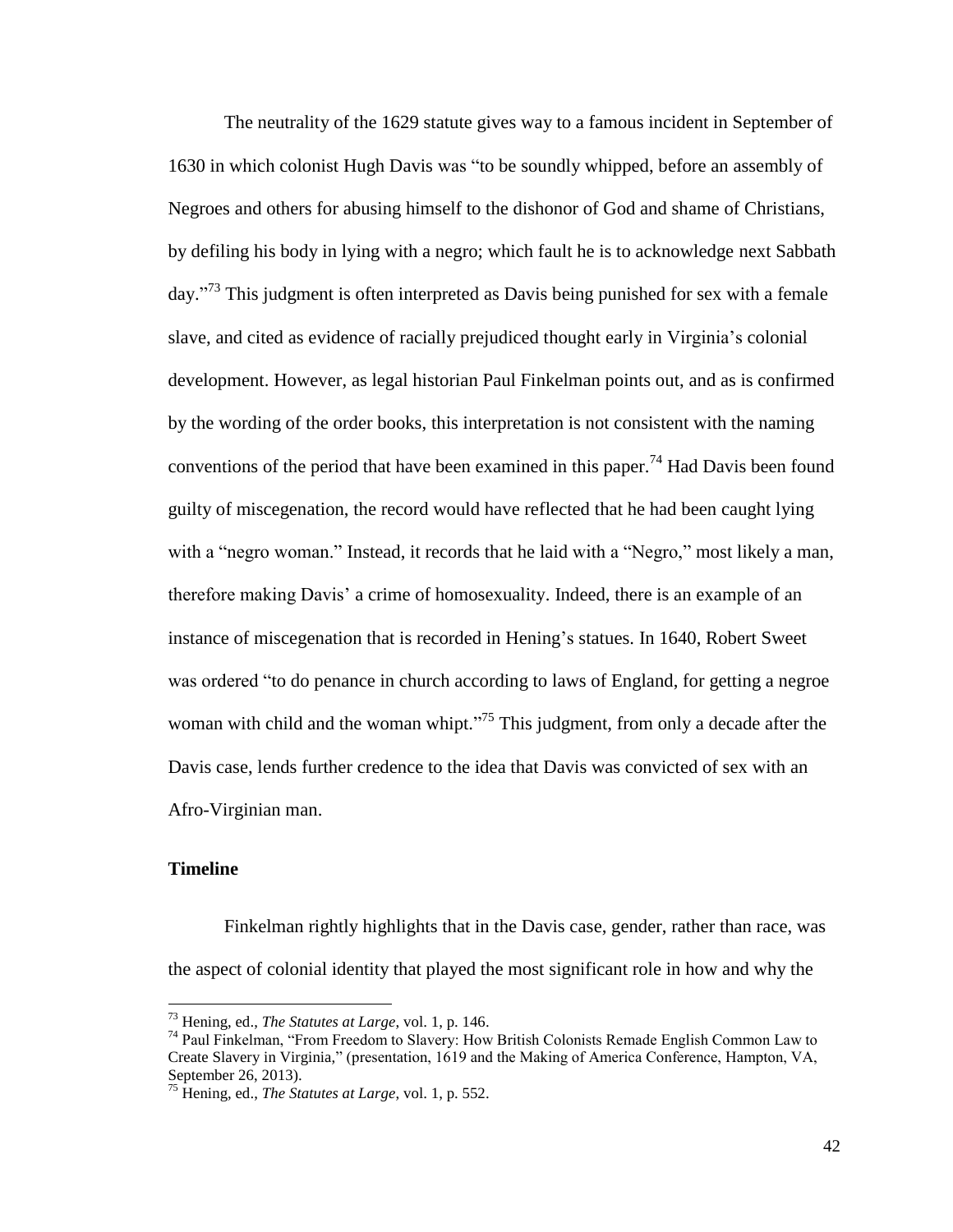The neutrality of the 1629 statute gives way to a famous incident in September of 1630 in which colonist Hugh Davis was "to be soundly whipped, before an assembly of Negroes and others for abusing himself to the dishonor of God and shame of Christians, by defiling his body in lying with a negro; which fault he is to acknowledge next Sabbath day."[73] This judgment is often interpreted as Davis being punished for sex with a female slave, and cited as evidence of racially prejudiced thought early in Virginia's colonial development. However, as legal historian Paul Finkelman points out, and as is confirmed by the wording of the order books, this interpretation is not consistent with the naming conventions of the period that have been examined in this paper.[74] Had Davis been found guilty of miscegenation, the record would have reflected that he had been caught lying with a "negro woman." Instead, it records that he laid with a "Negro," most likely a man, therefore making Davis' a crime of homosexuality. Indeed, there is an example of an instance of miscegenation that is recorded in Hening's statues. In 1640, Robert Sweet was ordered "to do penance in church according to laws of England, for getting a negroe woman with child and the woman whipt."[75] This judgment, from only a decade after the Davis case, lends further credence to the idea that Davis was convicted of sex with an Afro-Virginian man.

**Timeline**

Finkelman rightly highlights that in the Davis case, gender, rather than race, was the aspect of colonial identity that played the most significant role in how and why the

---

[73] Hening, ed., *The Statutes at Large*, vol. 1, p. 146.

[74] Paul Finkelman, "From Freedom to Slavery: How British Colonists Remade English Common Law to Create Slavery in Virginia," (presentation, 1619 and the Making of America Conference, Hampton, VA, September 26, 2013).

[75] Hening, ed., *The Statutes at Large*, vol. 1, p. 552.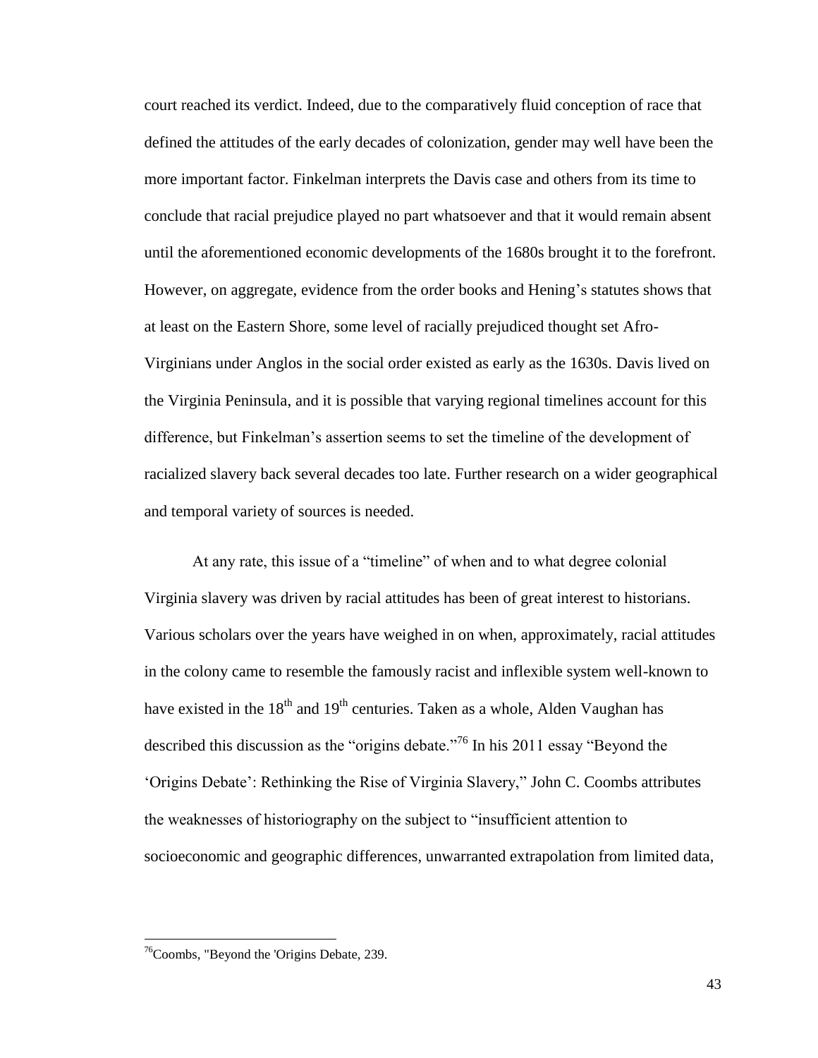court reached its verdict. Indeed, due to the comparatively fluid conception of race that defined the attitudes of the early decades of colonization, gender may well have been the more important factor. Finkelman interprets the Davis case and others from its time to conclude that racial prejudice played no part whatsoever and that it would remain absent until the aforementioned economic developments of the 1680s brought it to the forefront. However, on aggregate, evidence from the order books and Hening's statutes shows that at least on the Eastern Shore, some level of racially prejudiced thought set Afro-Virginians under Anglos in the social order existed as early as the 1630s. Davis lived on the Virginia Peninsula, and it is possible that varying regional timelines account for this difference, but Finkelman's assertion seems to set the timeline of the development of racialized slavery back several decades too late. Further research on a wider geographical and temporal variety of sources is needed.

At any rate, this issue of a "timeline" of when and to what degree colonial Virginia slavery was driven by racial attitudes has been of great interest to historians. Various scholars over the years have weighed in on when, approximately, racial attitudes in the colony came to resemble the famously racist and inflexible system well-known to have existed in the 18th and 19th centuries. Taken as a whole, Alden Vaughan has described this discussion as the "origins debate."[76] In his 2011 essay "Beyond the 'Origins Debate': Rethinking the Rise of Virginia Slavery," John C. Coombs attributes the weaknesses of historiography on the subject to "insufficient attention to socioeconomic and geographic differences, unwarranted extrapolation from limited data,

[76]Coombs, "Beyond the 'Origins Debate, 239.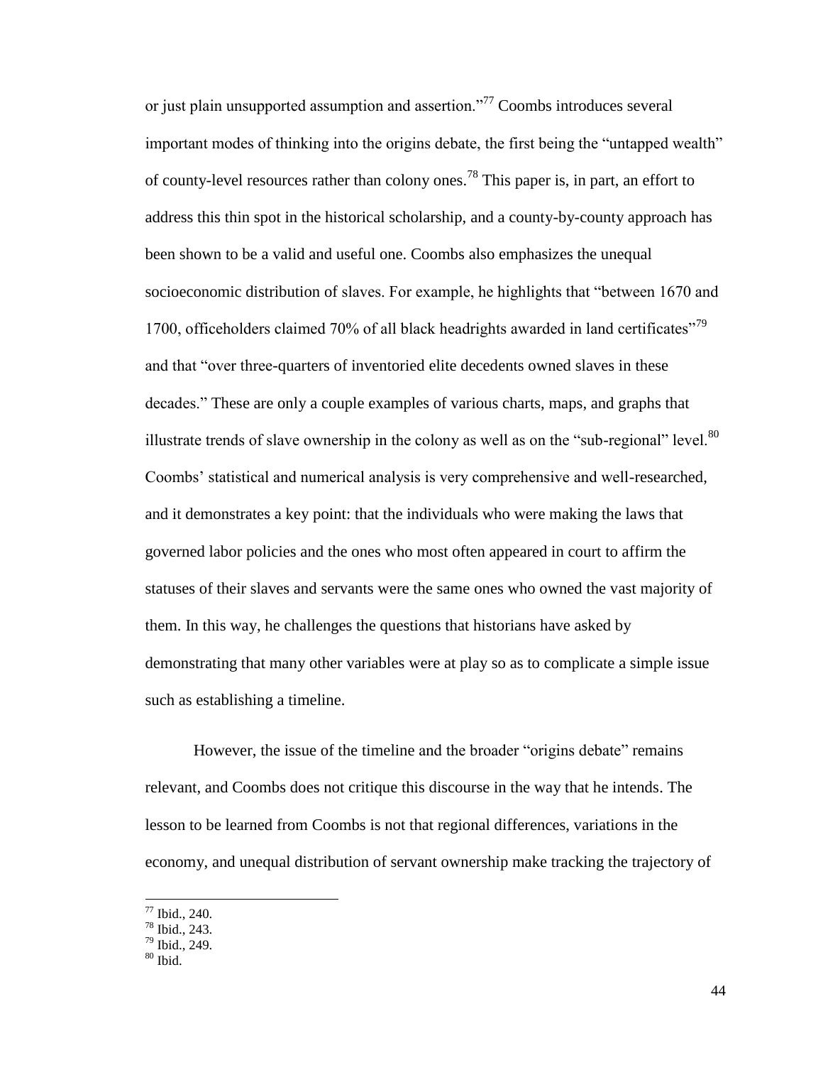or just plain unsupported assumption and assertion."[77] Coombs introduces several important modes of thinking into the origins debate, the first being the "untapped wealth" of county-level resources rather than colony ones.[78] This paper is, in part, an effort to address this thin spot in the historical scholarship, and a county-by-county approach has been shown to be a valid and useful one. Coombs also emphasizes the unequal socioeconomic distribution of slaves. For example, he highlights that "between 1670 and 1700, officeholders claimed 70% of all black headrights awarded in land certificates"[79] and that "over three-quarters of inventoried elite decedents owned slaves in these decades." These are only a couple examples of various charts, maps, and graphs that illustrate trends of slave ownership in the colony as well as on the "sub-regional" level.[80] Coombs' statistical and numerical analysis is very comprehensive and well-researched, and it demonstrates a key point: that the individuals who were making the laws that governed labor policies and the ones who most often appeared in court to affirm the statuses of their slaves and servants were the same ones who owned the vast majority of them. In this way, he challenges the questions that historians have asked by demonstrating that many other variables were at play so as to complicate a simple issue such as establishing a timeline.

However, the issue of the timeline and the broader "origins debate" remains relevant, and Coombs does not critique this discourse in the way that he intends. The lesson to be learned from Coombs is not that regional differences, variations in the economy, and unequal distribution of servant ownership make tracking the trajectory of

---

[77] Ibid., 240.
[78] Ibid., 243.
[79] Ibid., 249.
[80] Ibid.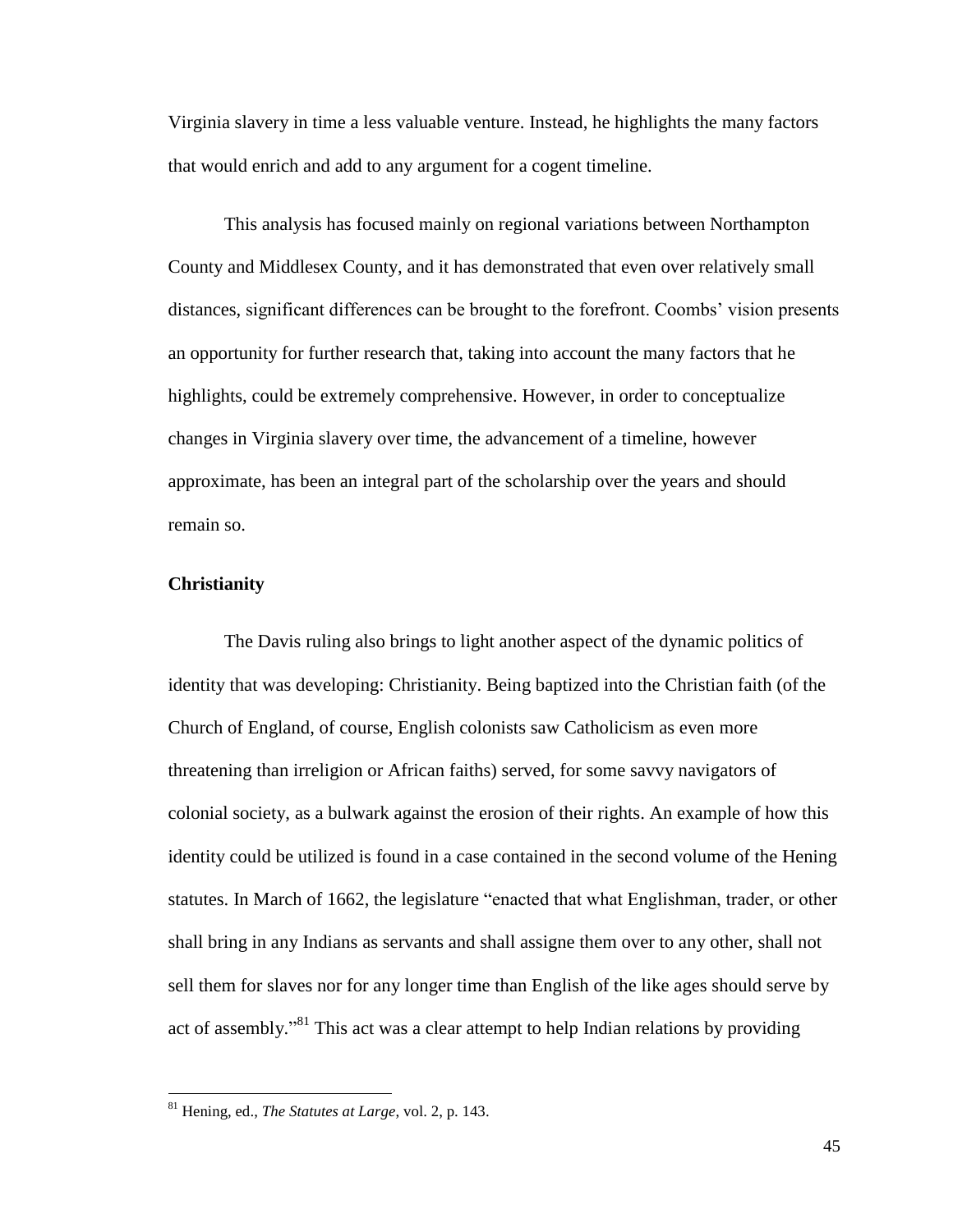Virginia slavery in time a less valuable venture. Instead, he highlights the many factors that would enrich and add to any argument for a cogent timeline.

This analysis has focused mainly on regional variations between Northampton County and Middlesex County, and it has demonstrated that even over relatively small distances, significant differences can be brought to the forefront. Coombs' vision presents an opportunity for further research that, taking into account the many factors that he highlights, could be extremely comprehensive. However, in order to conceptualize changes in Virginia slavery over time, the advancement of a timeline, however approximate, has been an integral part of the scholarship over the years and should remain so.

**Christianity**

The Davis ruling also brings to light another aspect of the dynamic politics of identity that was developing: Christianity. Being baptized into the Christian faith (of the Church of England, of course, English colonists saw Catholicism as even more threatening than irreligion or African faiths) served, for some savvy navigators of colonial society, as a bulwark against the erosion of their rights. An example of how this identity could be utilized is found in a case contained in the second volume of the Hening statutes. In March of 1662, the legislature "enacted that what Englishman, trader, or other shall bring in any Indians as servants and shall assigne them over to any other, shall not sell them for slaves nor for any longer time than English of the like ages should serve by act of assembly."[81] This act was a clear attempt to help Indian relations by providing

[81] Hening, ed., *The Statutes at Large*, vol. 2, p. 143.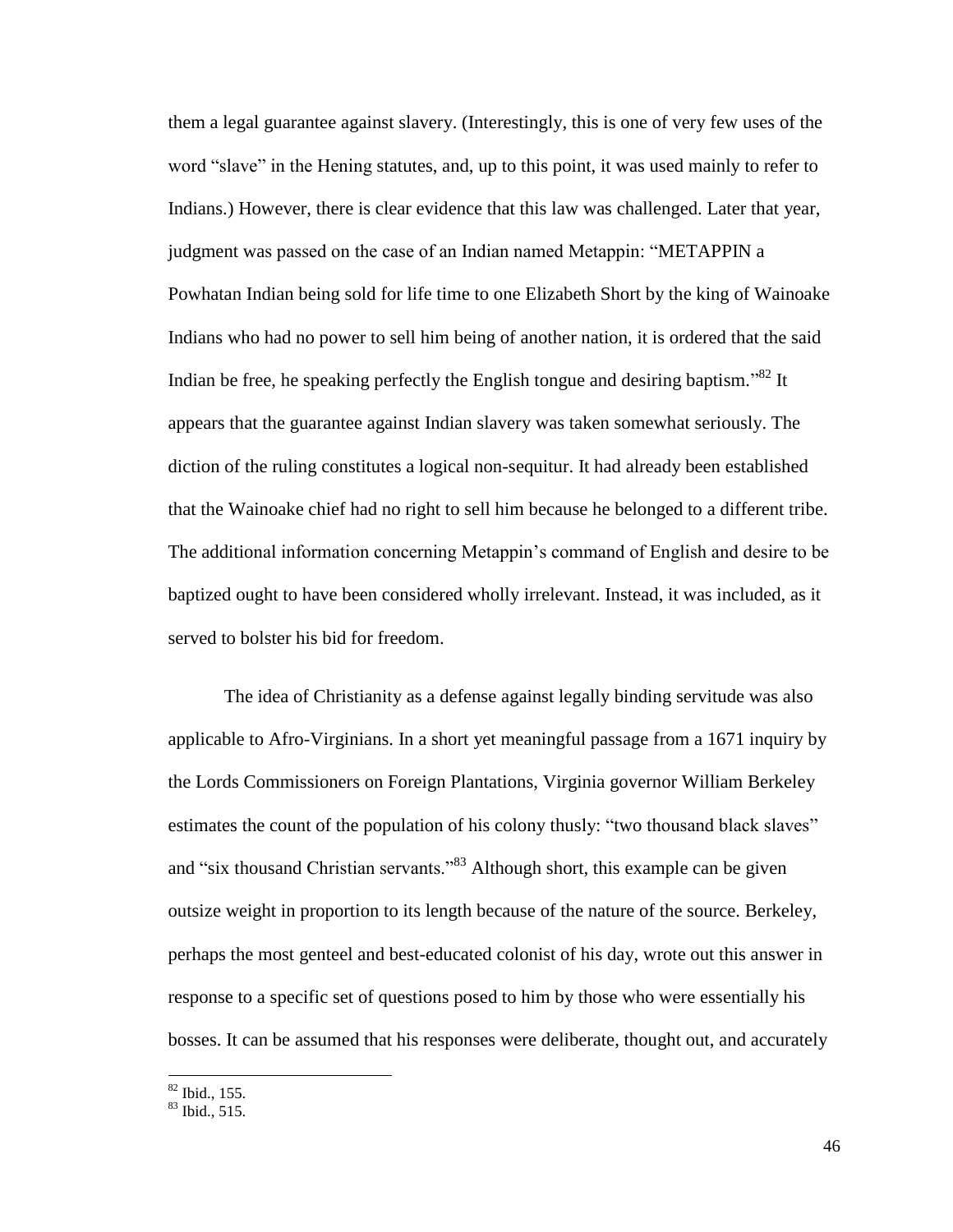them a legal guarantee against slavery. (Interestingly, this is one of very few uses of the word "slave" in the Hening statutes, and, up to this point, it was used mainly to refer to Indians.) However, there is clear evidence that this law was challenged. Later that year, judgment was passed on the case of an Indian named Metappin: "METAPPIN a Powhatan Indian being sold for life time to one Elizabeth Short by the king of Wainoake Indians who had no power to sell him being of another nation, it is ordered that the said Indian be free, he speaking perfectly the English tongue and desiring baptism."[82] It appears that the guarantee against Indian slavery was taken somewhat seriously. The diction of the ruling constitutes a logical non-sequitur. It had already been established that the Wainoake chief had no right to sell him because he belonged to a different tribe. The additional information concerning Metappin's command of English and desire to be baptized ought to have been considered wholly irrelevant. Instead, it was included, as it served to bolster his bid for freedom.

The idea of Christianity as a defense against legally binding servitude was also applicable to Afro-Virginians. In a short yet meaningful passage from a 1671 inquiry by the Lords Commissioners on Foreign Plantations, Virginia governor William Berkeley estimates the count of the population of his colony thusly: "two thousand black slaves" and "six thousand Christian servants."[83] Although short, this example can be given outsize weight in proportion to its length because of the nature of the source. Berkeley, perhaps the most genteel and best-educated colonist of his day, wrote out this answer in response to a specific set of questions posed to him by those who were essentially his bosses. It can be assumed that his responses were deliberate, thought out, and accurately

---

[82] Ibid., 155.

[83] Ibid., 515.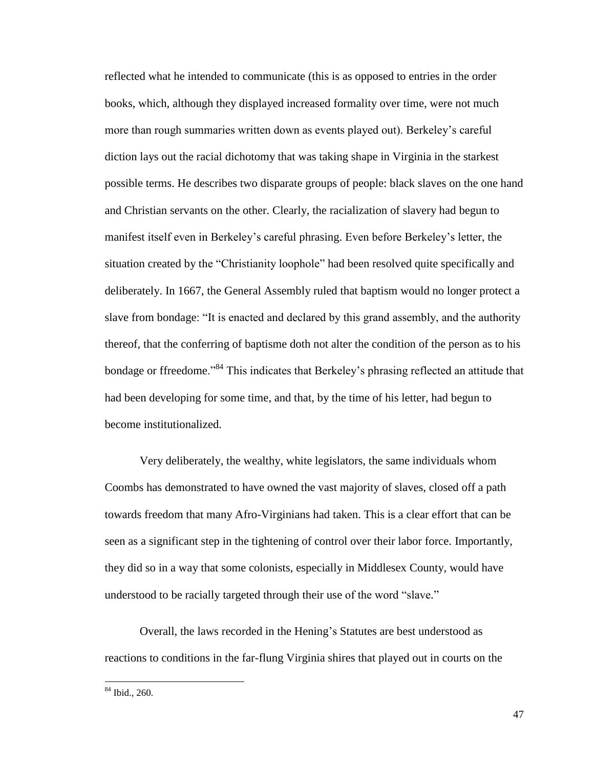reflected what he intended to communicate (this is as opposed to entries in the order books, which, although they displayed increased formality over time, were not much more than rough summaries written down as events played out). Berkeley's careful diction lays out the racial dichotomy that was taking shape in Virginia in the starkest possible terms. He describes two disparate groups of people: black slaves on the one hand and Christian servants on the other. Clearly, the racialization of slavery had begun to manifest itself even in Berkeley's careful phrasing. Even before Berkeley's letter, the situation created by the "Christianity loophole" had been resolved quite specifically and deliberately. In 1667, the General Assembly ruled that baptism would no longer protect a slave from bondage: "It is enacted and declared by this grand assembly, and the authority thereof, that the conferring of baptisme doth not alter the condition of the person as to his bondage or ffreedome."[84] This indicates that Berkeley's phrasing reflected an attitude that had been developing for some time, and that, by the time of his letter, had begun to become institutionalized.

Very deliberately, the wealthy, white legislators, the same individuals whom Coombs has demonstrated to have owned the vast majority of slaves, closed off a path towards freedom that many Afro-Virginians had taken. This is a clear effort that can be seen as a significant step in the tightening of control over their labor force. Importantly, they did so in a way that some colonists, especially in Middlesex County, would have understood to be racially targeted through their use of the word "slave."

Overall, the laws recorded in the Hening's Statutes are best understood as reactions to conditions in the far-flung Virginia shires that played out in courts on the

[84] Ibid., 260.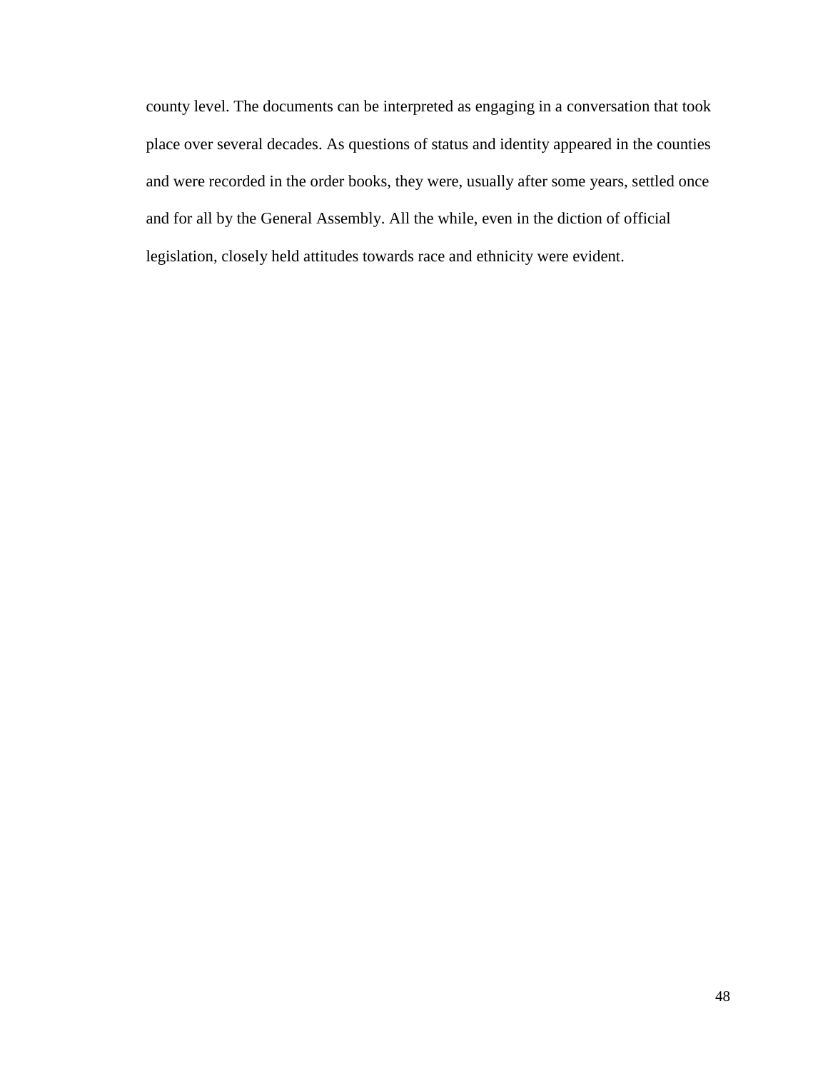county level. The documents can be interpreted as engaging in a conversation that took place over several decades. As questions of status and identity appeared in the counties and were recorded in the order books, they were, usually after some years, settled once and for all by the General Assembly. All the while, even in the diction of official legislation, closely held attitudes towards race and ethnicity were evident.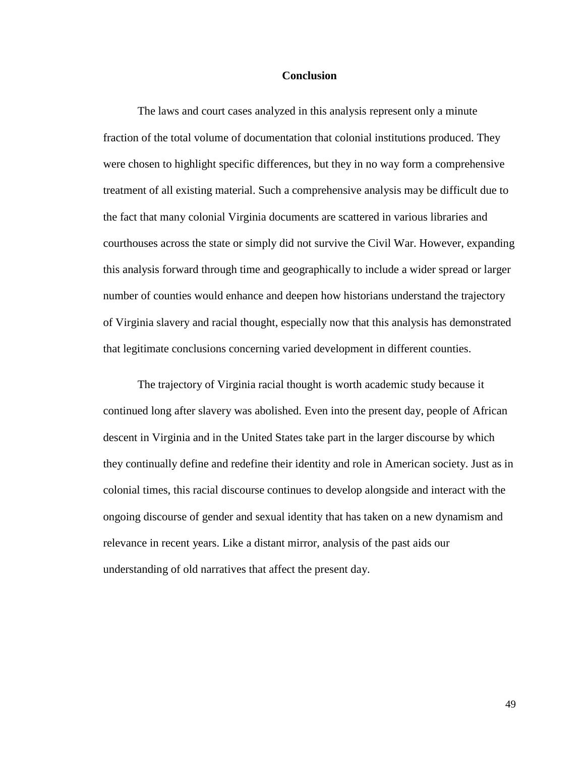# Conclusion

The laws and court cases analyzed in this analysis represent only a minute fraction of the total volume of documentation that colonial institutions produced. They were chosen to highlight specific differences, but they in no way form a comprehensive treatment of all existing material. Such a comprehensive analysis may be difficult due to the fact that many colonial Virginia documents are scattered in various libraries and courthouses across the state or simply did not survive the Civil War. However, expanding this analysis forward through time and geographically to include a wider spread or larger number of counties would enhance and deepen how historians understand the trajectory of Virginia slavery and racial thought, especially now that this analysis has demonstrated that legitimate conclusions concerning varied development in different counties.

The trajectory of Virginia racial thought is worth academic study because it continued long after slavery was abolished. Even into the present day, people of African descent in Virginia and in the United States take part in the larger discourse by which they continually define and redefine their identity and role in American society. Just as in colonial times, this racial discourse continues to develop alongside and interact with the ongoing discourse of gender and sexual identity that has taken on a new dynamism and relevance in recent years. Like a distant mirror, analysis of the past aids our understanding of old narratives that affect the present day.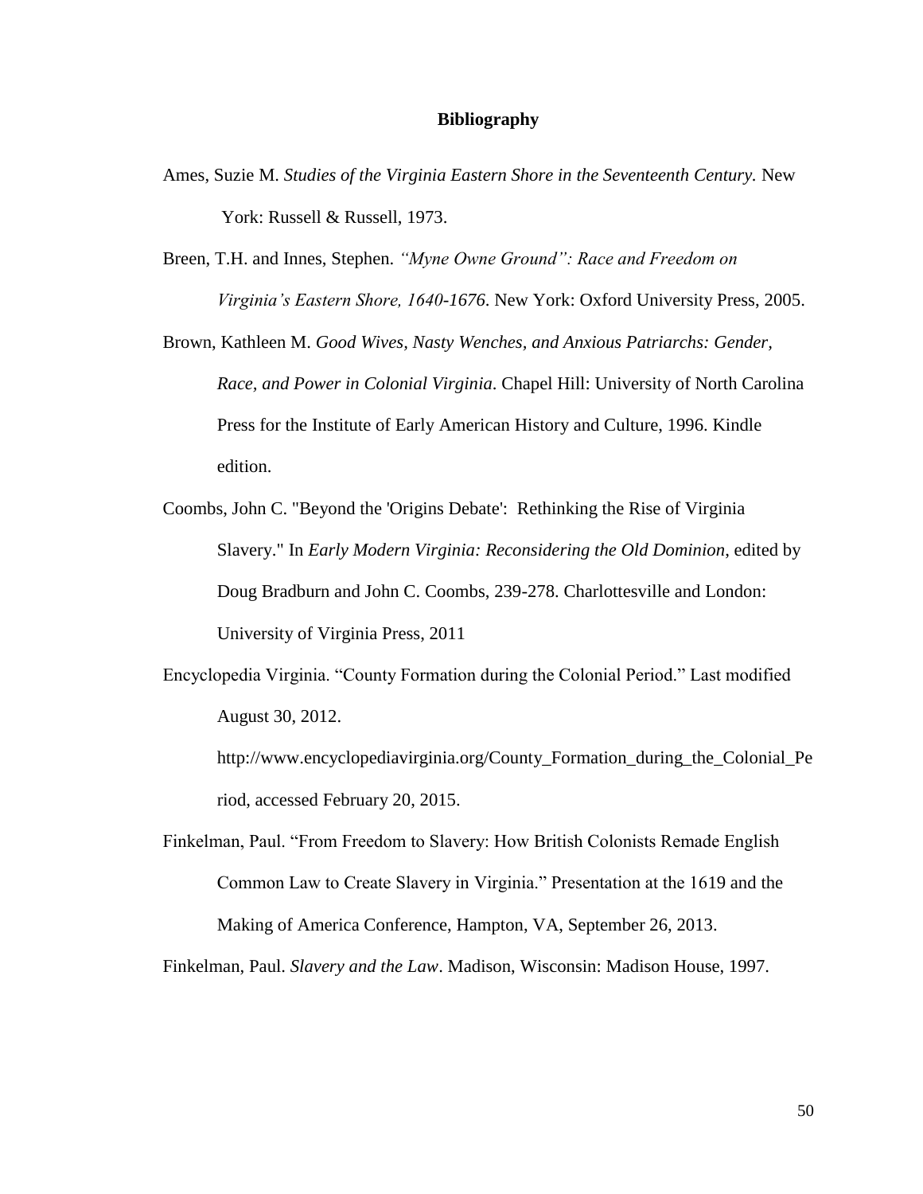## Bibliography

Ames, Suzie M. *Studies of the Virginia Eastern Shore in the Seventeenth Century.* New York: Russell & Russell, 1973.

Breen, T.H. and Innes, Stephen. *"Myne Owne Ground": Race and Freedom on Virginia's Eastern Shore, 1640-1676*. New York: Oxford University Press, 2005.

Brown, Kathleen M. *Good Wives, Nasty Wenches, and Anxious Patriarchs: Gender, Race, and Power in Colonial Virginia*. Chapel Hill: University of North Carolina Press for the Institute of Early American History and Culture, 1996. Kindle edition.

Coombs, John C. "Beyond the 'Origins Debate': Rethinking the Rise of Virginia Slavery." In *Early Modern Virginia: Reconsidering the Old Dominion*, edited by Doug Bradburn and John C. Coombs, 239-278. Charlottesville and London: University of Virginia Press, 2011

Encyclopedia Virginia. "County Formation during the Colonial Period." Last modified August 30, 2012. http://www.encyclopediavirginia.org/County_Formation_during_the_Colonial_Period, accessed February 20, 2015.

Finkelman, Paul. "From Freedom to Slavery: How British Colonists Remade English Common Law to Create Slavery in Virginia." Presentation at the 1619 and the Making of America Conference, Hampton, VA, September 26, 2013.

Finkelman, Paul. *Slavery and the Law*. Madison, Wisconsin: Madison House, 1997.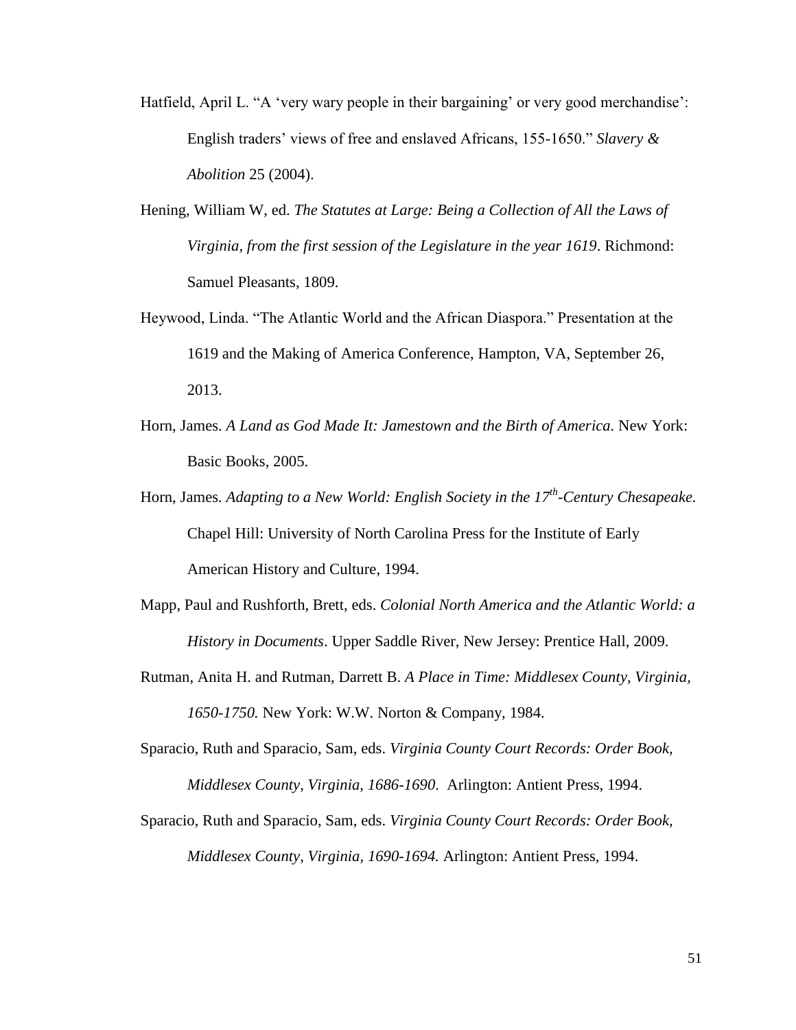Hatfield, April L. "A 'very wary people in their bargaining' or very good merchandise': English traders' views of free and enslaved Africans, 155-1650." *Slavery & Abolition* 25 (2004).

Hening, William W, ed. *The Statutes at Large: Being a Collection of All the Laws of Virginia, from the first session of the Legislature in the year 1619*. Richmond: Samuel Pleasants, 1809.

Heywood, Linda. "The Atlantic World and the African Diaspora." Presentation at the 1619 and the Making of America Conference, Hampton, VA, September 26, 2013.

Horn, James. *A Land as God Made It: Jamestown and the Birth of America.* New York: Basic Books, 2005.

Horn, James. *Adapting to a New World: English Society in the 17th-Century Chesapeake.* Chapel Hill: University of North Carolina Press for the Institute of Early American History and Culture, 1994.

Mapp, Paul and Rushforth, Brett, eds. *Colonial North America and the Atlantic World: a History in Documents*. Upper Saddle River, New Jersey: Prentice Hall, 2009.

Rutman, Anita H. and Rutman, Darrett B. *A Place in Time: Middlesex County, Virginia, 1650-1750.* New York: W.W. Norton & Company, 1984.

Sparacio, Ruth and Sparacio, Sam, eds. *Virginia County Court Records: Order Book, Middlesex County, Virginia, 1686-1690*. Arlington: Antient Press, 1994.

Sparacio, Ruth and Sparacio, Sam, eds. *Virginia County Court Records: Order Book, Middlesex County, Virginia, 1690-1694.* Arlington: Antient Press, 1994.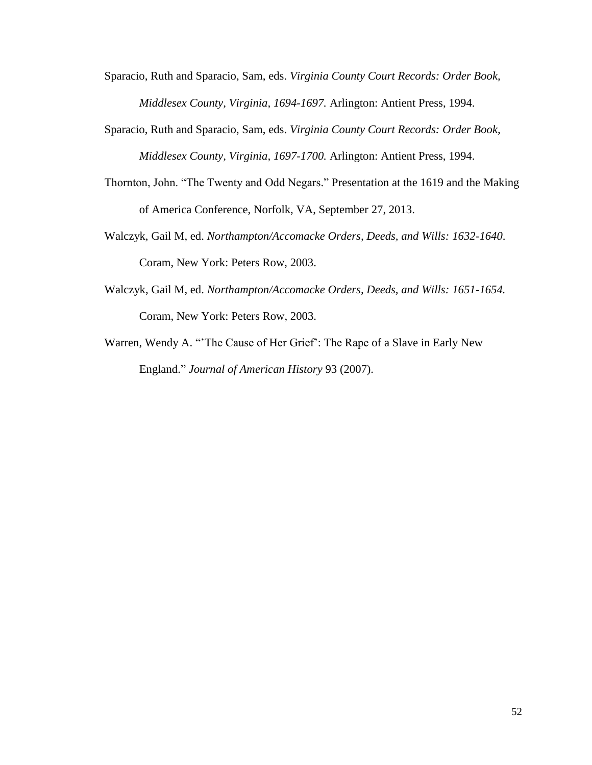Sparacio, Ruth and Sparacio, Sam, eds. *Virginia County Court Records: Order Book, Middlesex County, Virginia, 1694-1697.* Arlington: Antient Press, 1994.

Sparacio, Ruth and Sparacio, Sam, eds. *Virginia County Court Records: Order Book, Middlesex County, Virginia, 1697-1700.* Arlington: Antient Press, 1994.

Thornton, John. "The Twenty and Odd Negars." Presentation at the 1619 and the Making of America Conference, Norfolk, VA, September 27, 2013.

Walczyk, Gail M, ed. *Northampton/Accomacke Orders, Deeds, and Wills: 1632-1640.* Coram, New York: Peters Row, 2003.

Walczyk, Gail M, ed. *Northampton/Accomacke Orders, Deeds, and Wills: 1651-1654.* Coram, New York: Peters Row, 2003.

Warren, Wendy A. "'The Cause of Her Grief': The Rape of a Slave in Early New England." *Journal of American History* 93 (2007).